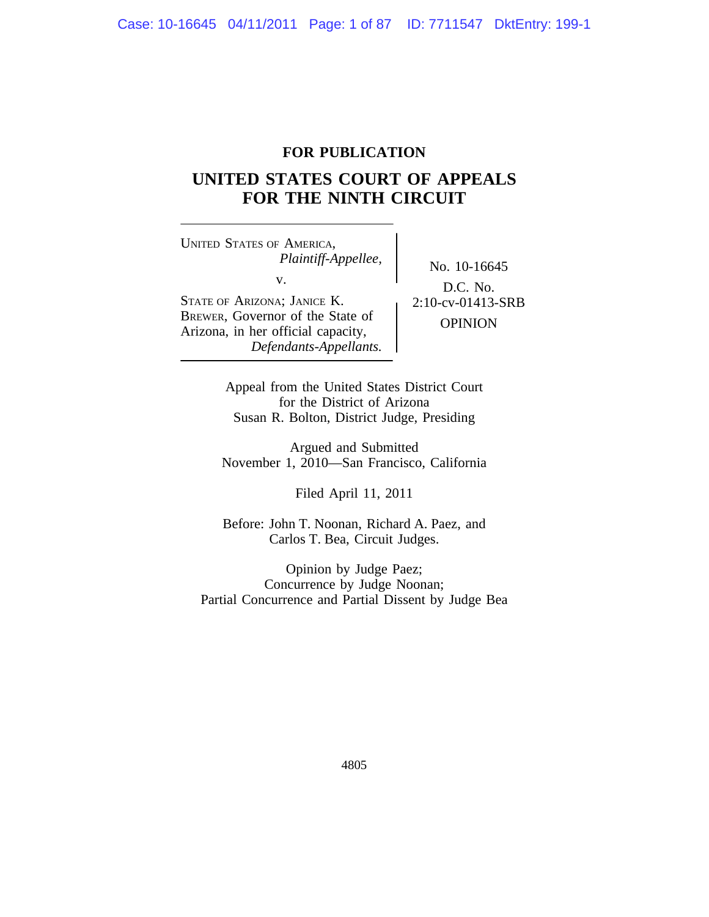**FOR PUBLICATION**

# UNITED STATES COURT OF APPEALS FOR THE NINTH CIRCUIT

UNITED STATES OF AMERICA,
*Plaintiff-Appellee,*

v.

STATE OF ARIZONA; JANICE K. BREWER, Governor of the State of Arizona, in her official capacity,
*Defendants-Appellants.*

No. 10-16645

D.C. No. 2:10-cv-01413-SRB

OPINION

Appeal from the United States District Court for the District of Arizona
Susan R. Bolton, District Judge, Presiding

Argued and Submitted
November 1, 2010—San Francisco, California

Filed April 11, 2011

Before: John T. Noonan, Richard A. Paez, and Carlos T. Bea, Circuit Judges.

Opinion by Judge Paez;
Concurrence by Judge Noonan;
Partial Concurrence and Partial Dissent by Judge Bea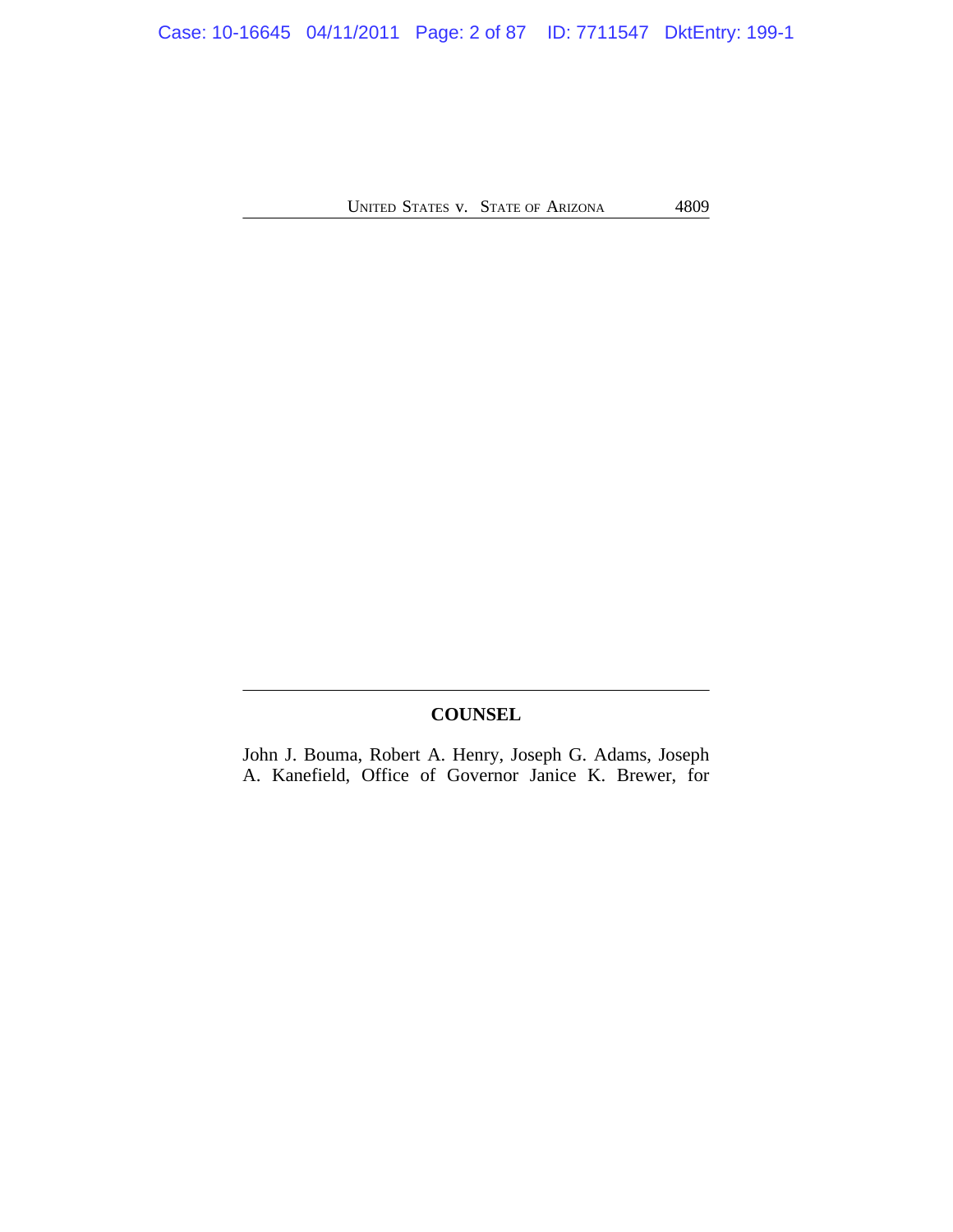## COUNSEL

John J. Bouma, Robert A. Henry, Joseph G. Adams, Joseph A. Kanefield, Office of Governor Janice K. Brewer, for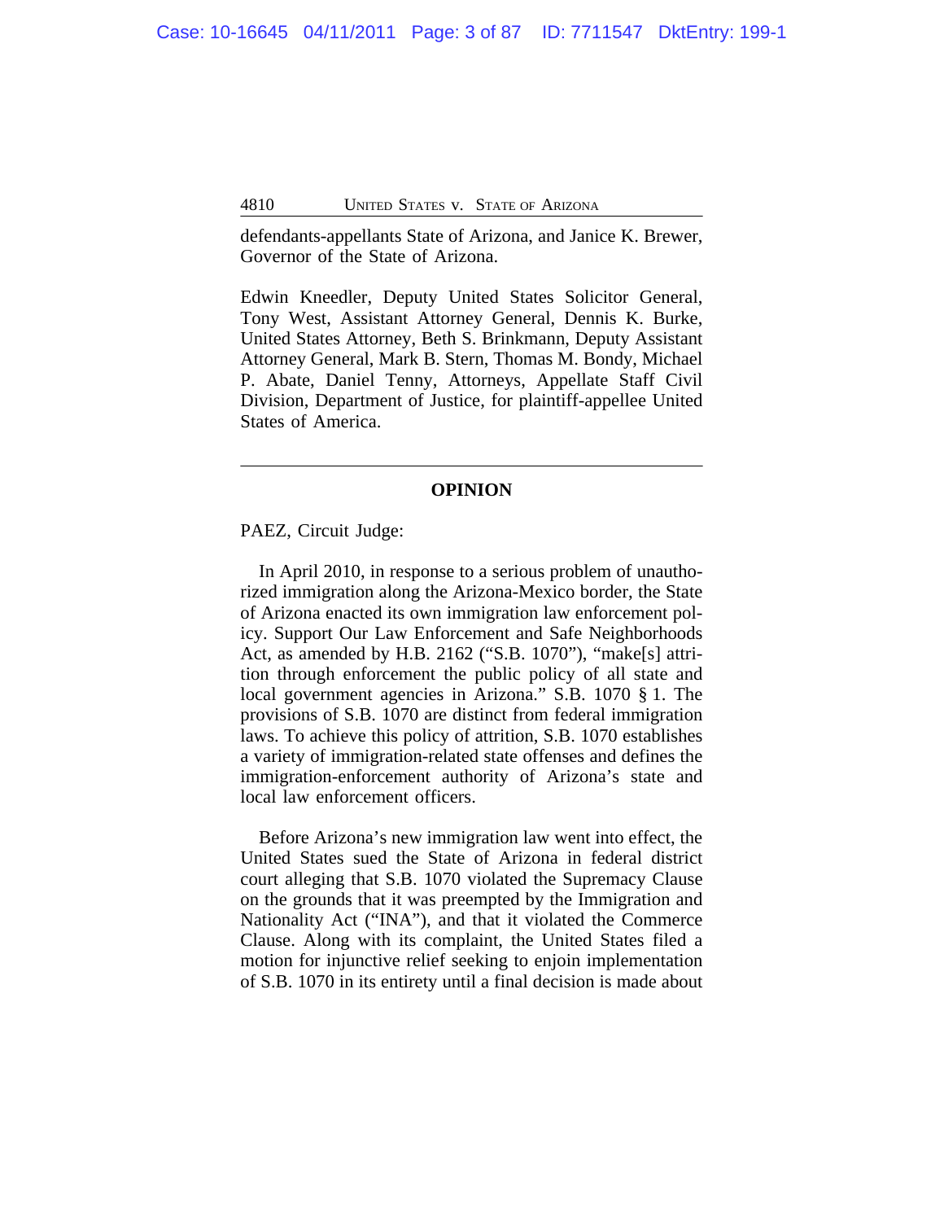defendants-appellants State of Arizona, and Janice K. Brewer, Governor of the State of Arizona.

Edwin Kneedler, Deputy United States Solicitor General, Tony West, Assistant Attorney General, Dennis K. Burke, United States Attorney, Beth S. Brinkmann, Deputy Assistant Attorney General, Mark B. Stern, Thomas M. Bondy, Michael P. Abate, Daniel Tenny, Attorneys, Appellate Staff Civil Division, Department of Justice, for plaintiff-appellee United States of America.

---

## OPINION

PAEZ, Circuit Judge:

In April 2010, in response to a serious problem of unauthorized immigration along the Arizona-Mexico border, the State of Arizona enacted its own immigration law enforcement policy. Support Our Law Enforcement and Safe Neighborhoods Act, as amended by H.B. 2162 ("S.B. 1070"), "make[s] attrition through enforcement the public policy of all state and local government agencies in Arizona." S.B. 1070 § 1. The provisions of S.B. 1070 are distinct from federal immigration laws. To achieve this policy of attrition, S.B. 1070 establishes a variety of immigration-related state offenses and defines the immigration-enforcement authority of Arizona's state and local law enforcement officers.

Before Arizona's new immigration law went into effect, the United States sued the State of Arizona in federal district court alleging that S.B. 1070 violated the Supremacy Clause on the grounds that it was preempted by the Immigration and Nationality Act ("INA"), and that it violated the Commerce Clause. Along with its complaint, the United States filed a motion for injunctive relief seeking to enjoin implementation of S.B. 1070 in its entirety until a final decision is made about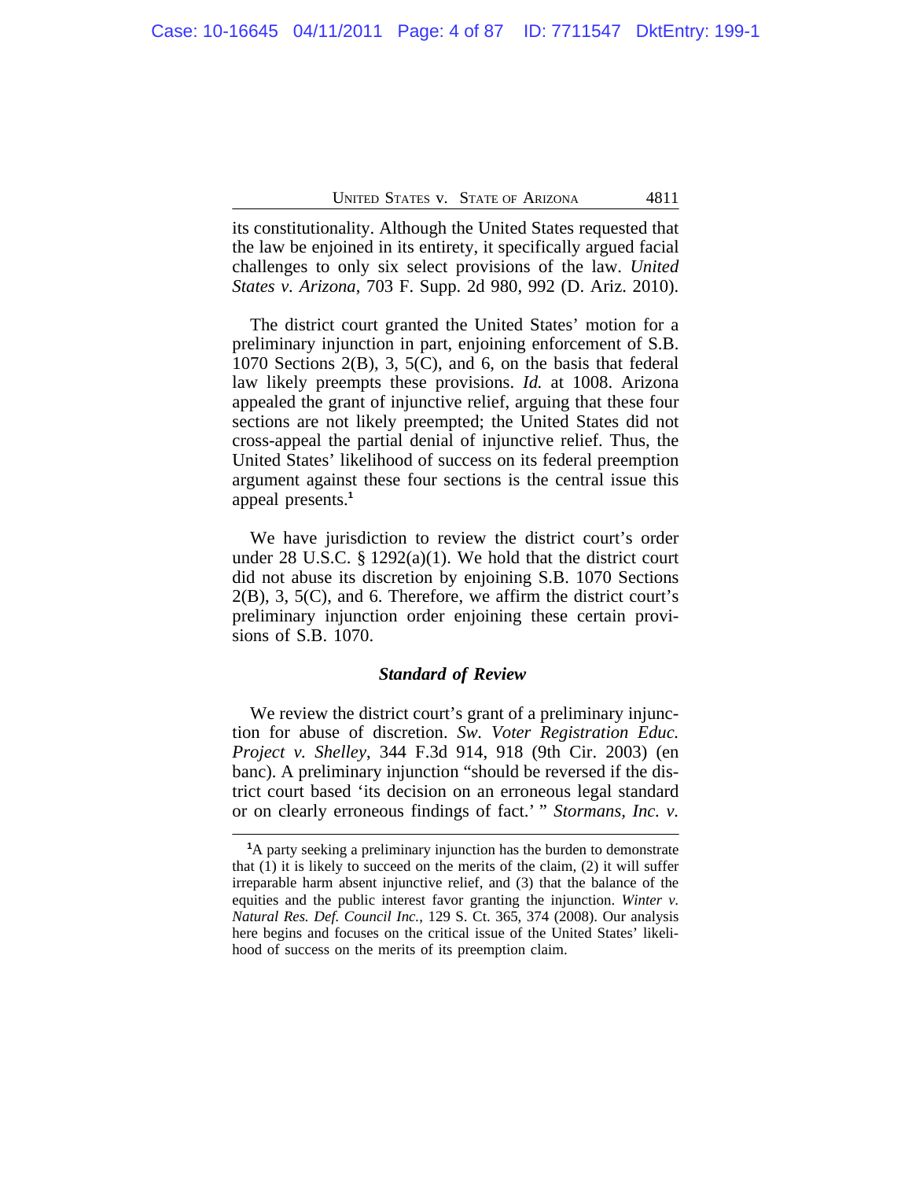its constitutionality. Although the United States requested that the law be enjoined in its entirety, it specifically argued facial challenges to only six select provisions of the law. *United States v. Arizona*, 703 F. Supp. 2d 980, 992 (D. Ariz. 2010).

The district court granted the United States' motion for a preliminary injunction in part, enjoining enforcement of S.B. 1070 Sections 2(B), 3, 5(C), and 6, on the basis that federal law likely preempts these provisions. *Id.* at 1008. Arizona appealed the grant of injunctive relief, arguing that these four sections are not likely preempted; the United States did not cross-appeal the partial denial of injunctive relief. Thus, the United States' likelihood of success on its federal preemption argument against these four sections is the central issue this appeal presents.[1]

We have jurisdiction to review the district court's order under 28 U.S.C. § 1292(a)(1). We hold that the district court did not abuse its discretion by enjoining S.B. 1070 Sections 2(B), 3, 5(C), and 6. Therefore, we affirm the district court's preliminary injunction order enjoining these certain provisions of S.B. 1070.

### *Standard of Review*

We review the district court's grant of a preliminary injunction for abuse of discretion. *Sw. Voter Registration Educ. Project v. Shelley*, 344 F.3d 914, 918 (9th Cir. 2003) (en banc). A preliminary injunction "should be reversed if the district court based 'its decision on an erroneous legal standard or on clearly erroneous findings of fact.' " *Stormans, Inc. v.*

---

[1]A party seeking a preliminary injunction has the burden to demonstrate that (1) it is likely to succeed on the merits of the claim, (2) it will suffer irreparable harm absent injunctive relief, and (3) that the balance of the equities and the public interest favor granting the injunction. *Winter v. Natural Res. Def. Council Inc.*, 129 S. Ct. 365, 374 (2008). Our analysis here begins and focuses on the critical issue of the United States' likelihood of success on the merits of its preemption claim.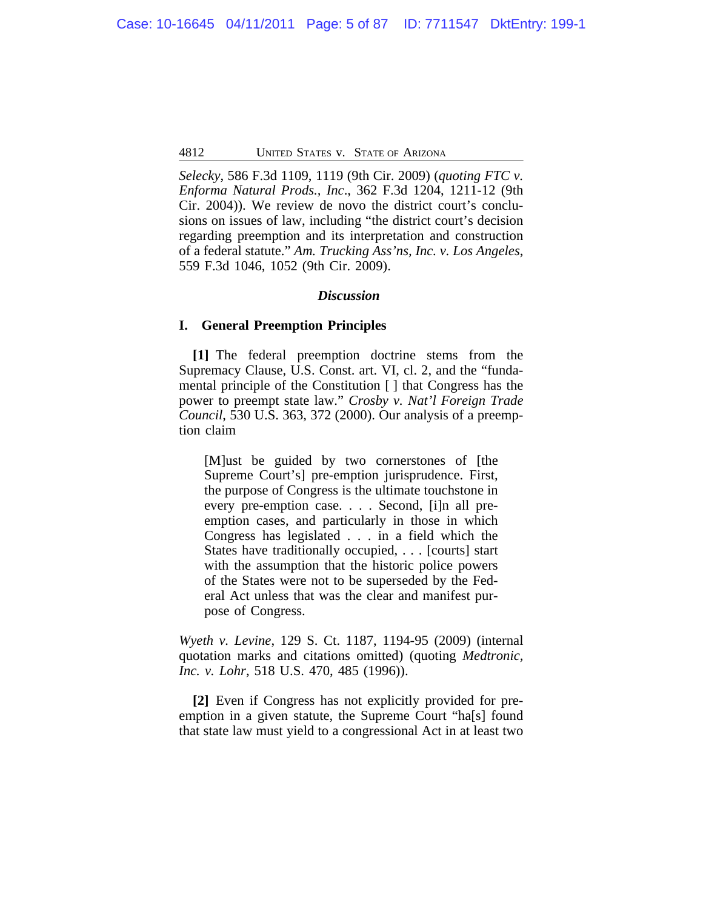*Selecky*, 586 F.3d 1109, 1119 (9th Cir. 2009) (*quoting FTC v. Enforma Natural Prods., Inc*., 362 F.3d 1204, 1211-12 (9th Cir. 2004)). We review de novo the district court's conclusions on issues of law, including "the district court's decision regarding preemption and its interpretation and construction of a federal statute." *Am. Trucking Ass'ns, Inc. v. Los Angeles*, 559 F.3d 1046, 1052 (9th Cir. 2009).

## *Discussion*

### I. General Preemption Principles

**[1]** The federal preemption doctrine stems from the Supremacy Clause, U.S. Const. art. VI, cl. 2, and the "fundamental principle of the Constitution [ ] that Congress has the power to preempt state law." *Crosby v. Nat'l Foreign Trade Council*, 530 U.S. 363, 372 (2000). Our analysis of a preemption claim

> [M]ust be guided by two cornerstones of [the Supreme Court's] pre-emption jurisprudence. First, the purpose of Congress is the ultimate touchstone in every pre-emption case. . . . Second, [i]n all pre-emption cases, and particularly in those in which Congress has legislated . . . in a field which the States have traditionally occupied, . . . [courts] start with the assumption that the historic police powers of the States were not to be superseded by the Federal Act unless that was the clear and manifest purpose of Congress.

*Wyeth v. Levine*, 129 S. Ct. 1187, 1194-95 (2009) (internal quotation marks and citations omitted) (quoting *Medtronic, Inc. v. Lohr*, 518 U.S. 470, 485 (1996)).

**[2]** Even if Congress has not explicitly provided for preemption in a given statute, the Supreme Court "ha[s] found that state law must yield to a congressional Act in at least two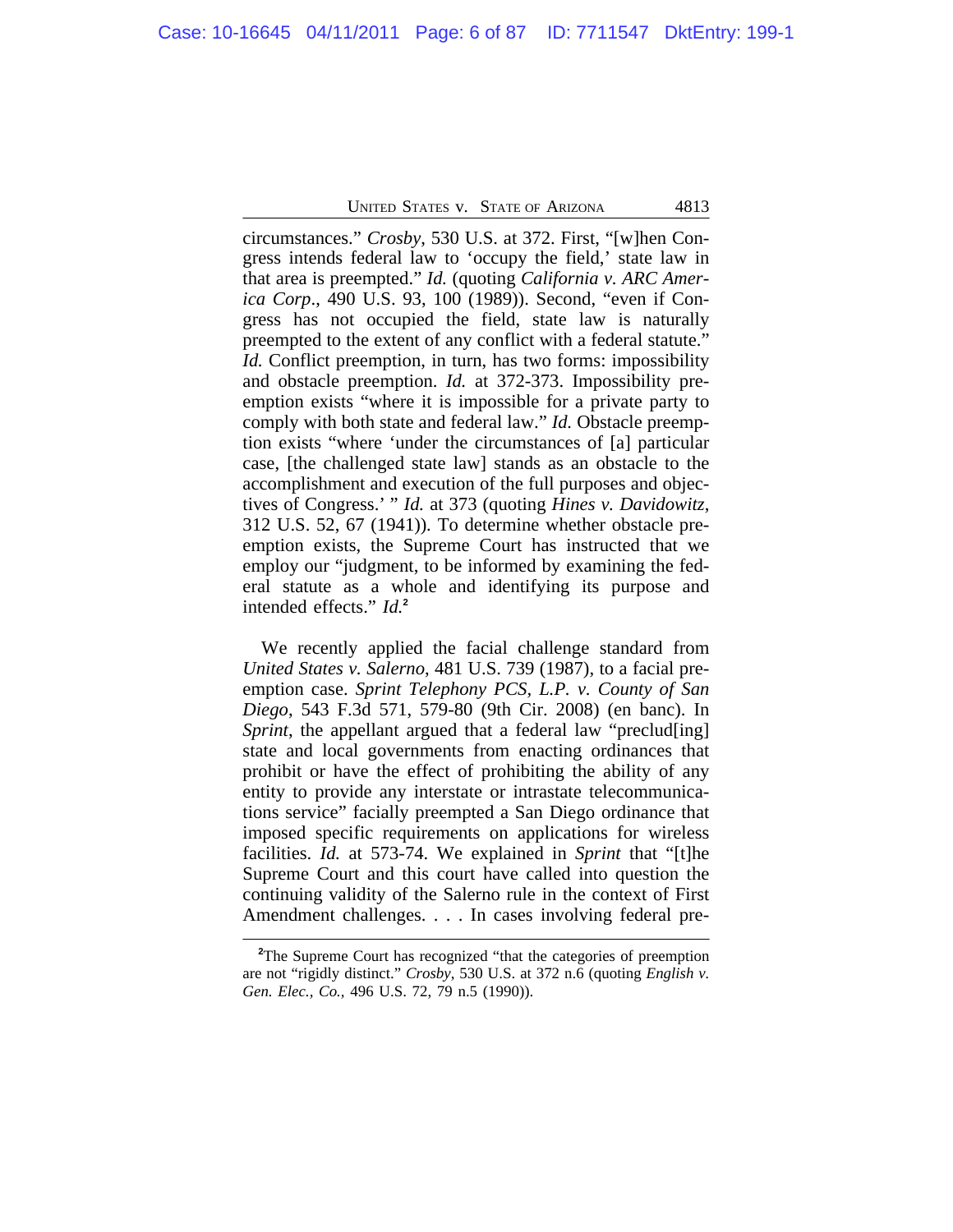circumstances." *Crosby*, 530 U.S. at 372. First, "[w]hen Congress intends federal law to 'occupy the field,' state law in that area is preempted." *Id.* (quoting *California v. ARC America Corp*., 490 U.S. 93, 100 (1989)). Second, "even if Congress has not occupied the field, state law is naturally preempted to the extent of any conflict with a federal statute." *Id.* Conflict preemption, in turn, has two forms: impossibility and obstacle preemption. *Id.* at 372-373. Impossibility preemption exists "where it is impossible for a private party to comply with both state and federal law." *Id.* Obstacle preemption exists "where 'under the circumstances of [a] particular case, [the challenged state law] stands as an obstacle to the accomplishment and execution of the full purposes and objectives of Congress.' " *Id.* at 373 (quoting *Hines v. Davidowitz*, 312 U.S. 52, 67 (1941)). To determine whether obstacle preemption exists, the Supreme Court has instructed that we employ our "judgment, to be informed by examining the federal statute as a whole and identifying its purpose and intended effects." *Id.*[2]

We recently applied the facial challenge standard from *United States v. Salerno*, 481 U.S. 739 (1987), to a facial preemption case. *Sprint Telephony PCS, L.P. v. County of San Diego*, 543 F.3d 571, 579-80 (9th Cir. 2008) (en banc). In *Sprint*, the appellant argued that a federal law "preclud[ing] state and local governments from enacting ordinances that prohibit or have the effect of prohibiting the ability of any entity to provide any interstate or intrastate telecommunications service" facially preempted a San Diego ordinance that imposed specific requirements on applications for wireless facilities. *Id.* at 573-74. We explained in *Sprint* that "[t]he Supreme Court and this court have called into question the continuing validity of the Salerno rule in the context of First Amendment challenges. . . . In cases involving federal pre-

---

[2]The Supreme Court has recognized "that the categories of preemption are not "rigidly distinct." *Crosby*, 530 U.S. at 372 n.6 (quoting *English v. Gen. Elec., Co.,* 496 U.S. 72, 79 n.5 (1990)).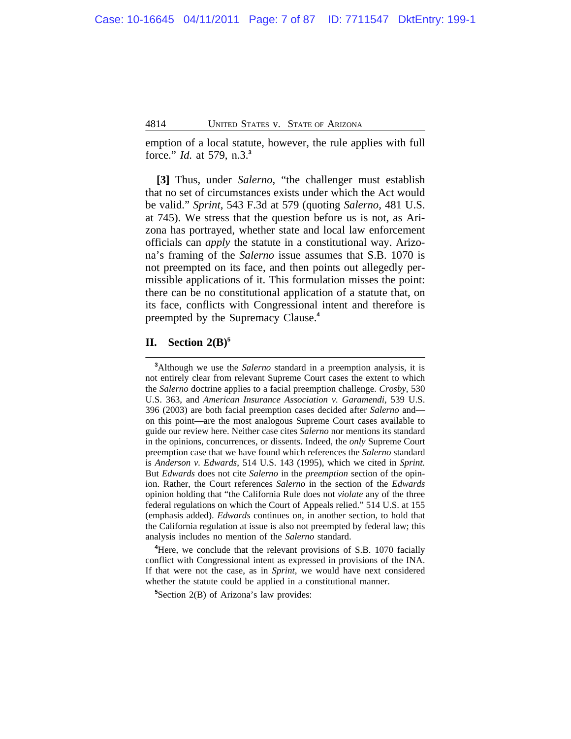emption of a local statute, however, the rule applies with full force." *Id.* at 579, n.3.[3]

**[3]** Thus, under *Salerno*, "the challenger must establish that no set of circumstances exists under which the Act would be valid." *Sprint*, 543 F.3d at 579 (quoting *Salerno*, 481 U.S. at 745). We stress that the question before us is not, as Arizona has portrayed, whether state and local law enforcement officials can *apply* the statute in a constitutional way. Arizona's framing of the *Salerno* issue assumes that S.B. 1070 is not preempted on its face, and then points out allegedly permissible applications of it. This formulation misses the point: there can be no constitutional application of a statute that, on its face, conflicts with Congressional intent and therefore is preempted by the Supremacy Clause.[4]

## II. Section 2(B)[5]

---

[3]Although we use the *Salerno* standard in a preemption analysis, it is not entirely clear from relevant Supreme Court cases the extent to which the *Salerno* doctrine applies to a facial preemption challenge. *Crosby*, 530 U.S. 363, and *American Insurance Association v. Garamendi*, 539 U.S. 396 (2003) are both facial preemption cases decided after *Salerno* and—on this point—are the most analogous Supreme Court cases available to guide our review here. Neither case cites *Salerno* nor mentions its standard in the opinions, concurrences, or dissents. Indeed, the *only* Supreme Court preemption case that we have found which references the *Salerno* standard is *Anderson v. Edwards*, 514 U.S. 143 (1995), which we cited in *Sprint.* But *Edwards* does not cite *Salerno* in the *preemption* section of the opinion. Rather, the Court references *Salerno* in the section of the *Edwards* opinion holding that "the California Rule does not *violate* any of the three federal regulations on which the Court of Appeals relied." 514 U.S. at 155 (emphasis added). *Edwards* continues on, in another section, to hold that the California regulation at issue is also not preempted by federal law; this analysis includes no mention of the *Salerno* standard.

[4]Here, we conclude that the relevant provisions of S.B. 1070 facially conflict with Congressional intent as expressed in provisions of the INA. If that were not the case, as in *Sprint*, we would have next considered whether the statute could be applied in a constitutional manner.

[5]Section 2(B) of Arizona's law provides: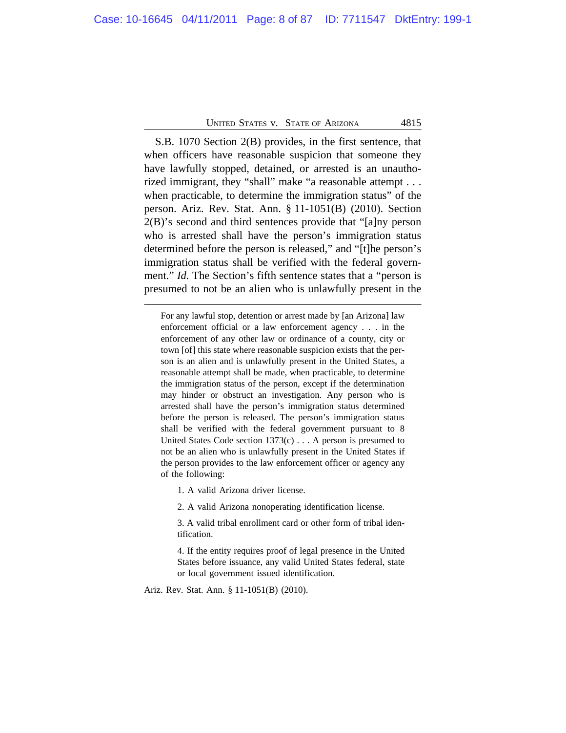S.B. 1070 Section 2(B) provides, in the first sentence, that when officers have reasonable suspicion that someone they have lawfully stopped, detained, or arrested is an unauthorized immigrant, they "shall" make "a reasonable attempt . . . when practicable, to determine the immigration status" of the person. Ariz. Rev. Stat. Ann. § 11-1051(B) (2010). Section 2(B)'s second and third sentences provide that "[a]ny person who is arrested shall have the person's immigration status determined before the person is released," and "[t]he person's immigration status shall be verified with the federal government." *Id.* The Section's fifth sentence states that a "person is presumed to not be an alien who is unlawfully present in the

---

> For any lawful stop, detention or arrest made by [an Arizona] law enforcement official or a law enforcement agency . . . in the enforcement of any other law or ordinance of a county, city or town [of] this state where reasonable suspicion exists that the person is an alien and is unlawfully present in the United States, a reasonable attempt shall be made, when practicable, to determine the immigration status of the person, except if the determination may hinder or obstruct an investigation. Any person who is arrested shall have the person's immigration status determined before the person is released. The person's immigration status shall be verified with the federal government pursuant to 8 United States Code section 1373(c) . . . A person is presumed to not be an alien who is unlawfully present in the United States if the person provides to the law enforcement officer or agency any of the following:
>
> 1. A valid Arizona driver license.
>
> 2. A valid Arizona nonoperating identification license.
>
> 3. A valid tribal enrollment card or other form of tribal identification.
>
> 4. If the entity requires proof of legal presence in the United States before issuance, any valid United States federal, state or local government issued identification.

Ariz. Rev. Stat. Ann. § 11-1051(B) (2010).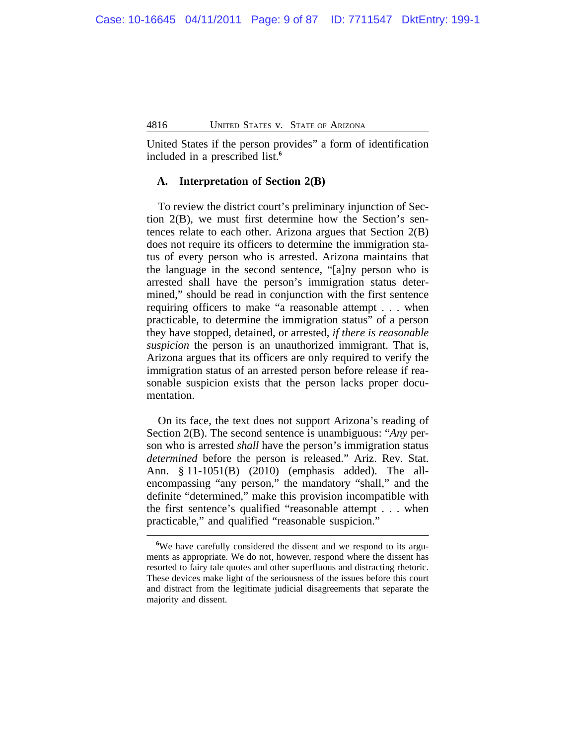United States if the person provides" a form of identification included in a prescribed list.[6]

### A. Interpretation of Section 2(B)

To review the district court's preliminary injunction of Section 2(B), we must first determine how the Section's sentences relate to each other. Arizona argues that Section 2(B) does not require its officers to determine the immigration status of every person who is arrested. Arizona maintains that the language in the second sentence, "[a]ny person who is arrested shall have the person's immigration status determined," should be read in conjunction with the first sentence requiring officers to make "a reasonable attempt . . . when practicable, to determine the immigration status" of a person they have stopped, detained, or arrested, *if there is reasonable suspicion* the person is an unauthorized immigrant. That is, Arizona argues that its officers are only required to verify the immigration status of an arrested person before release if reasonable suspicion exists that the person lacks proper documentation.

On its face, the text does not support Arizona's reading of Section 2(B). The second sentence is unambiguous: "*Any* person who is arrested *shall* have the person's immigration status *determined* before the person is released." Ariz. Rev. Stat. Ann. § 11-1051(B) (2010) (emphasis added). The all-encompassing "any person," the mandatory "shall," and the definite "determined," make this provision incompatible with the first sentence's qualified "reasonable attempt . . . when practicable," and qualified "reasonable suspicion."

---

[6]We have carefully considered the dissent and we respond to its arguments as appropriate. We do not, however, respond where the dissent has resorted to fairy tale quotes and other superfluous and distracting rhetoric. These devices make light of the seriousness of the issues before this court and distract from the legitimate judicial disagreements that separate the majority and dissent.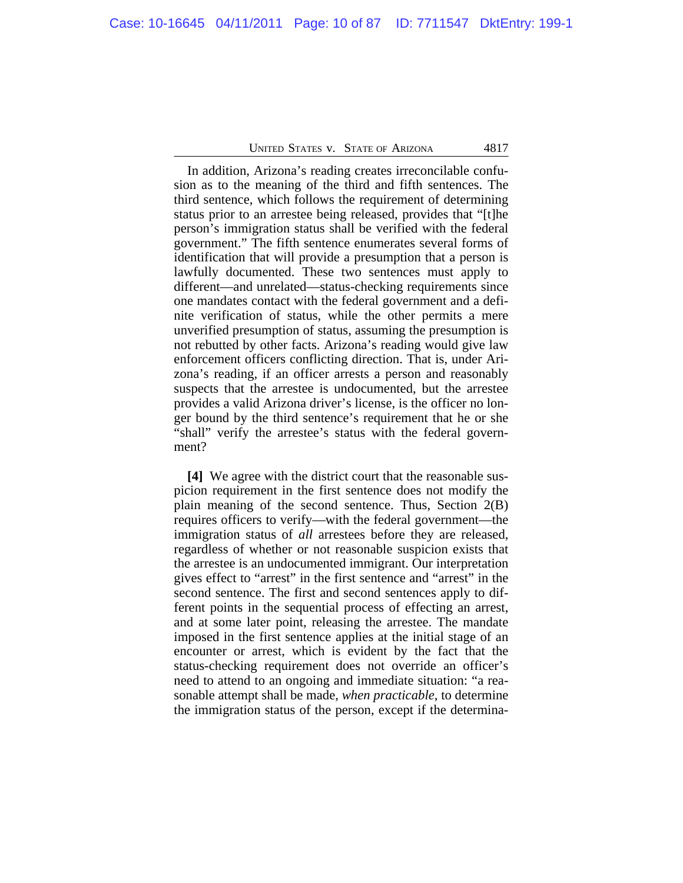In addition, Arizona's reading creates irreconcilable confusion as to the meaning of the third and fifth sentences. The third sentence, which follows the requirement of determining status prior to an arrestee being released, provides that "[t]he person's immigration status shall be verified with the federal government." The fifth sentence enumerates several forms of identification that will provide a presumption that a person is lawfully documented. These two sentences must apply to different—and unrelated—status-checking requirements since one mandates contact with the federal government and a definite verification of status, while the other permits a mere unverified presumption of status, assuming the presumption is not rebutted by other facts. Arizona's reading would give law enforcement officers conflicting direction. That is, under Arizona's reading, if an officer arrests a person and reasonably suspects that the arrestee is undocumented, but the arrestee provides a valid Arizona driver's license, is the officer no longer bound by the third sentence's requirement that he or she "shall" verify the arrestee's status with the federal government?

**[4]** We agree with the district court that the reasonable suspicion requirement in the first sentence does not modify the plain meaning of the second sentence. Thus, Section 2(B) requires officers to verify—with the federal government—the immigration status of *all* arrestees before they are released, regardless of whether or not reasonable suspicion exists that the arrestee is an undocumented immigrant. Our interpretation gives effect to "arrest" in the first sentence and "arrest" in the second sentence. The first and second sentences apply to different points in the sequential process of effecting an arrest, and at some later point, releasing the arrestee. The mandate imposed in the first sentence applies at the initial stage of an encounter or arrest, which is evident by the fact that the status-checking requirement does not override an officer's need to attend to an ongoing and immediate situation: "a reasonable attempt shall be made, *when practicable*, to determine the immigration status of the person, except if the determina-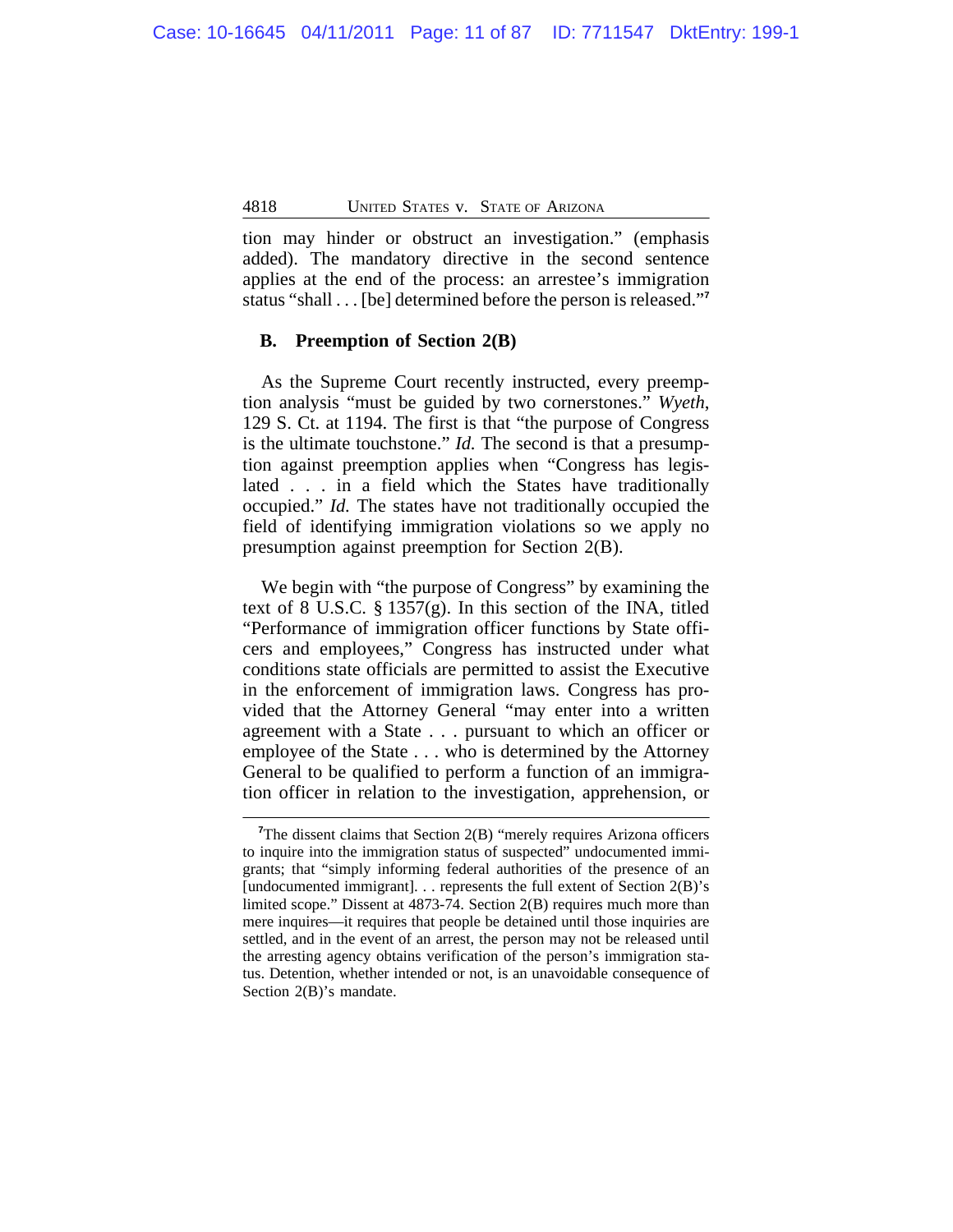tion may hinder or obstruct an investigation." (emphasis added). The mandatory directive in the second sentence applies at the end of the process: an arrestee's immigration status "shall . . . [be] determined before the person is released."[7]

### B. Preemption of Section 2(B)

As the Supreme Court recently instructed, every preemption analysis "must be guided by two cornerstones." *Wyeth*, 129 S. Ct. at 1194. The first is that "the purpose of Congress is the ultimate touchstone." *Id.* The second is that a presumption against preemption applies when "Congress has legislated . . . in a field which the States have traditionally occupied." *Id.* The states have not traditionally occupied the field of identifying immigration violations so we apply no presumption against preemption for Section 2(B).

We begin with "the purpose of Congress" by examining the text of 8 U.S.C. § 1357(g). In this section of the INA, titled "Performance of immigration officer functions by State officers and employees," Congress has instructed under what conditions state officials are permitted to assist the Executive in the enforcement of immigration laws. Congress has provided that the Attorney General "may enter into a written agreement with a State . . . pursuant to which an officer or employee of the State . . . who is determined by the Attorney General to be qualified to perform a function of an immigration officer in relation to the investigation, apprehension, or

---

[7]The dissent claims that Section 2(B) "merely requires Arizona officers to inquire into the immigration status of suspected" undocumented immigrants; that "simply informing federal authorities of the presence of an [undocumented immigrant]. . . represents the full extent of Section 2(B)'s limited scope." Dissent at 4873-74. Section 2(B) requires much more than mere inquires—it requires that people be detained until those inquiries are settled, and in the event of an arrest, the person may not be released until the arresting agency obtains verification of the person's immigration status. Detention, whether intended or not, is an unavoidable consequence of Section 2(B)'s mandate.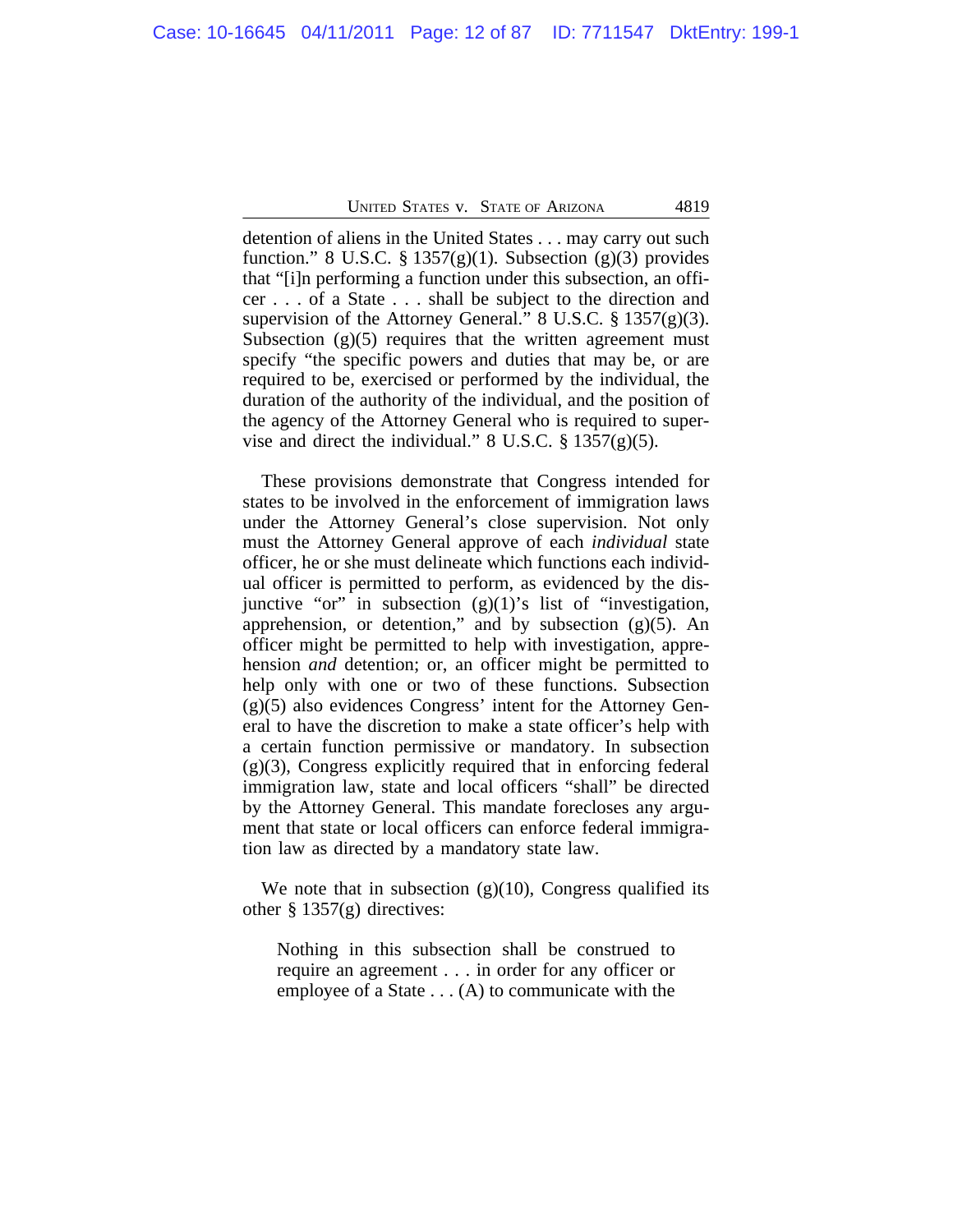detention of aliens in the United States . . . may carry out such function." 8 U.S.C. § 1357(g)(1). Subsection (g)(3) provides that "[i]n performing a function under this subsection, an officer . . . of a State . . . shall be subject to the direction and supervision of the Attorney General." 8 U.S.C. § 1357(g)(3). Subsection (g)(5) requires that the written agreement must specify "the specific powers and duties that may be, or are required to be, exercised or performed by the individual, the duration of the authority of the individual, and the position of the agency of the Attorney General who is required to supervise and direct the individual." 8 U.S.C. § 1357(g)(5).

These provisions demonstrate that Congress intended for states to be involved in the enforcement of immigration laws under the Attorney General's close supervision. Not only must the Attorney General approve of each *individual* state officer, he or she must delineate which functions each individual officer is permitted to perform, as evidenced by the disjunctive "or" in subsection (g)(1)'s list of "investigation, apprehension, or detention," and by subsection (g)(5). An officer might be permitted to help with investigation, apprehension *and* detention; or, an officer might be permitted to help only with one or two of these functions. Subsection (g)(5) also evidences Congress' intent for the Attorney General to have the discretion to make a state officer's help with a certain function permissive or mandatory. In subsection (g)(3), Congress explicitly required that in enforcing federal immigration law, state and local officers "shall" be directed by the Attorney General. This mandate forecloses any argument that state or local officers can enforce federal immigration law as directed by a mandatory state law.

We note that in subsection (g)(10), Congress qualified its other § 1357(g) directives:

> Nothing in this subsection shall be construed to require an agreement . . . in order for any officer or employee of a State . . . (A) to communicate with the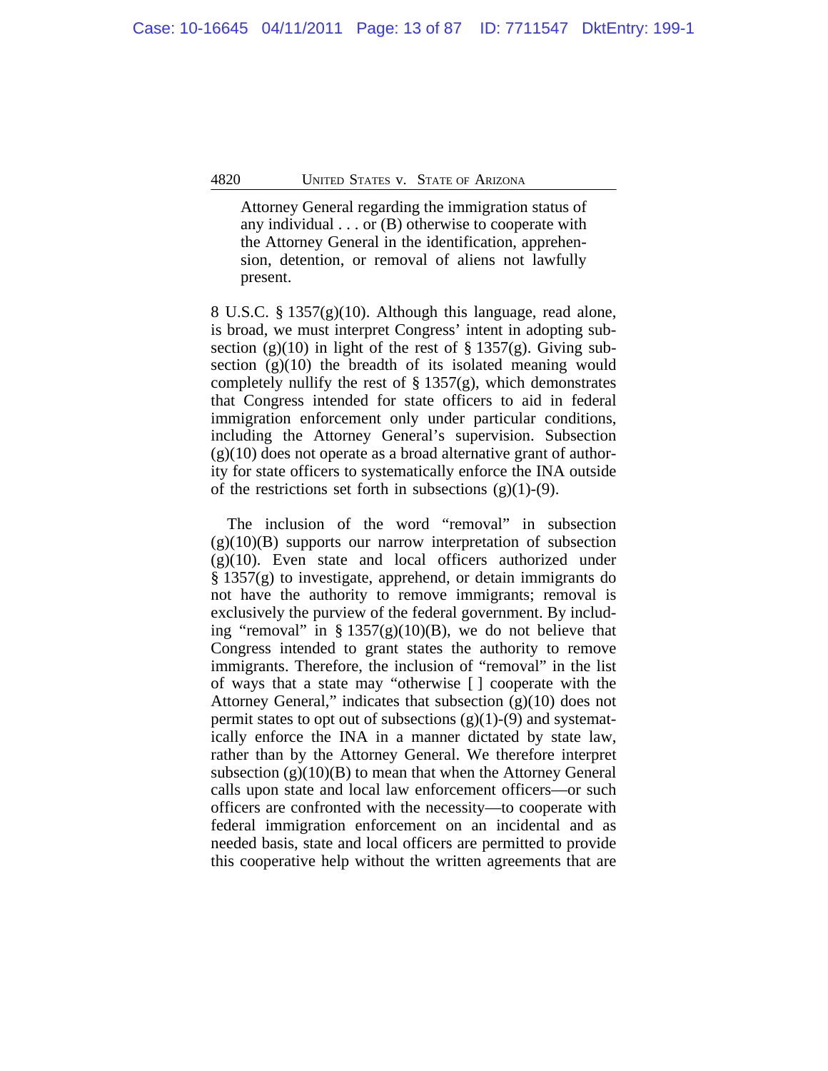> Attorney General regarding the immigration status of any individual . . . or (B) otherwise to cooperate with the Attorney General in the identification, apprehension, detention, or removal of aliens not lawfully present.

8 U.S.C. § 1357(g)(10). Although this language, read alone, is broad, we must interpret Congress' intent in adopting subsection (g)(10) in light of the rest of § 1357(g). Giving subsection (g)(10) the breadth of its isolated meaning would completely nullify the rest of § 1357(g), which demonstrates that Congress intended for state officers to aid in federal immigration enforcement only under particular conditions, including the Attorney General's supervision. Subsection (g)(10) does not operate as a broad alternative grant of authority for state officers to systematically enforce the INA outside of the restrictions set forth in subsections (g)(1)-(9).

The inclusion of the word "removal" in subsection (g)(10)(B) supports our narrow interpretation of subsection (g)(10). Even state and local officers authorized under § 1357(g) to investigate, apprehend, or detain immigrants do not have the authority to remove immigrants; removal is exclusively the purview of the federal government. By including "removal" in § 1357(g)(10)(B), we do not believe that Congress intended to grant states the authority to remove immigrants. Therefore, the inclusion of "removal" in the list of ways that a state may "otherwise [ ] cooperate with the Attorney General," indicates that subsection (g)(10) does not permit states to opt out of subsections (g)(1)-(9) and systematically enforce the INA in a manner dictated by state law, rather than by the Attorney General. We therefore interpret subsection (g)(10)(B) to mean that when the Attorney General calls upon state and local law enforcement officers—or such officers are confronted with the necessity—to cooperate with federal immigration enforcement on an incidental and as needed basis, state and local officers are permitted to provide this cooperative help without the written agreements that are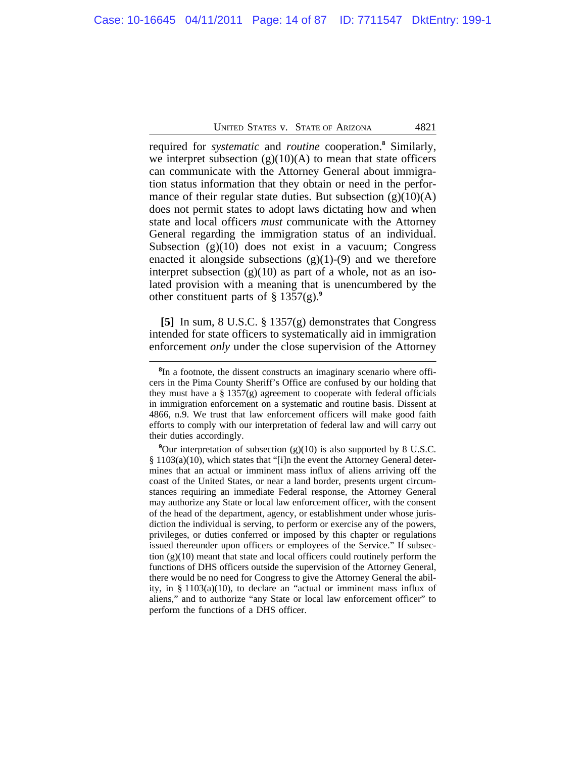required for *systematic* and *routine* cooperation.[8] Similarly, we interpret subsection (g)(10)(A) to mean that state officers can communicate with the Attorney General about immigration status information that they obtain or need in the performance of their regular state duties. But subsection (g)(10)(A) does not permit states to adopt laws dictating how and when state and local officers *must* communicate with the Attorney General regarding the immigration status of an individual. Subsection (g)(10) does not exist in a vacuum; Congress enacted it alongside subsections (g)(1)-(9) and we therefore interpret subsection (g)(10) as part of a whole, not as an isolated provision with a meaning that is unencumbered by the other constituent parts of § 1357(g).[9]

**[5]** In sum, 8 U.S.C. § 1357(g) demonstrates that Congress intended for state officers to systematically aid in immigration enforcement *only* under the close supervision of the Attorney

---

[8]In a footnote, the dissent constructs an imaginary scenario where officers in the Pima County Sheriff's Office are confused by our holding that they must have a § 1357(g) agreement to cooperate with federal officials in immigration enforcement on a systematic and routine basis. Dissent at 4866, n.9. We trust that law enforcement officers will make good faith efforts to comply with our interpretation of federal law and will carry out their duties accordingly.

[9]Our interpretation of subsection (g)(10) is also supported by 8 U.S.C. § 1103(a)(10), which states that "[i]n the event the Attorney General determines that an actual or imminent mass influx of aliens arriving off the coast of the United States, or near a land border, presents urgent circumstances requiring an immediate Federal response, the Attorney General may authorize any State or local law enforcement officer, with the consent of the head of the department, agency, or establishment under whose jurisdiction the individual is serving, to perform or exercise any of the powers, privileges, or duties conferred or imposed by this chapter or regulations issued thereunder upon officers or employees of the Service." If subsection (g)(10) meant that state and local officers could routinely perform the functions of DHS officers outside the supervision of the Attorney General, there would be no need for Congress to give the Attorney General the ability, in § 1103(a)(10), to declare an "actual or imminent mass influx of aliens," and to authorize "any State or local law enforcement officer" to perform the functions of a DHS officer.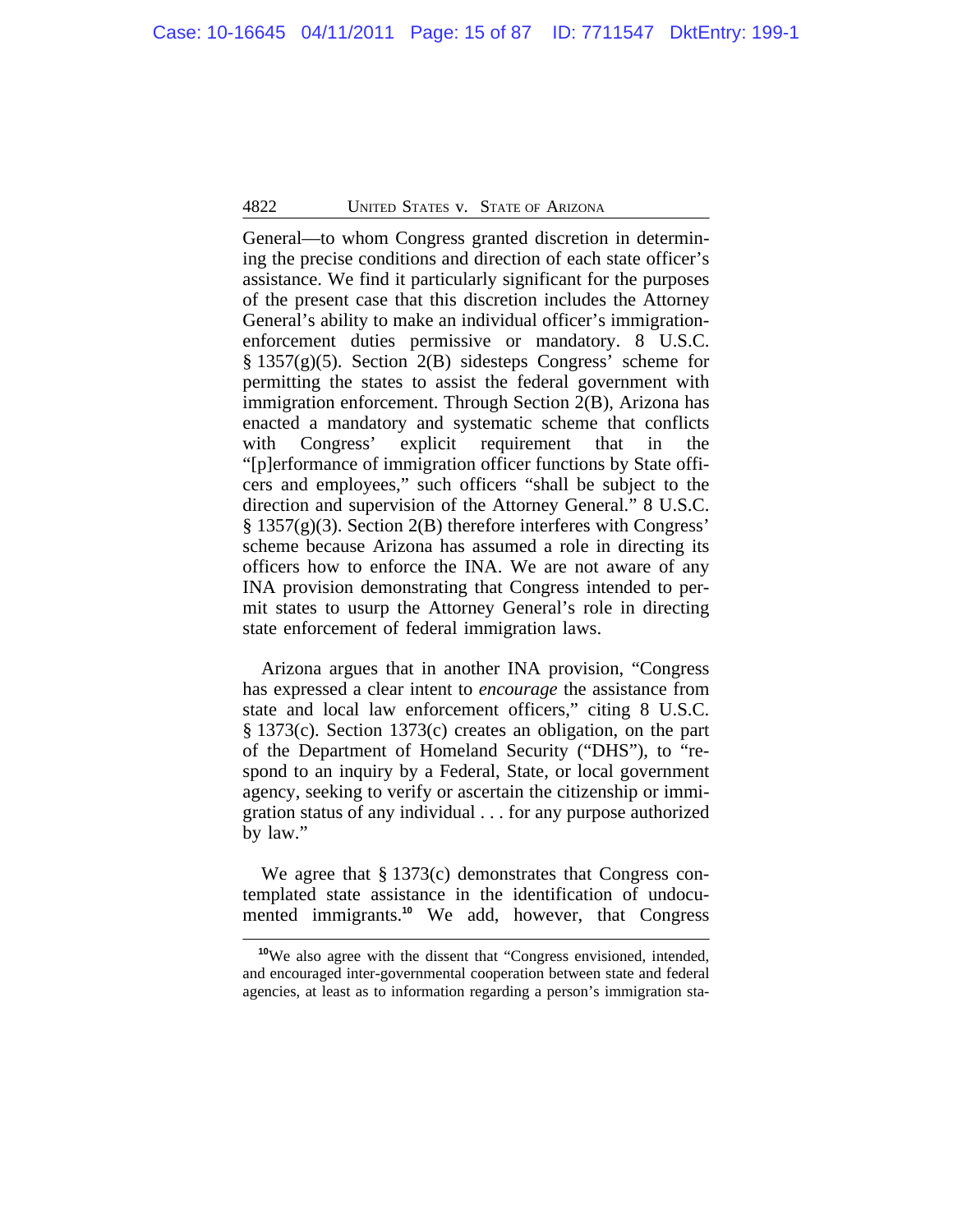General—to whom Congress granted discretion in determining the precise conditions and direction of each state officer's assistance. We find it particularly significant for the purposes of the present case that this discretion includes the Attorney General's ability to make an individual officer's immigration-enforcement duties permissive or mandatory. 8 U.S.C. § 1357(g)(5). Section 2(B) sidesteps Congress' scheme for permitting the states to assist the federal government with immigration enforcement. Through Section 2(B), Arizona has enacted a mandatory and systematic scheme that conflicts with Congress' explicit requirement that in the "[p]erformance of immigration officer functions by State officers and employees," such officers "shall be subject to the direction and supervision of the Attorney General." 8 U.S.C. § 1357(g)(3). Section 2(B) therefore interferes with Congress' scheme because Arizona has assumed a role in directing its officers how to enforce the INA. We are not aware of any INA provision demonstrating that Congress intended to permit states to usurp the Attorney General's role in directing state enforcement of federal immigration laws.

Arizona argues that in another INA provision, "Congress has expressed a clear intent to *encourage* the assistance from state and local law enforcement officers," citing 8 U.S.C. § 1373(c). Section 1373(c) creates an obligation, on the part of the Department of Homeland Security ("DHS"), to "respond to an inquiry by a Federal, State, or local government agency, seeking to verify or ascertain the citizenship or immigration status of any individual . . . for any purpose authorized by law."

We agree that § 1373(c) demonstrates that Congress contemplated state assistance in the identification of undocumented immigrants.[10] We add, however, that Congress

[10]We also agree with the dissent that "Congress envisioned, intended, and encouraged inter-governmental cooperation between state and federal agencies, at least as to information regarding a person's immigration sta-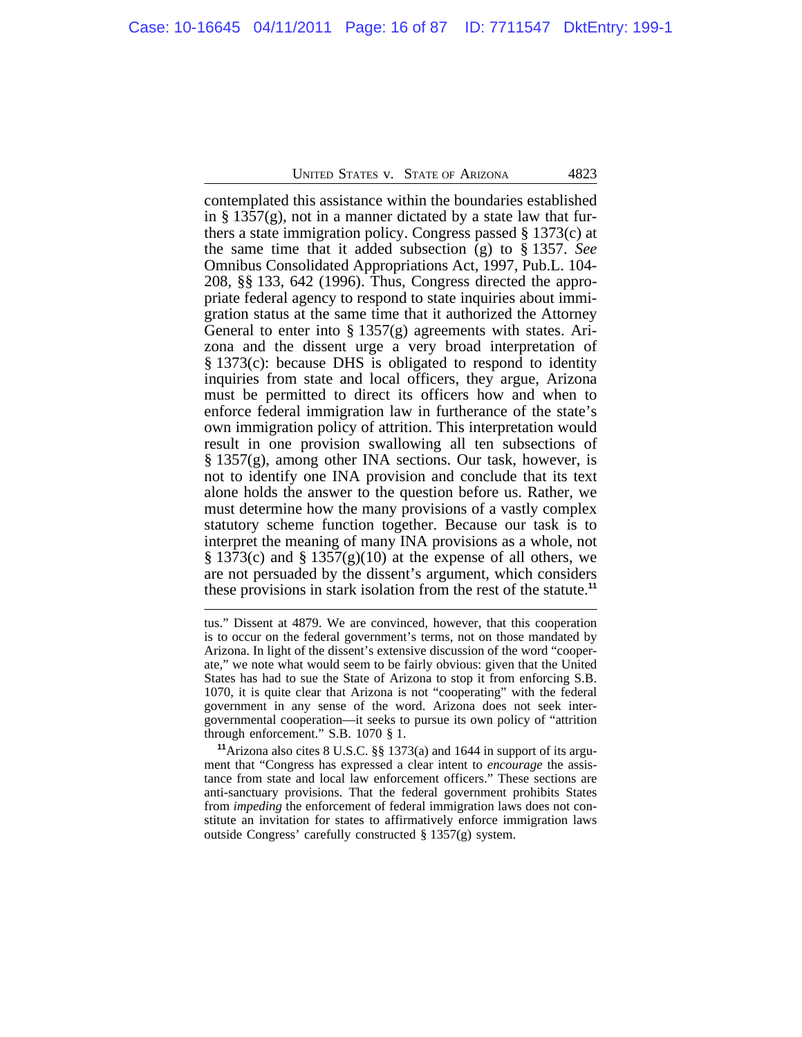contemplated this assistance within the boundaries established in § 1357(g), not in a manner dictated by a state law that furthers a state immigration policy. Congress passed § 1373(c) at the same time that it added subsection (g) to § 1357. *See* Omnibus Consolidated Appropriations Act, 1997, Pub.L. 104-208, §§ 133, 642 (1996). Thus, Congress directed the appropriate federal agency to respond to state inquiries about immigration status at the same time that it authorized the Attorney General to enter into § 1357(g) agreements with states. Arizona and the dissent urge a very broad interpretation of § 1373(c): because DHS is obligated to respond to identity inquiries from state and local officers, they argue, Arizona must be permitted to direct its officers how and when to enforce federal immigration law in furtherance of the state's own immigration policy of attrition. This interpretation would result in one provision swallowing all ten subsections of § 1357(g), among other INA sections. Our task, however, is not to identify one INA provision and conclude that its text alone holds the answer to the question before us. Rather, we must determine how the many provisions of a vastly complex statutory scheme function together. Because our task is to interpret the meaning of many INA provisions as a whole, not § 1373(c) and § 1357(g)(10) at the expense of all others, we are not persuaded by the dissent's argument, which considers these provisions in stark isolation from the rest of the statute.[11]

---

tus." Dissent at 4879. We are convinced, however, that this cooperation is to occur on the federal government's terms, not on those mandated by Arizona. In light of the dissent's extensive discussion of the word "cooperate," we note what would seem to be fairly obvious: given that the United States has had to sue the State of Arizona to stop it from enforcing S.B. 1070, it is quite clear that Arizona is not "cooperating" with the federal government in any sense of the word. Arizona does not seek intergovernmental cooperation—it seeks to pursue its own policy of "attrition through enforcement." S.B. 1070 § 1.

[11] Arizona also cites 8 U.S.C. §§ 1373(a) and 1644 in support of its argument that "Congress has expressed a clear intent to *encourage* the assistance from state and local law enforcement officers." These sections are anti-sanctuary provisions. That the federal government prohibits States from *impeding* the enforcement of federal immigration laws does not constitute an invitation for states to affirmatively enforce immigration laws outside Congress' carefully constructed § 1357(g) system.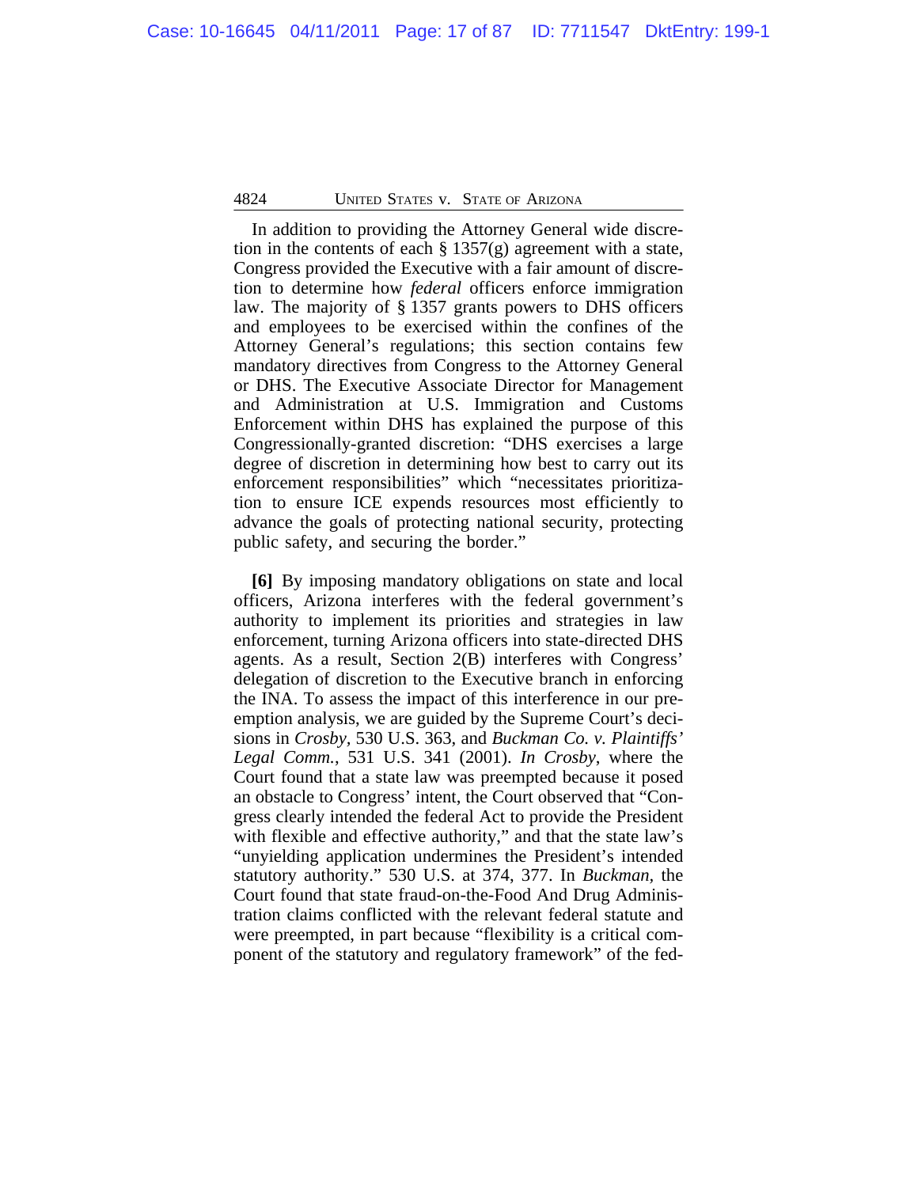In addition to providing the Attorney General wide discretion in the contents of each § 1357(g) agreement with a state, Congress provided the Executive with a fair amount of discretion to determine how *federal* officers enforce immigration law. The majority of § 1357 grants powers to DHS officers and employees to be exercised within the confines of the Attorney General's regulations; this section contains few mandatory directives from Congress to the Attorney General or DHS. The Executive Associate Director for Management and Administration at U.S. Immigration and Customs Enforcement within DHS has explained the purpose of this Congressionally-granted discretion: "DHS exercises a large degree of discretion in determining how best to carry out its enforcement responsibilities" which "necessitates prioritization to ensure ICE expends resources most efficiently to advance the goals of protecting national security, protecting public safety, and securing the border."

**[6]** By imposing mandatory obligations on state and local officers, Arizona interferes with the federal government's authority to implement its priorities and strategies in law enforcement, turning Arizona officers into state-directed DHS agents. As a result, Section 2(B) interferes with Congress' delegation of discretion to the Executive branch in enforcing the INA. To assess the impact of this interference in our preemption analysis, we are guided by the Supreme Court's decisions in *Crosby*, 530 U.S. 363, and *Buckman Co. v. Plaintiffs' Legal Comm.*, 531 U.S. 341 (2001). *In Crosby*, where the Court found that a state law was preempted because it posed an obstacle to Congress' intent, the Court observed that "Congress clearly intended the federal Act to provide the President with flexible and effective authority," and that the state law's "unyielding application undermines the President's intended statutory authority." 530 U.S. at 374, 377. In *Buckman*, the Court found that state fraud-on-the-Food And Drug Administration claims conflicted with the relevant federal statute and were preempted, in part because "flexibility is a critical component of the statutory and regulatory framework" of the fed-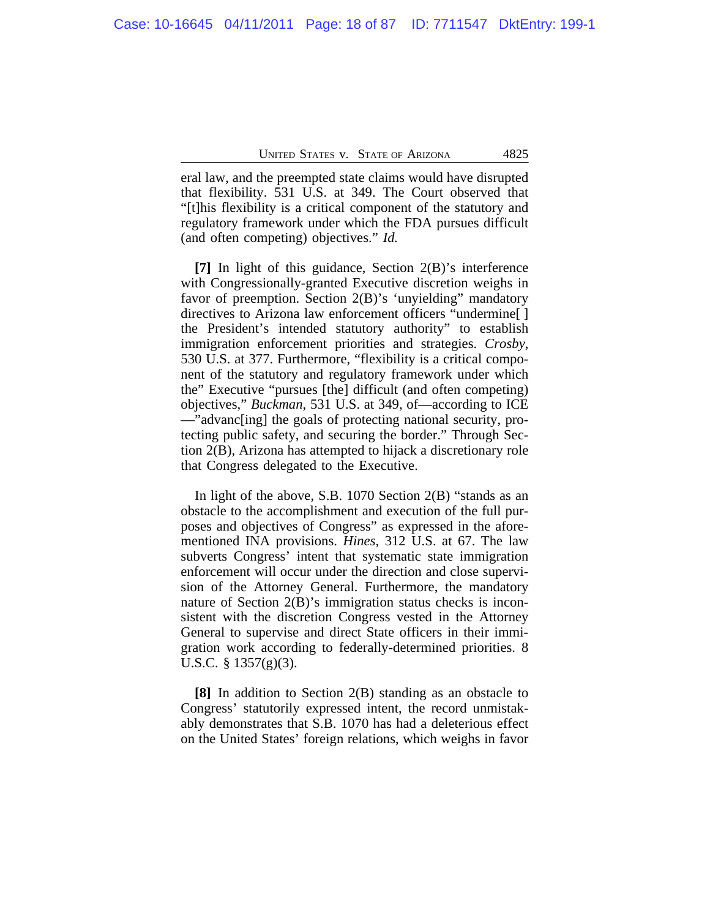eral law, and the preempted state claims would have disrupted that flexibility. 531 U.S. at 349. The Court observed that "[t]his flexibility is a critical component of the statutory and regulatory framework under which the FDA pursues difficult (and often competing) objectives." *Id.*

**[7]** In light of this guidance, Section 2(B)'s interference with Congressionally-granted Executive discretion weighs in favor of preemption. Section 2(B)'s 'unyielding" mandatory directives to Arizona law enforcement officers "undermine[ ] the President's intended statutory authority" to establish immigration enforcement priorities and strategies. *Crosby*, 530 U.S. at 377. Furthermore, "flexibility is a critical component of the statutory and regulatory framework under which the" Executive "pursues [the] difficult (and often competing) objectives," *Buckman*, 531 U.S. at 349, of—according to ICE —"advanc[ing] the goals of protecting national security, protecting public safety, and securing the border." Through Section 2(B), Arizona has attempted to hijack a discretionary role that Congress delegated to the Executive.

In light of the above, S.B. 1070 Section 2(B) "stands as an obstacle to the accomplishment and execution of the full purposes and objectives of Congress" as expressed in the aforementioned INA provisions. *Hines*, 312 U.S. at 67. The law subverts Congress' intent that systematic state immigration enforcement will occur under the direction and close supervision of the Attorney General. Furthermore, the mandatory nature of Section 2(B)'s immigration status checks is inconsistent with the discretion Congress vested in the Attorney General to supervise and direct State officers in their immigration work according to federally-determined priorities. 8 U.S.C. § 1357(g)(3).

**[8]** In addition to Section 2(B) standing as an obstacle to Congress' statutorily expressed intent, the record unmistakably demonstrates that S.B. 1070 has had a deleterious effect on the United States' foreign relations, which weighs in favor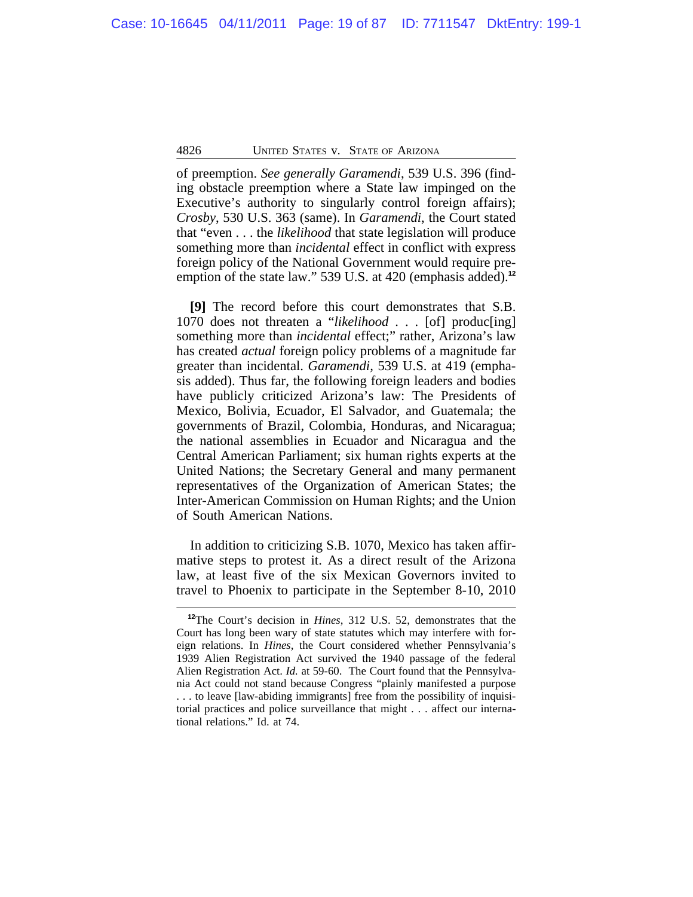of preemption. *See generally Garamendi*, 539 U.S. 396 (finding obstacle preemption where a State law impinged on the Executive's authority to singularly control foreign affairs); *Crosby*, 530 U.S. 363 (same). In *Garamendi*, the Court stated that "even . . . the *likelihood* that state legislation will produce something more than *incidental* effect in conflict with express foreign policy of the National Government would require preemption of the state law." 539 U.S. at 420 (emphasis added).[12]

**[9]** The record before this court demonstrates that S.B. 1070 does not threaten a "*likelihood* . . . [of] produc[ing] something more than *incidental* effect;" rather, Arizona's law has created *actual* foreign policy problems of a magnitude far greater than incidental. *Garamendi*, 539 U.S. at 419 (emphasis added). Thus far, the following foreign leaders and bodies have publicly criticized Arizona's law: The Presidents of Mexico, Bolivia, Ecuador, El Salvador, and Guatemala; the governments of Brazil, Colombia, Honduras, and Nicaragua; the national assemblies in Ecuador and Nicaragua and the Central American Parliament; six human rights experts at the United Nations; the Secretary General and many permanent representatives of the Organization of American States; the Inter-American Commission on Human Rights; and the Union of South American Nations.

In addition to criticizing S.B. 1070, Mexico has taken affirmative steps to protest it. As a direct result of the Arizona law, at least five of the six Mexican Governors invited to travel to Phoenix to participate in the September 8-10, 2010

---

[12]The Court's decision in *Hines*, 312 U.S. 52, demonstrates that the Court has long been wary of state statutes which may interfere with foreign relations. In *Hines*, the Court considered whether Pennsylvania's 1939 Alien Registration Act survived the 1940 passage of the federal Alien Registration Act. *Id.* at 59-60. The Court found that the Pennsylvania Act could not stand because Congress "plainly manifested a purpose . . . to leave [law-abiding immigrants] free from the possibility of inquisitorial practices and police surveillance that might . . . affect our international relations." Id. at 74.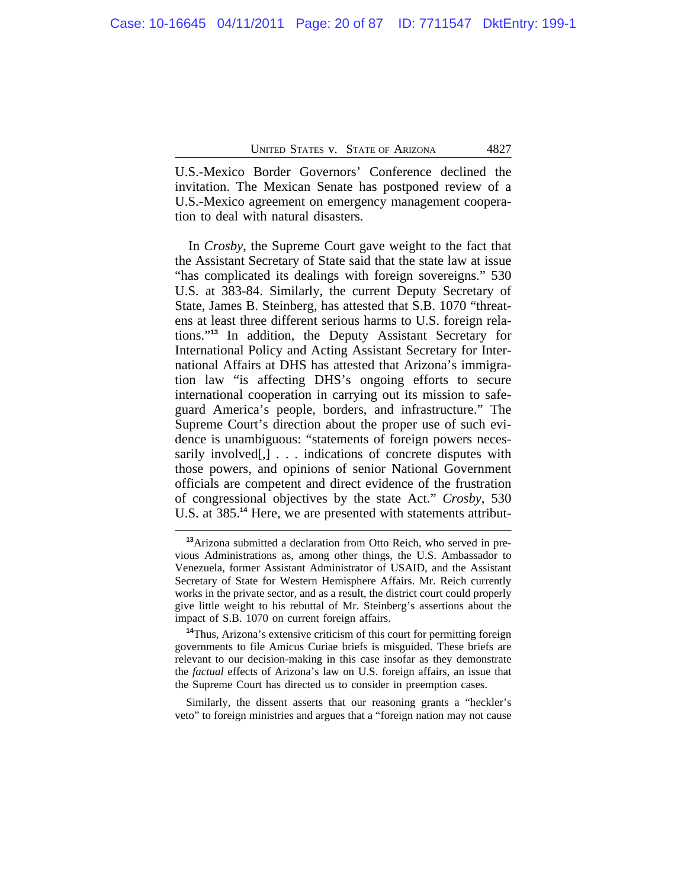U.S.-Mexico Border Governors' Conference declined the invitation. The Mexican Senate has postponed review of a U.S.-Mexico agreement on emergency management cooperation to deal with natural disasters.

In *Crosby*, the Supreme Court gave weight to the fact that the Assistant Secretary of State said that the state law at issue "has complicated its dealings with foreign sovereigns." 530 U.S. at 383-84. Similarly, the current Deputy Secretary of State, James B. Steinberg, has attested that S.B. 1070 "threatens at least three different serious harms to U.S. foreign relations."[13] In addition, the Deputy Assistant Secretary for International Policy and Acting Assistant Secretary for International Affairs at DHS has attested that Arizona's immigration law "is affecting DHS's ongoing efforts to secure international cooperation in carrying out its mission to safeguard America's people, borders, and infrastructure." The Supreme Court's direction about the proper use of such evidence is unambiguous: "statements of foreign powers necessarily involved[,] . . . indications of concrete disputes with those powers, and opinions of senior National Government officials are competent and direct evidence of the frustration of congressional objectives by the state Act." *Crosby*, 530 U.S. at 385.[14] Here, we are presented with statements attribut-

---

[13]Arizona submitted a declaration from Otto Reich, who served in previous Administrations as, among other things, the U.S. Ambassador to Venezuela, former Assistant Administrator of USAID, and the Assistant Secretary of State for Western Hemisphere Affairs. Mr. Reich currently works in the private sector, and as a result, the district court could properly give little weight to his rebuttal of Mr. Steinberg's assertions about the impact of S.B. 1070 on current foreign affairs.

[14]Thus, Arizona's extensive criticism of this court for permitting foreign governments to file Amicus Curiae briefs is misguided. These briefs are relevant to our decision-making in this case insofar as they demonstrate the *factual* effects of Arizona's law on U.S. foreign affairs, an issue that the Supreme Court has directed us to consider in preemption cases.

Similarly, the dissent asserts that our reasoning grants a "heckler's veto" to foreign ministries and argues that a "foreign nation may not cause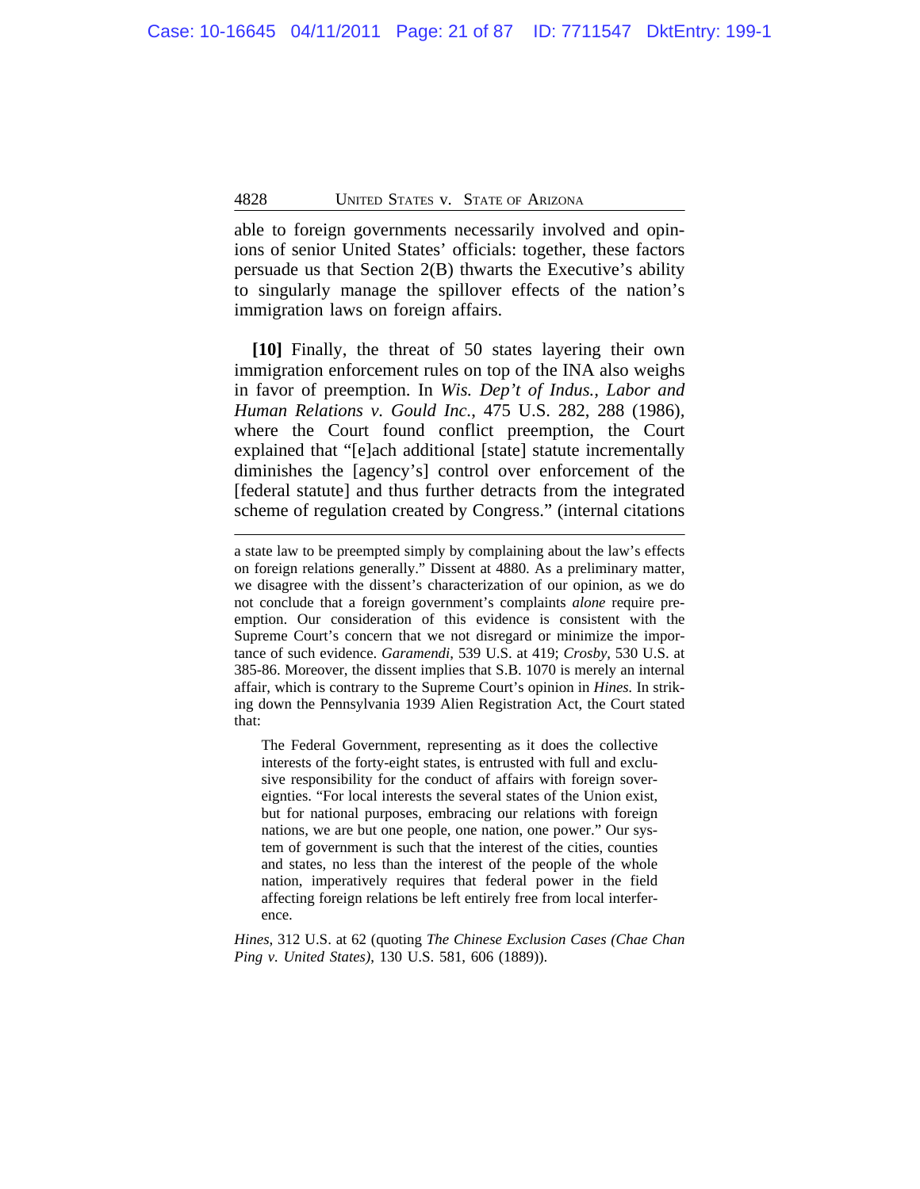able to foreign governments necessarily involved and opinions of senior United States' officials: together, these factors persuade us that Section 2(B) thwarts the Executive's ability to singularly manage the spillover effects of the nation's immigration laws on foreign affairs.

**[10]** Finally, the threat of 50 states layering their own immigration enforcement rules on top of the INA also weighs in favor of preemption. In *Wis. Dep't of Indus., Labor and Human Relations v. Gould Inc.*, 475 U.S. 282, 288 (1986), where the Court found conflict preemption, the Court explained that "[e]ach additional [state] statute incrementally diminishes the [agency's] control over enforcement of the [federal statute] and thus further detracts from the integrated scheme of regulation created by Congress." (internal citations

---

a state law to be preempted simply by complaining about the law's effects on foreign relations generally." Dissent at 4880. As a preliminary matter, we disagree with the dissent's characterization of our opinion, as we do not conclude that a foreign government's complaints *alone* require preemption. Our consideration of this evidence is consistent with the Supreme Court's concern that we not disregard or minimize the importance of such evidence. *Garamendi*, 539 U.S. at 419; *Crosby*, 530 U.S. at 385-86. Moreover, the dissent implies that S.B. 1070 is merely an internal affair, which is contrary to the Supreme Court's opinion in *Hines.* In striking down the Pennsylvania 1939 Alien Registration Act, the Court stated that:

> The Federal Government, representing as it does the collective interests of the forty-eight states, is entrusted with full and exclusive responsibility for the conduct of affairs with foreign sovereignties. "For local interests the several states of the Union exist, but for national purposes, embracing our relations with foreign nations, we are but one people, one nation, one power." Our system of government is such that the interest of the cities, counties and states, no less than the interest of the people of the whole nation, imperatively requires that federal power in the field affecting foreign relations be left entirely free from local interference.

*Hines*, 312 U.S. at 62 (quoting *The Chinese Exclusion Cases (Chae Chan Ping v. United States)*, 130 U.S. 581, 606 (1889)).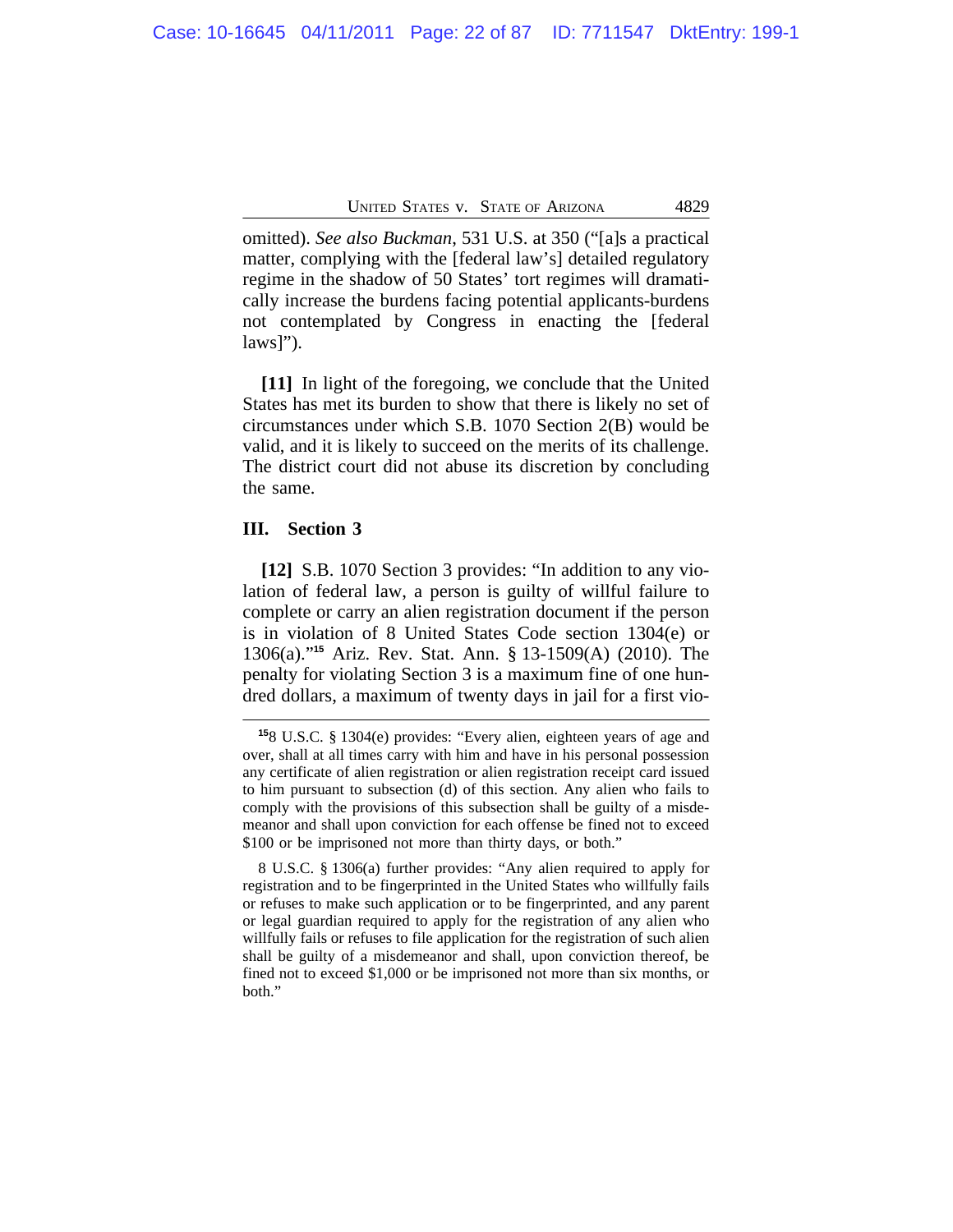omitted). *See also Buckman*, 531 U.S. at 350 ("[a]s a practical matter, complying with the [federal law's] detailed regulatory regime in the shadow of 50 States' tort regimes will dramatically increase the burdens facing potential applicants-burdens not contemplated by Congress in enacting the [federal laws]").

**[11]** In light of the foregoing, we conclude that the United States has met its burden to show that there is likely no set of circumstances under which S.B. 1070 Section 2(B) would be valid, and it is likely to succeed on the merits of its challenge. The district court did not abuse its discretion by concluding the same.

## III. Section 3

**[12]** S.B. 1070 Section 3 provides: "In addition to any violation of federal law, a person is guilty of willful failure to complete or carry an alien registration document if the person is in violation of 8 United States Code section 1304(e) or 1306(a)."[15] Ariz. Rev. Stat. Ann. § 13-1509(A) (2010). The penalty for violating Section 3 is a maximum fine of one hundred dollars, a maximum of twenty days in jail for a first vio-

---

[15] 8 U.S.C. § 1304(e) provides: "Every alien, eighteen years of age and over, shall at all times carry with him and have in his personal possession any certificate of alien registration or alien registration receipt card issued to him pursuant to subsection (d) of this section. Any alien who fails to comply with the provisions of this subsection shall be guilty of a misdemeanor and shall upon conviction for each offense be fined not to exceed $100 or be imprisoned not more than thirty days, or both."

8 U.S.C. § 1306(a) further provides: "Any alien required to apply for registration and to be fingerprinted in the United States who willfully fails or refuses to make such application or to be fingerprinted, and any parent or legal guardian required to apply for the registration of any alien who willfully fails or refuses to file application for the registration of such alien shall be guilty of a misdemeanor and shall, upon conviction thereof, be fined not to exceed $1,000 or be imprisoned not more than six months, or both."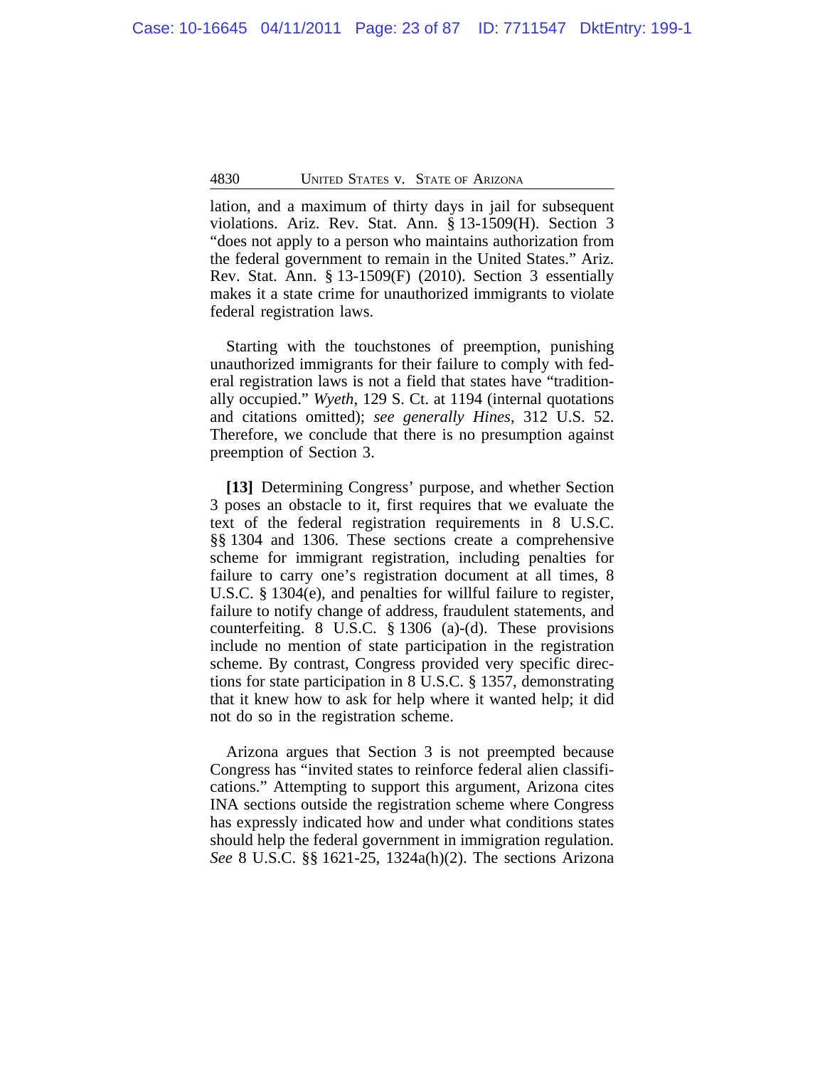lation, and a maximum of thirty days in jail for subsequent violations. Ariz. Rev. Stat. Ann. § 13-1509(H). Section 3 "does not apply to a person who maintains authorization from the federal government to remain in the United States." Ariz. Rev. Stat. Ann. § 13-1509(F) (2010). Section 3 essentially makes it a state crime for unauthorized immigrants to violate federal registration laws.

Starting with the touchstones of preemption, punishing unauthorized immigrants for their failure to comply with federal registration laws is not a field that states have "traditionally occupied." *Wyeth*, 129 S. Ct. at 1194 (internal quotations and citations omitted); *see generally Hines*, 312 U.S. 52. Therefore, we conclude that there is no presumption against preemption of Section 3.

**[13]** Determining Congress' purpose, and whether Section 3 poses an obstacle to it, first requires that we evaluate the text of the federal registration requirements in 8 U.S.C. §§ 1304 and 1306. These sections create a comprehensive scheme for immigrant registration, including penalties for failure to carry one's registration document at all times, 8 U.S.C. § 1304(e), and penalties for willful failure to register, failure to notify change of address, fraudulent statements, and counterfeiting. 8 U.S.C. § 1306 (a)-(d). These provisions include no mention of state participation in the registration scheme. By contrast, Congress provided very specific directions for state participation in 8 U.S.C. § 1357, demonstrating that it knew how to ask for help where it wanted help; it did not do so in the registration scheme.

Arizona argues that Section 3 is not preempted because Congress has "invited states to reinforce federal alien classifications." Attempting to support this argument, Arizona cites INA sections outside the registration scheme where Congress has expressly indicated how and under what conditions states should help the federal government in immigration regulation. *See* 8 U.S.C. §§ 1621-25, 1324a(h)(2). The sections Arizona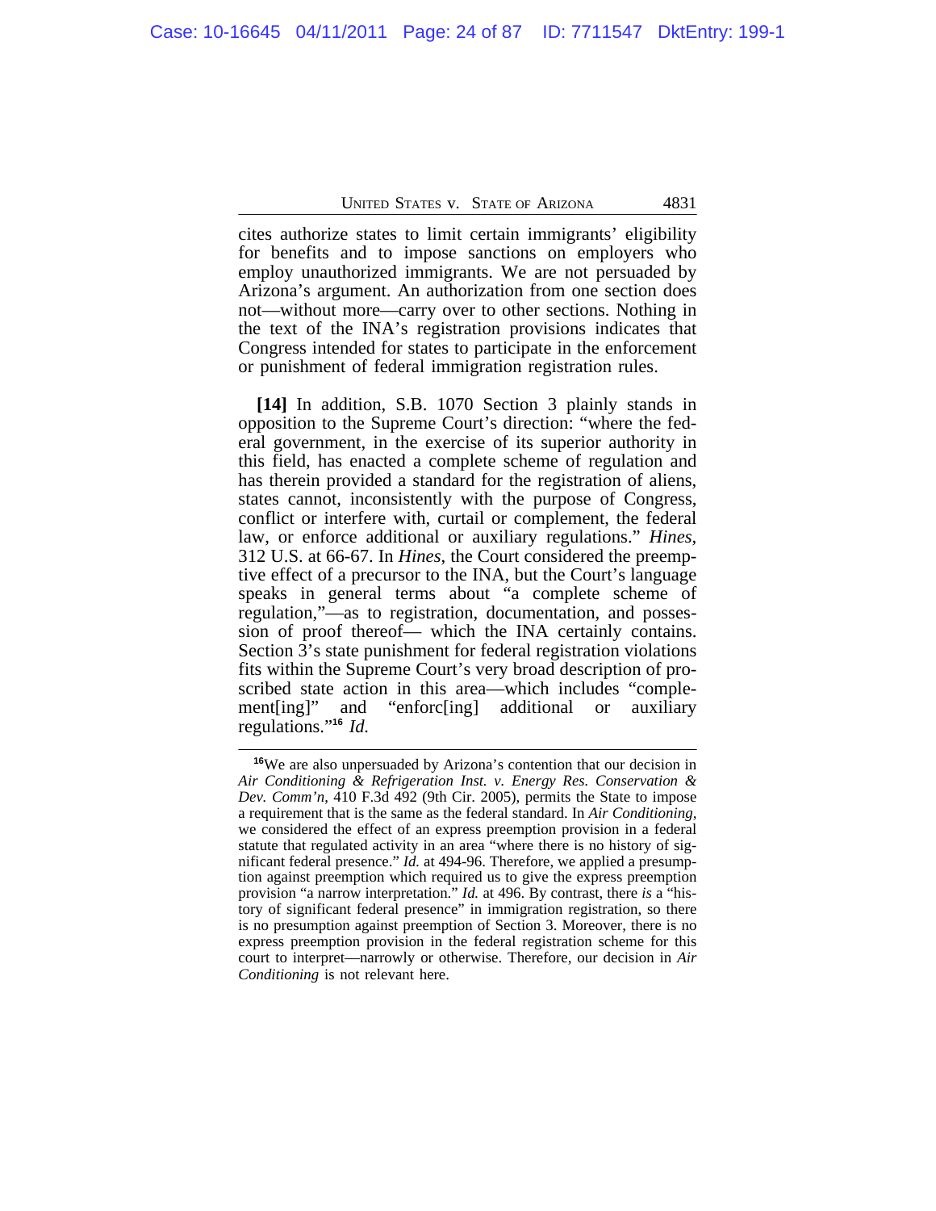cites authorize states to limit certain immigrants' eligibility for benefits and to impose sanctions on employers who employ unauthorized immigrants. We are not persuaded by Arizona's argument. An authorization from one section does not—without more—carry over to other sections. Nothing in the text of the INA's registration provisions indicates that Congress intended for states to participate in the enforcement or punishment of federal immigration registration rules.

**[14]** In addition, S.B. 1070 Section 3 plainly stands in opposition to the Supreme Court's direction: "where the federal government, in the exercise of its superior authority in this field, has enacted a complete scheme of regulation and has therein provided a standard for the registration of aliens, states cannot, inconsistently with the purpose of Congress, conflict or interfere with, curtail or complement, the federal law, or enforce additional or auxiliary regulations." *Hines*, 312 U.S. at 66-67. In *Hines*, the Court considered the preemptive effect of a precursor to the INA, but the Court's language speaks in general terms about "a complete scheme of regulation,"—as to registration, documentation, and possession of proof thereof— which the INA certainly contains. Section 3's state punishment for federal registration violations fits within the Supreme Court's very broad description of proscribed state action in this area—which includes "complement[ing]" and "enforc[ing] additional or auxiliary regulations."[16] *Id.*

[16]We are also unpersuaded by Arizona's contention that our decision in *Air Conditioning & Refrigeration Inst. v. Energy Res. Conservation & Dev. Comm'n*, 410 F.3d 492 (9th Cir. 2005), permits the State to impose a requirement that is the same as the federal standard. In *Air Conditioning*, we considered the effect of an express preemption provision in a federal statute that regulated activity in an area "where there is no history of significant federal presence." *Id.* at 494-96. Therefore, we applied a presumption against preemption which required us to give the express preemption provision "a narrow interpretation." *Id.* at 496. By contrast, there *is* a "history of significant federal presence" in immigration registration, so there is no presumption against preemption of Section 3. Moreover, there is no express preemption provision in the federal registration scheme for this court to interpret—narrowly or otherwise. Therefore, our decision in *Air Conditioning* is not relevant here.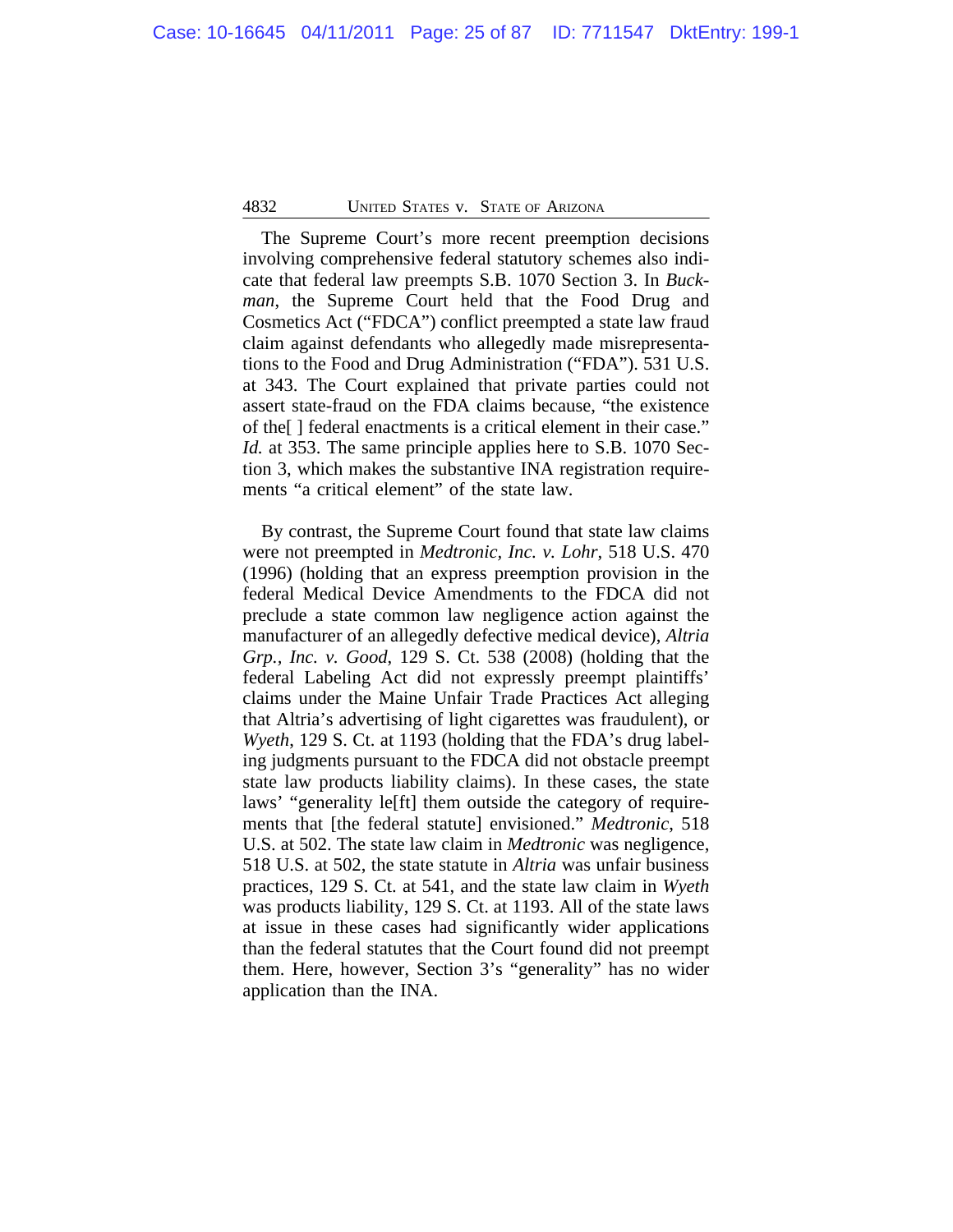The Supreme Court's more recent preemption decisions involving comprehensive federal statutory schemes also indicate that federal law preempts S.B. 1070 Section 3. In *Buckman*, the Supreme Court held that the Food Drug and Cosmetics Act ("FDCA") conflict preempted a state law fraud claim against defendants who allegedly made misrepresentations to the Food and Drug Administration ("FDA"). 531 U.S. at 343. The Court explained that private parties could not assert state-fraud on the FDA claims because, "the existence of the[ ] federal enactments is a critical element in their case." *Id.* at 353. The same principle applies here to S.B. 1070 Section 3, which makes the substantive INA registration requirements "a critical element" of the state law.

By contrast, the Supreme Court found that state law claims were not preempted in *Medtronic, Inc. v. Lohr*, 518 U.S. 470 (1996) (holding that an express preemption provision in the federal Medical Device Amendments to the FDCA did not preclude a state common law negligence action against the manufacturer of an allegedly defective medical device), *Altria Grp., Inc. v. Good*, 129 S. Ct. 538 (2008) (holding that the federal Labeling Act did not expressly preempt plaintiffs' claims under the Maine Unfair Trade Practices Act alleging that Altria's advertising of light cigarettes was fraudulent), or *Wyeth*, 129 S. Ct. at 1193 (holding that the FDA's drug labeling judgments pursuant to the FDCA did not obstacle preempt state law products liability claims). In these cases, the state laws' "generality le[ft] them outside the category of requirements that [the federal statute] envisioned." *Medtronic*, 518 U.S. at 502. The state law claim in *Medtronic* was negligence, 518 U.S. at 502, the state statute in *Altria* was unfair business practices, 129 S. Ct. at 541, and the state law claim in *Wyeth* was products liability, 129 S. Ct. at 1193. All of the state laws at issue in these cases had significantly wider applications than the federal statutes that the Court found did not preempt them. Here, however, Section 3's "generality" has no wider application than the INA.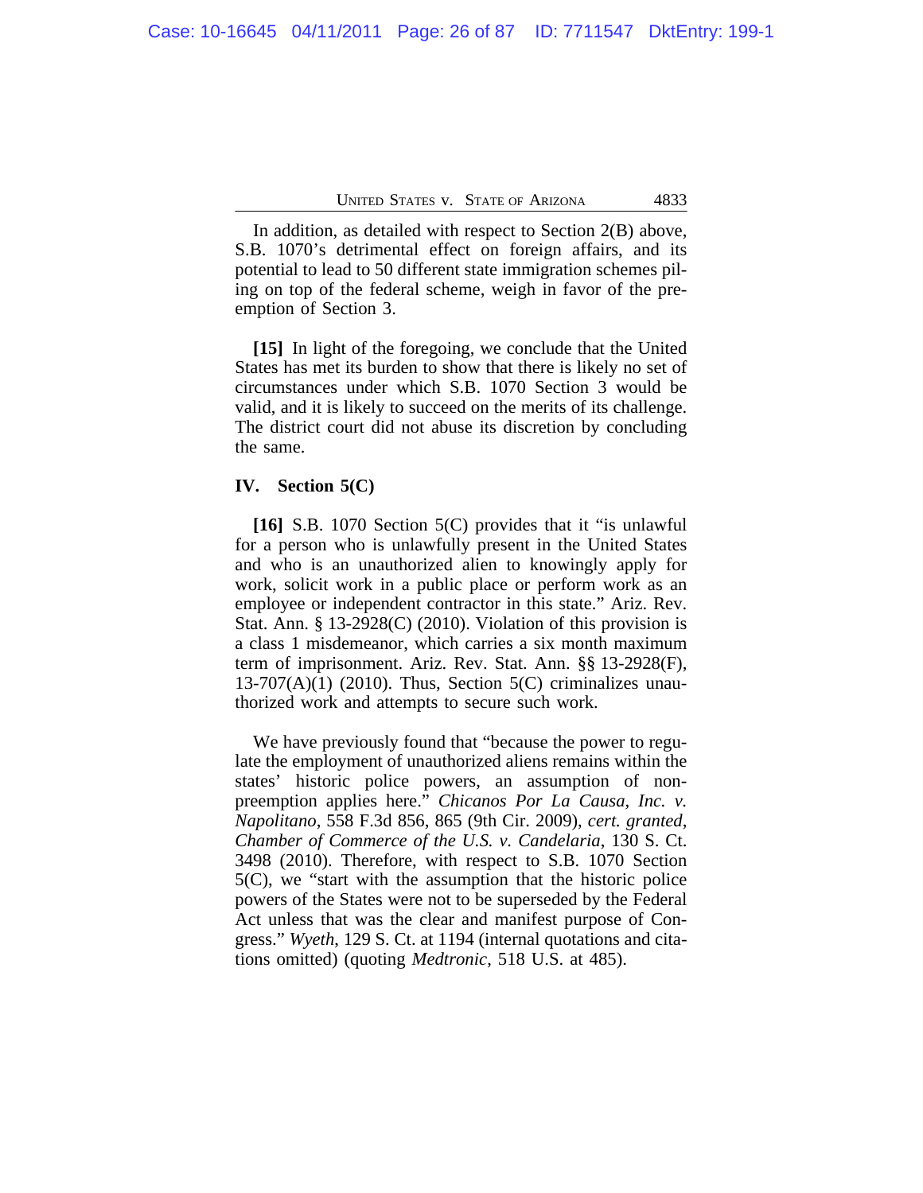In addition, as detailed with respect to Section 2(B) above, S.B. 1070's detrimental effect on foreign affairs, and its potential to lead to 50 different state immigration schemes piling on top of the federal scheme, weigh in favor of the preemption of Section 3.

**[15]** In light of the foregoing, we conclude that the United States has met its burden to show that there is likely no set of circumstances under which S.B. 1070 Section 3 would be valid, and it is likely to succeed on the merits of its challenge. The district court did not abuse its discretion by concluding the same.

## IV. Section 5(C)

**[16]** S.B. 1070 Section 5(C) provides that it "is unlawful for a person who is unlawfully present in the United States and who is an unauthorized alien to knowingly apply for work, solicit work in a public place or perform work as an employee or independent contractor in this state." Ariz. Rev. Stat. Ann. § 13-2928(C) (2010). Violation of this provision is a class 1 misdemeanor, which carries a six month maximum term of imprisonment. Ariz. Rev. Stat. Ann. §§ 13-2928(F), 13-707(A)(1) (2010). Thus, Section 5(C) criminalizes unauthorized work and attempts to secure such work.

We have previously found that "because the power to regulate the employment of unauthorized aliens remains within the states' historic police powers, an assumption of non-preemption applies here." *Chicanos Por La Causa, Inc. v. Napolitano*, 558 F.3d 856, 865 (9th Cir. 2009), *cert. granted*, *Chamber of Commerce of the U.S. v. Candelaria*, 130 S. Ct. 3498 (2010). Therefore, with respect to S.B. 1070 Section 5(C), we "start with the assumption that the historic police powers of the States were not to be superseded by the Federal Act unless that was the clear and manifest purpose of Congress." *Wyeth*, 129 S. Ct. at 1194 (internal quotations and citations omitted) (quoting *Medtronic*, 518 U.S. at 485).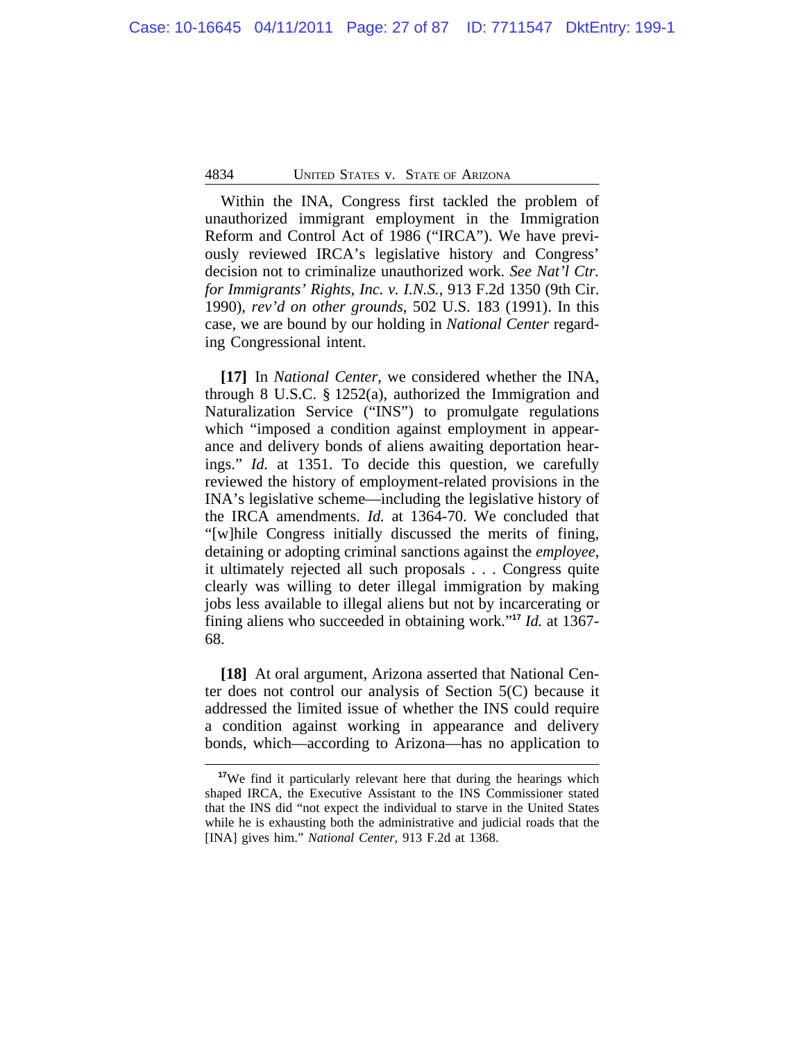Within the INA, Congress first tackled the problem of unauthorized immigrant employment in the Immigration Reform and Control Act of 1986 ("IRCA"). We have previously reviewed IRCA's legislative history and Congress' decision not to criminalize unauthorized work. *See Nat'l Ctr. for Immigrants' Rights, Inc. v. I.N.S.*, 913 F.2d 1350 (9th Cir. 1990), *rev'd on other grounds*, 502 U.S. 183 (1991). In this case, we are bound by our holding in *National Center* regarding Congressional intent.

**[17]** In *National Center*, we considered whether the INA, through 8 U.S.C. § 1252(a), authorized the Immigration and Naturalization Service ("INS") to promulgate regulations which "imposed a condition against employment in appearance and delivery bonds of aliens awaiting deportation hearings." *Id.* at 1351. To decide this question, we carefully reviewed the history of employment-related provisions in the INA's legislative scheme—including the legislative history of the IRCA amendments. *Id.* at 1364-70. We concluded that "[w]hile Congress initially discussed the merits of fining, detaining or adopting criminal sanctions against the *employee*, it ultimately rejected all such proposals . . . Congress quite clearly was willing to deter illegal immigration by making jobs less available to illegal aliens but not by incarcerating or fining aliens who succeeded in obtaining work."[17] *Id.* at 1367-68.

**[18]** At oral argument, Arizona asserted that National Center does not control our analysis of Section 5(C) because it addressed the limited issue of whether the INS could require a condition against working in appearance and delivery bonds, which—according to Arizona—has no application to

---

[17]We find it particularly relevant here that during the hearings which shaped IRCA, the Executive Assistant to the INS Commissioner stated that the INS did "not expect the individual to starve in the United States while he is exhausting both the administrative and judicial roads that the [INA] gives him." *National Center*, 913 F.2d at 1368.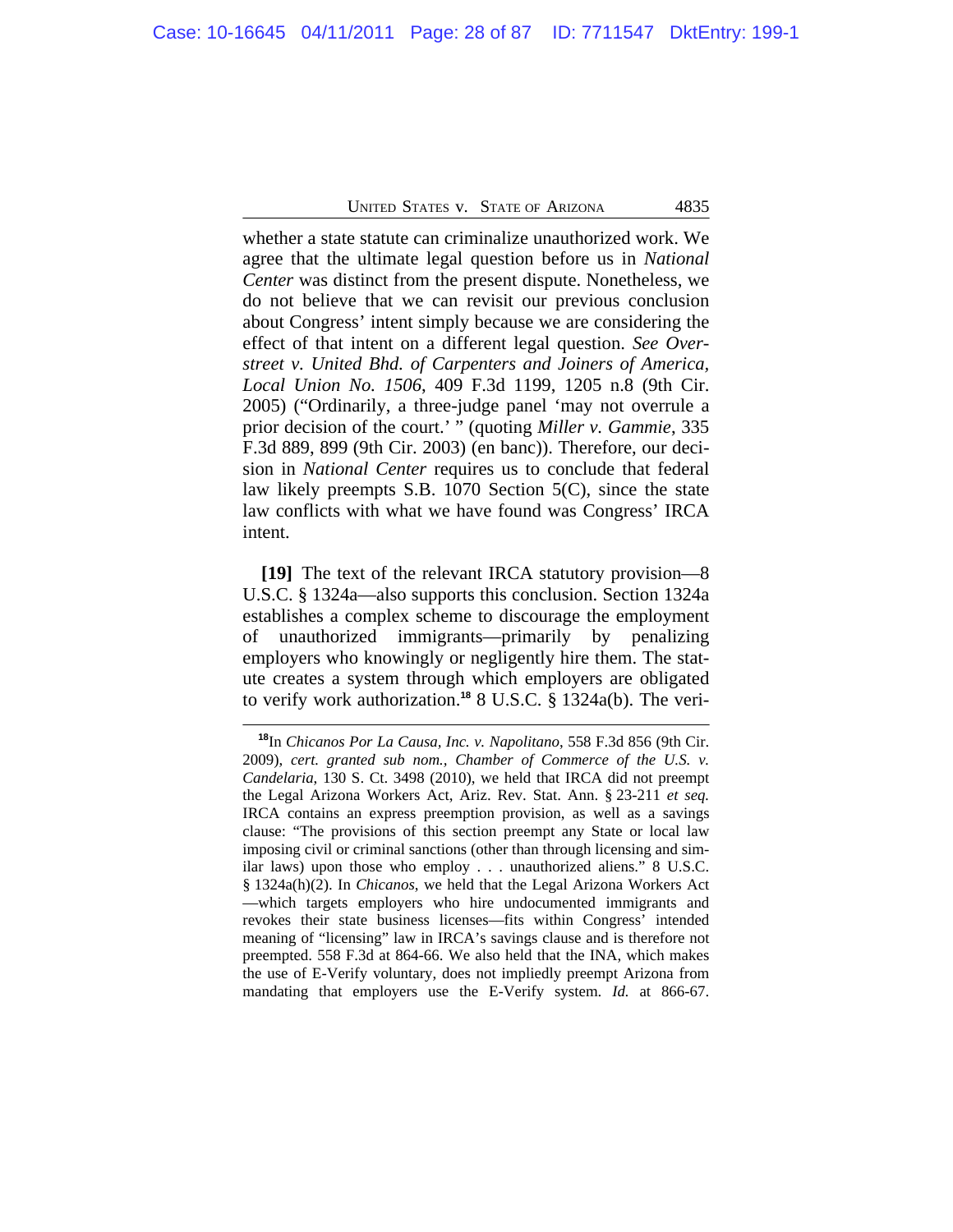whether a state statute can criminalize unauthorized work. We agree that the ultimate legal question before us in *National Center* was distinct from the present dispute. Nonetheless, we do not believe that we can revisit our previous conclusion about Congress' intent simply because we are considering the effect of that intent on a different legal question. *See Overstreet v. United Bhd. of Carpenters and Joiners of America, Local Union No. 1506*, 409 F.3d 1199, 1205 n.8 (9th Cir. 2005) ("Ordinarily, a three-judge panel 'may not overrule a prior decision of the court.' " (quoting *Miller v. Gammie*, 335 F.3d 889, 899 (9th Cir. 2003) (en banc)). Therefore, our decision in *National Center* requires us to conclude that federal law likely preempts S.B. 1070 Section 5(C), since the state law conflicts with what we have found was Congress' IRCA intent.

**[19]** The text of the relevant IRCA statutory provision—8 U.S.C. § 1324a—also supports this conclusion. Section 1324a establishes a complex scheme to discourage the employment of unauthorized immigrants—primarily by penalizing employers who knowingly or negligently hire them. The statute creates a system through which employers are obligated to verify work authorization.[18] 8 U.S.C. § 1324a(b). The veri-

[18]In *Chicanos Por La Causa, Inc. v. Napolitano*, 558 F.3d 856 (9th Cir. 2009), *cert. granted sub nom., Chamber of Commerce of the U.S. v. Candelaria*, 130 S. Ct. 3498 (2010), we held that IRCA did not preempt the Legal Arizona Workers Act, Ariz. Rev. Stat. Ann. § 23-211 *et seq.* IRCA contains an express preemption provision, as well as a savings clause: "The provisions of this section preempt any State or local law imposing civil or criminal sanctions (other than through licensing and similar laws) upon those who employ . . . unauthorized aliens." 8 U.S.C. § 1324a(h)(2). In *Chicanos*, we held that the Legal Arizona Workers Act —which targets employers who hire undocumented immigrants and revokes their state business licenses—fits within Congress' intended meaning of "licensing" law in IRCA's savings clause and is therefore not preempted. 558 F.3d at 864-66. We also held that the INA, which makes the use of E-Verify voluntary, does not impliedly preempt Arizona from mandating that employers use the E-Verify system. *Id.* at 866-67.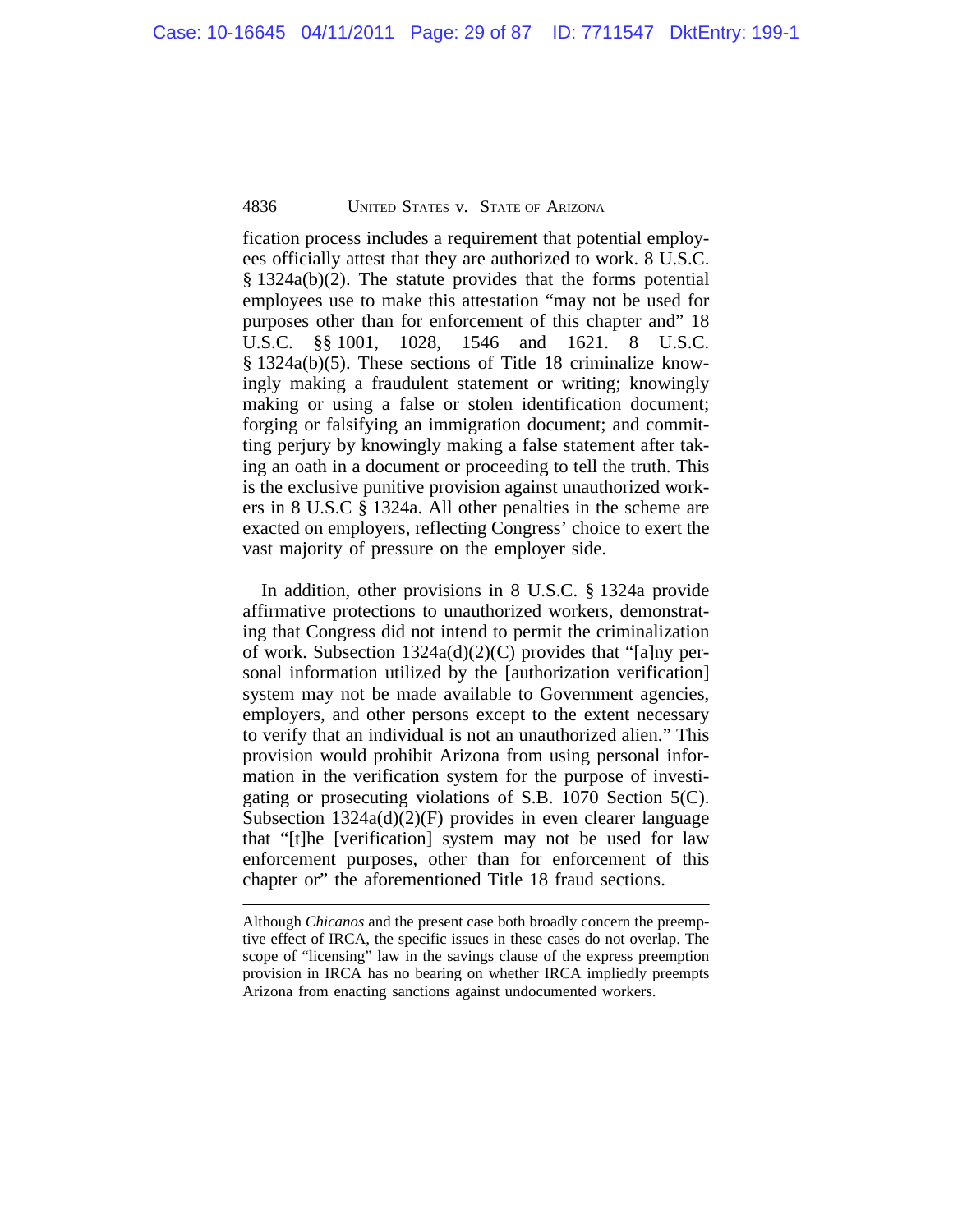fication process includes a requirement that potential employees officially attest that they are authorized to work. 8 U.S.C. § 1324a(b)(2). The statute provides that the forms potential employees use to make this attestation "may not be used for purposes other than for enforcement of this chapter and" 18 U.S.C. §§ 1001, 1028, 1546 and 1621. 8 U.S.C. § 1324a(b)(5). These sections of Title 18 criminalize knowingly making a fraudulent statement or writing; knowingly making or using a false or stolen identification document; forging or falsifying an immigration document; and committing perjury by knowingly making a false statement after taking an oath in a document or proceeding to tell the truth. This is the exclusive punitive provision against unauthorized workers in 8 U.S.C § 1324a. All other penalties in the scheme are exacted on employers, reflecting Congress' choice to exert the vast majority of pressure on the employer side.

In addition, other provisions in 8 U.S.C. § 1324a provide affirmative protections to unauthorized workers, demonstrating that Congress did not intend to permit the criminalization of work. Subsection 1324a(d)(2)(C) provides that "[a]ny personal information utilized by the [authorization verification] system may not be made available to Government agencies, employers, and other persons except to the extent necessary to verify that an individual is not an unauthorized alien." This provision would prohibit Arizona from using personal information in the verification system for the purpose of investigating or prosecuting violations of S.B. 1070 Section 5(C). Subsection 1324a(d)(2)(F) provides in even clearer language that "[t]he [verification] system may not be used for law enforcement purposes, other than for enforcement of this chapter or" the aforementioned Title 18 fraud sections.

---

Although *Chicanos* and the present case both broadly concern the preemptive effect of IRCA, the specific issues in these cases do not overlap. The scope of "licensing" law in the savings clause of the express preemption provision in IRCA has no bearing on whether IRCA impliedly preempts Arizona from enacting sanctions against undocumented workers.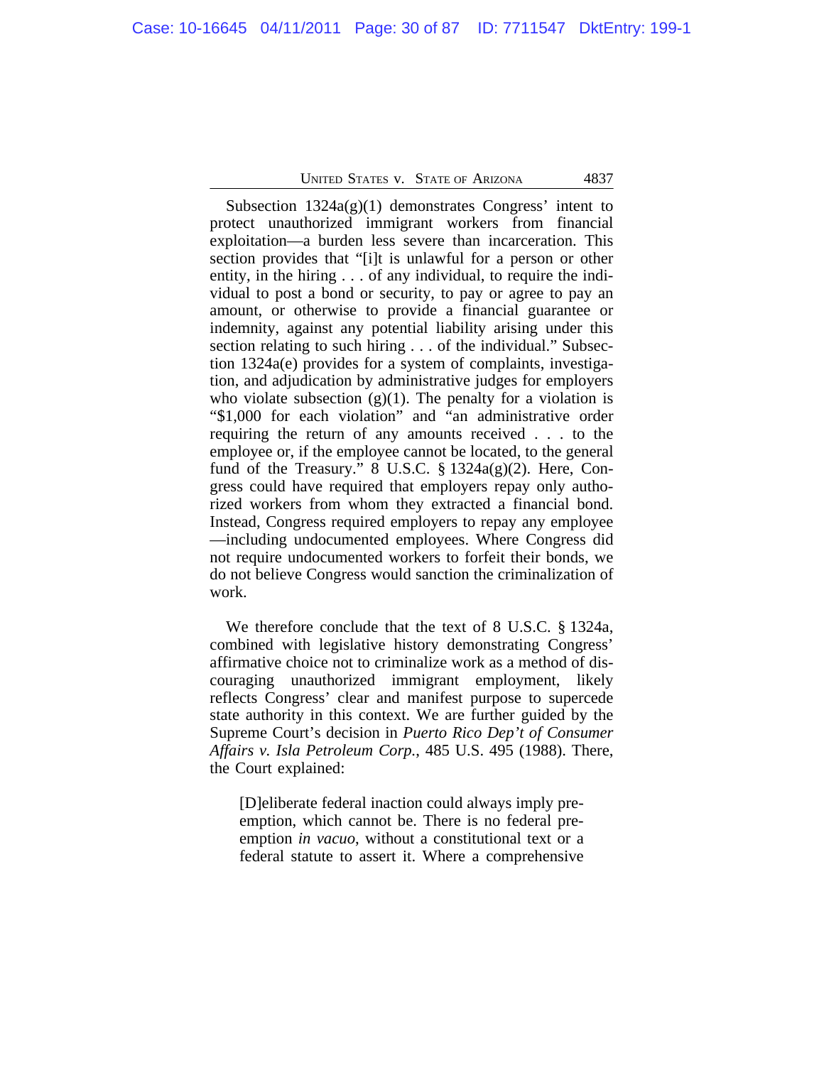Subsection 1324a(g)(1) demonstrates Congress' intent to protect unauthorized immigrant workers from financial exploitation—a burden less severe than incarceration. This section provides that "[i]t is unlawful for a person or other entity, in the hiring . . . of any individual, to require the individual to post a bond or security, to pay or agree to pay an amount, or otherwise to provide a financial guarantee or indemnity, against any potential liability arising under this section relating to such hiring . . . of the individual." Subsection 1324a(e) provides for a system of complaints, investigation, and adjudication by administrative judges for employers who violate subsection (g)(1). The penalty for a violation is "$1,000 for each violation" and "an administrative order requiring the return of any amounts received . . . to the employee or, if the employee cannot be located, to the general fund of the Treasury." 8 U.S.C. § 1324a(g)(2). Here, Congress could have required that employers repay only authorized workers from whom they extracted a financial bond. Instead, Congress required employers to repay any employee —including undocumented employees. Where Congress did not require undocumented workers to forfeit their bonds, we do not believe Congress would sanction the criminalization of work.

We therefore conclude that the text of 8 U.S.C. § 1324a, combined with legislative history demonstrating Congress' affirmative choice not to criminalize work as a method of discouraging unauthorized immigrant employment, likely reflects Congress' clear and manifest purpose to supercede state authority in this context. We are further guided by the Supreme Court's decision in *Puerto Rico Dep't of Consumer Affairs v. Isla Petroleum Corp.*, 485 U.S. 495 (1988). There, the Court explained:

> [D]eliberate federal inaction could always imply preemption, which cannot be. There is no federal preemption *in vacuo*, without a constitutional text or a federal statute to assert it. Where a comprehensive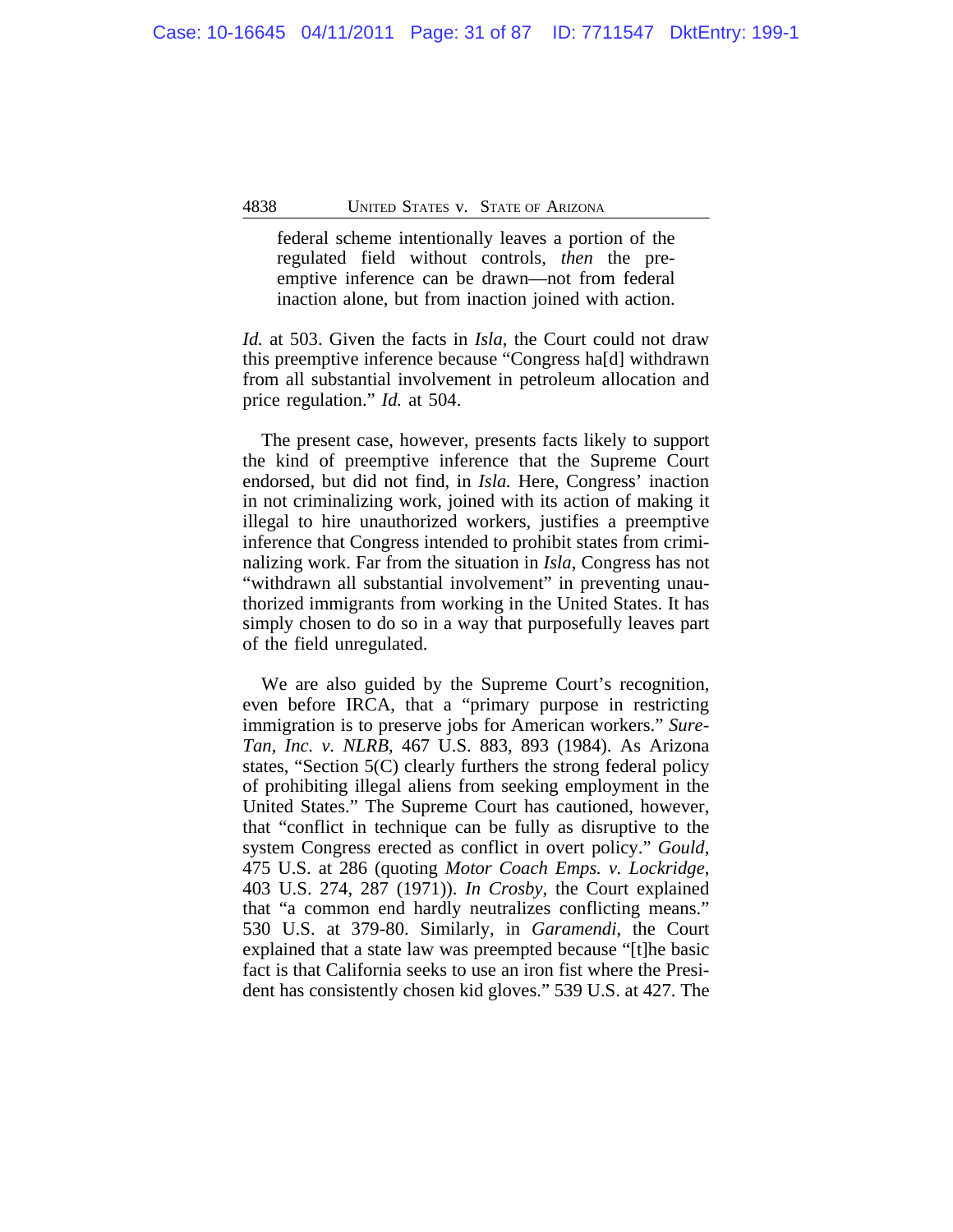> federal scheme intentionally leaves a portion of the regulated field without controls, *then* the preemptive inference can be drawn—not from federal inaction alone, but from inaction joined with action.

*Id.* at 503. Given the facts in *Isla*, the Court could not draw this preemptive inference because "Congress ha[d] withdrawn from all substantial involvement in petroleum allocation and price regulation." *Id.* at 504.

The present case, however, presents facts likely to support the kind of preemptive inference that the Supreme Court endorsed, but did not find, in *Isla.* Here, Congress' inaction in not criminalizing work, joined with its action of making it illegal to hire unauthorized workers, justifies a preemptive inference that Congress intended to prohibit states from criminalizing work. Far from the situation in *Isla*, Congress has not "withdrawn all substantial involvement" in preventing unauthorized immigrants from working in the United States. It has simply chosen to do so in a way that purposefully leaves part of the field unregulated.

We are also guided by the Supreme Court's recognition, even before IRCA, that a "primary purpose in restricting immigration is to preserve jobs for American workers." *Sure-Tan, Inc. v. NLRB*, 467 U.S. 883, 893 (1984). As Arizona states, "Section 5(C) clearly furthers the strong federal policy of prohibiting illegal aliens from seeking employment in the United States." The Supreme Court has cautioned, however, that "conflict in technique can be fully as disruptive to the system Congress erected as conflict in overt policy." *Gould*, 475 U.S. at 286 (quoting *Motor Coach Emps. v. Lockridge*, 403 U.S. 274, 287 (1971)). *In Crosby*, the Court explained that "a common end hardly neutralizes conflicting means." 530 U.S. at 379-80. Similarly, in *Garamendi*, the Court explained that a state law was preempted because "[t]he basic fact is that California seeks to use an iron fist where the President has consistently chosen kid gloves." 539 U.S. at 427. The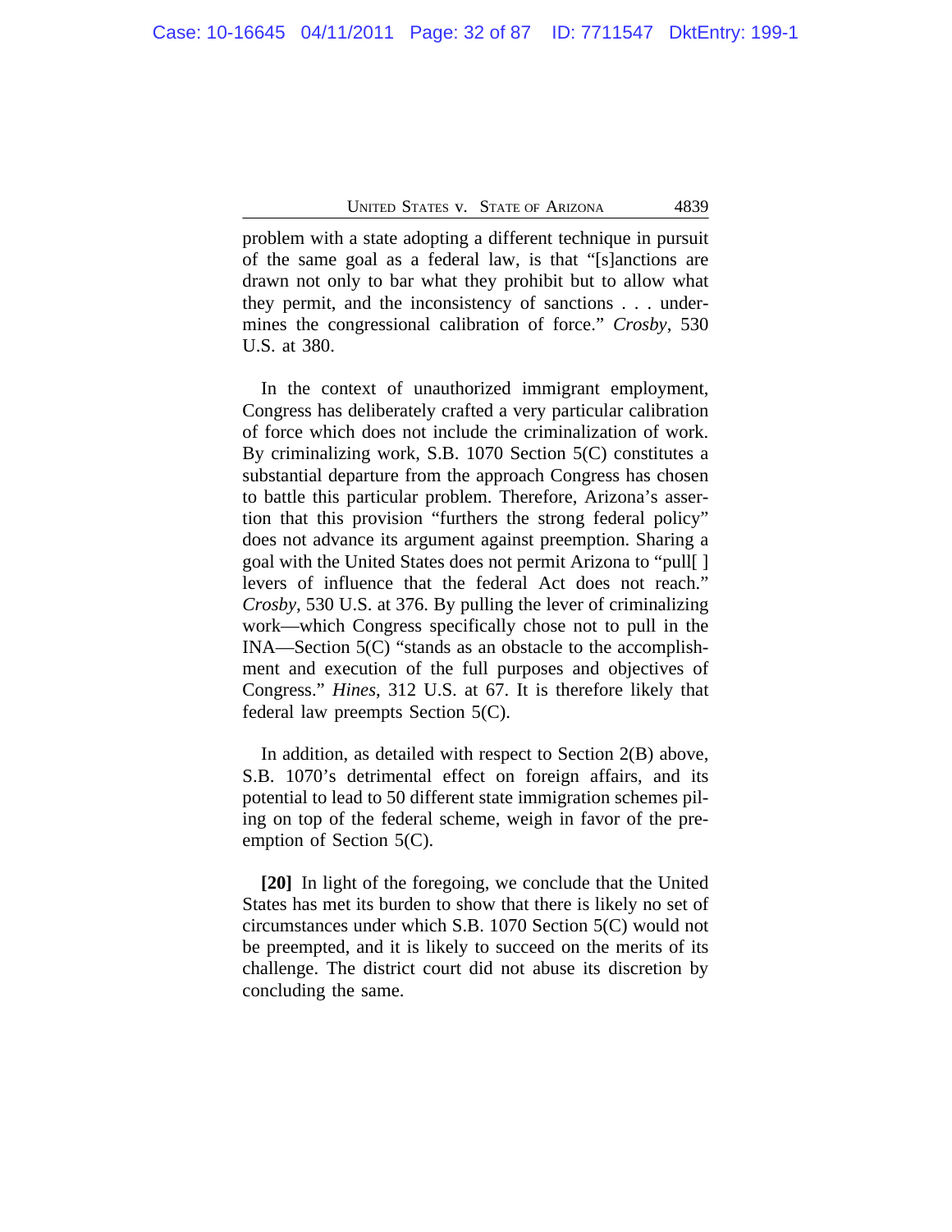problem with a state adopting a different technique in pursuit of the same goal as a federal law, is that "[s]anctions are drawn not only to bar what they prohibit but to allow what they permit, and the inconsistency of sanctions . . . undermines the congressional calibration of force." *Crosby*, 530 U.S. at 380.

In the context of unauthorized immigrant employment, Congress has deliberately crafted a very particular calibration of force which does not include the criminalization of work. By criminalizing work, S.B. 1070 Section 5(C) constitutes a substantial departure from the approach Congress has chosen to battle this particular problem. Therefore, Arizona's assertion that this provision "furthers the strong federal policy" does not advance its argument against preemption. Sharing a goal with the United States does not permit Arizona to "pull[ ] levers of influence that the federal Act does not reach." *Crosby*, 530 U.S. at 376. By pulling the lever of criminalizing work—which Congress specifically chose not to pull in the INA—Section 5(C) "stands as an obstacle to the accomplishment and execution of the full purposes and objectives of Congress." *Hines*, 312 U.S. at 67. It is therefore likely that federal law preempts Section 5(C).

In addition, as detailed with respect to Section 2(B) above, S.B. 1070's detrimental effect on foreign affairs, and its potential to lead to 50 different state immigration schemes piling on top of the federal scheme, weigh in favor of the preemption of Section 5(C).

**[20]** In light of the foregoing, we conclude that the United States has met its burden to show that there is likely no set of circumstances under which S.B. 1070 Section 5(C) would not be preempted, and it is likely to succeed on the merits of its challenge. The district court did not abuse its discretion by concluding the same.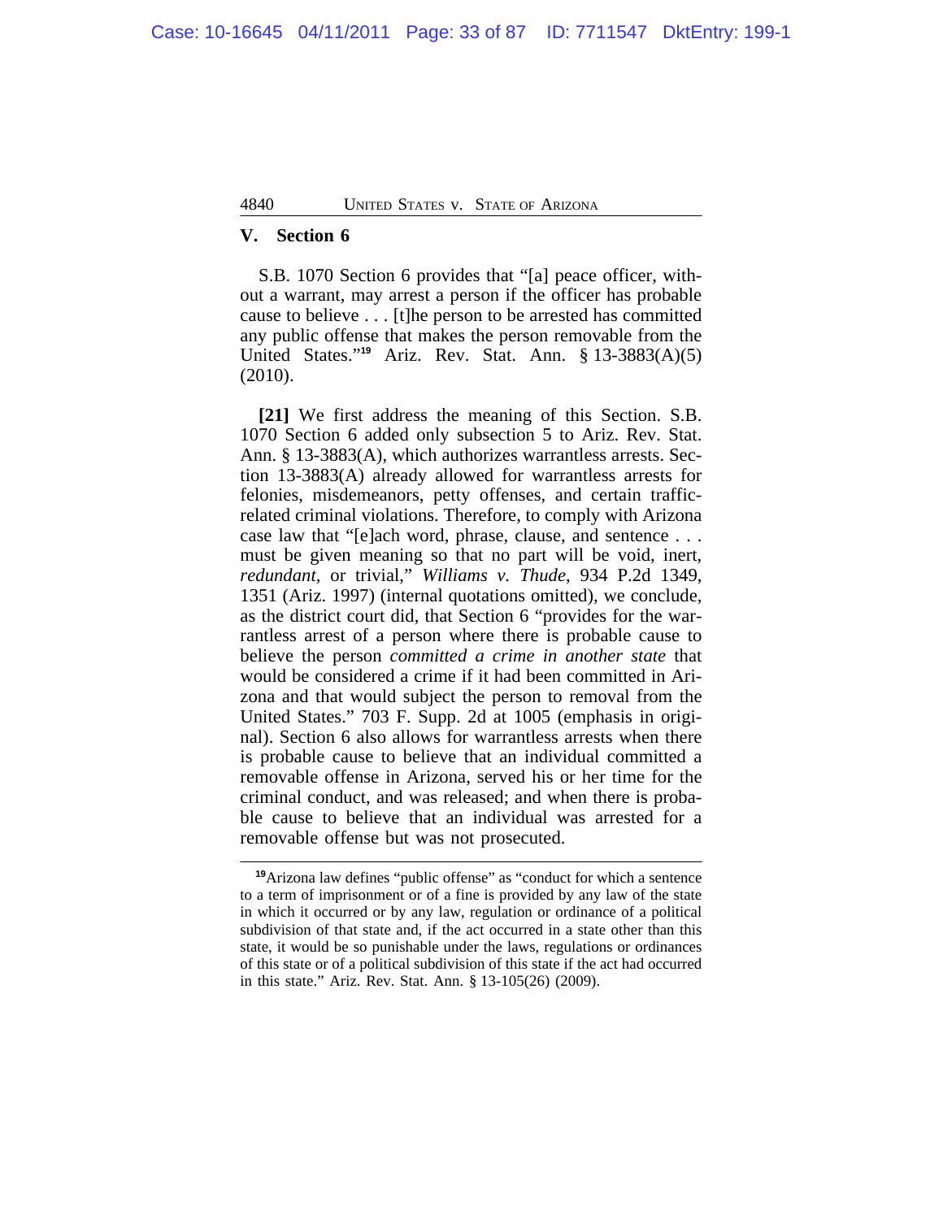## V. Section 6

S.B. 1070 Section 6 provides that "[a] peace officer, without a warrant, may arrest a person if the officer has probable cause to believe . . . [t]he person to be arrested has committed any public offense that makes the person removable from the United States."[19] Ariz. Rev. Stat. Ann. § 13-3883(A)(5) (2010).

**[21]** We first address the meaning of this Section. S.B. 1070 Section 6 added only subsection 5 to Ariz. Rev. Stat. Ann. § 13-3883(A), which authorizes warrantless arrests. Section 13-3883(A) already allowed for warrantless arrests for felonies, misdemeanors, petty offenses, and certain traffic-related criminal violations. Therefore, to comply with Arizona case law that "[e]ach word, phrase, clause, and sentence . . . must be given meaning so that no part will be void, inert, *redundant*, or trivial," *Williams v. Thude*, 934 P.2d 1349, 1351 (Ariz. 1997) (internal quotations omitted), we conclude, as the district court did, that Section 6 "provides for the warrantless arrest of a person where there is probable cause to believe the person *committed a crime in another state* that would be considered a crime if it had been committed in Arizona and that would subject the person to removal from the United States." 703 F. Supp. 2d at 1005 (emphasis in original). Section 6 also allows for warrantless arrests when there is probable cause to believe that an individual committed a removable offense in Arizona, served his or her time for the criminal conduct, and was released; and when there is probable cause to believe that an individual was arrested for a removable offense but was not prosecuted.

---

[19] Arizona law defines "public offense" as "conduct for which a sentence to a term of imprisonment or of a fine is provided by any law of the state in which it occurred or by any law, regulation or ordinance of a political subdivision of that state and, if the act occurred in a state other than this state, it would be so punishable under the laws, regulations or ordinances of this state or of a political subdivision of this state if the act had occurred in this state." Ariz. Rev. Stat. Ann. § 13-105(26) (2009).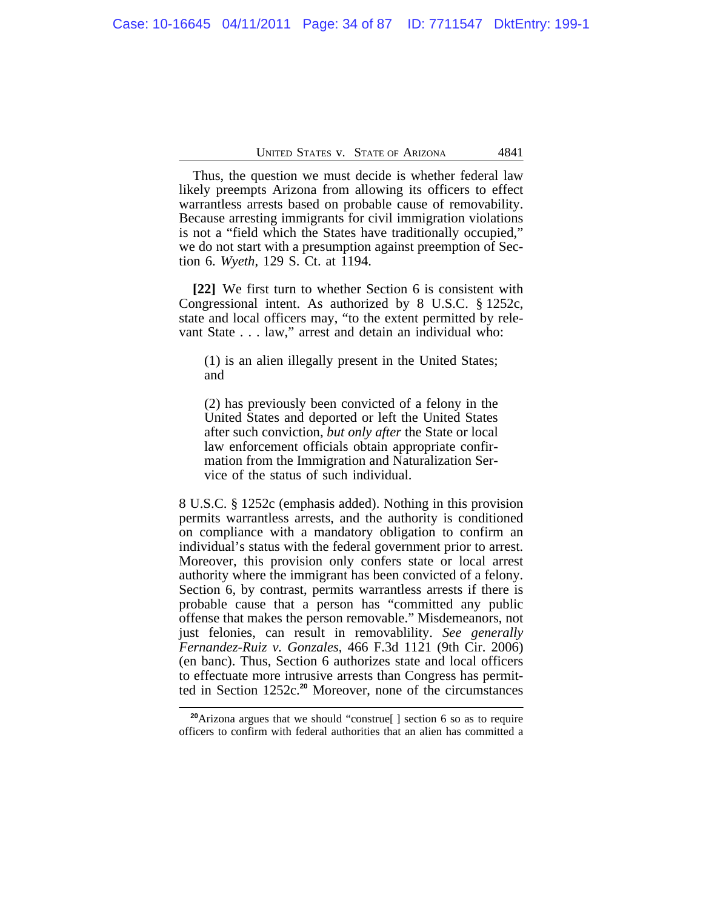Thus, the question we must decide is whether federal law likely preempts Arizona from allowing its officers to effect warrantless arrests based on probable cause of removability. Because arresting immigrants for civil immigration violations is not a "field which the States have traditionally occupied," we do not start with a presumption against preemption of Section 6. *Wyeth*, 129 S. Ct. at 1194.

**[22]** We first turn to whether Section 6 is consistent with Congressional intent. As authorized by 8 U.S.C. § 1252c, state and local officers may, "to the extent permitted by relevant State . . . law," arrest and detain an individual who:

> (1) is an alien illegally present in the United States; and
>
> (2) has previously been convicted of a felony in the United States and deported or left the United States after such conviction, *but only after* the State or local law enforcement officials obtain appropriate confirmation from the Immigration and Naturalization Service of the status of such individual.

8 U.S.C. § 1252c (emphasis added). Nothing in this provision permits warrantless arrests, and the authority is conditioned on compliance with a mandatory obligation to confirm an individual's status with the federal government prior to arrest. Moreover, this provision only confers state or local arrest authority where the immigrant has been convicted of a felony. Section 6, by contrast, permits warrantless arrests if there is probable cause that a person has "committed any public offense that makes the person removable." Misdemeanors, not just felonies, can result in removablility. *See generally Fernandez-Ruiz v. Gonzales*, 466 F.3d 1121 (9th Cir. 2006) (en banc). Thus, Section 6 authorizes state and local officers to effectuate more intrusive arrests than Congress has permitted in Section 1252c.[20] Moreover, none of the circumstances

---

[20]Arizona argues that we should "construe[ ] section 6 so as to require officers to confirm with federal authorities that an alien has committed a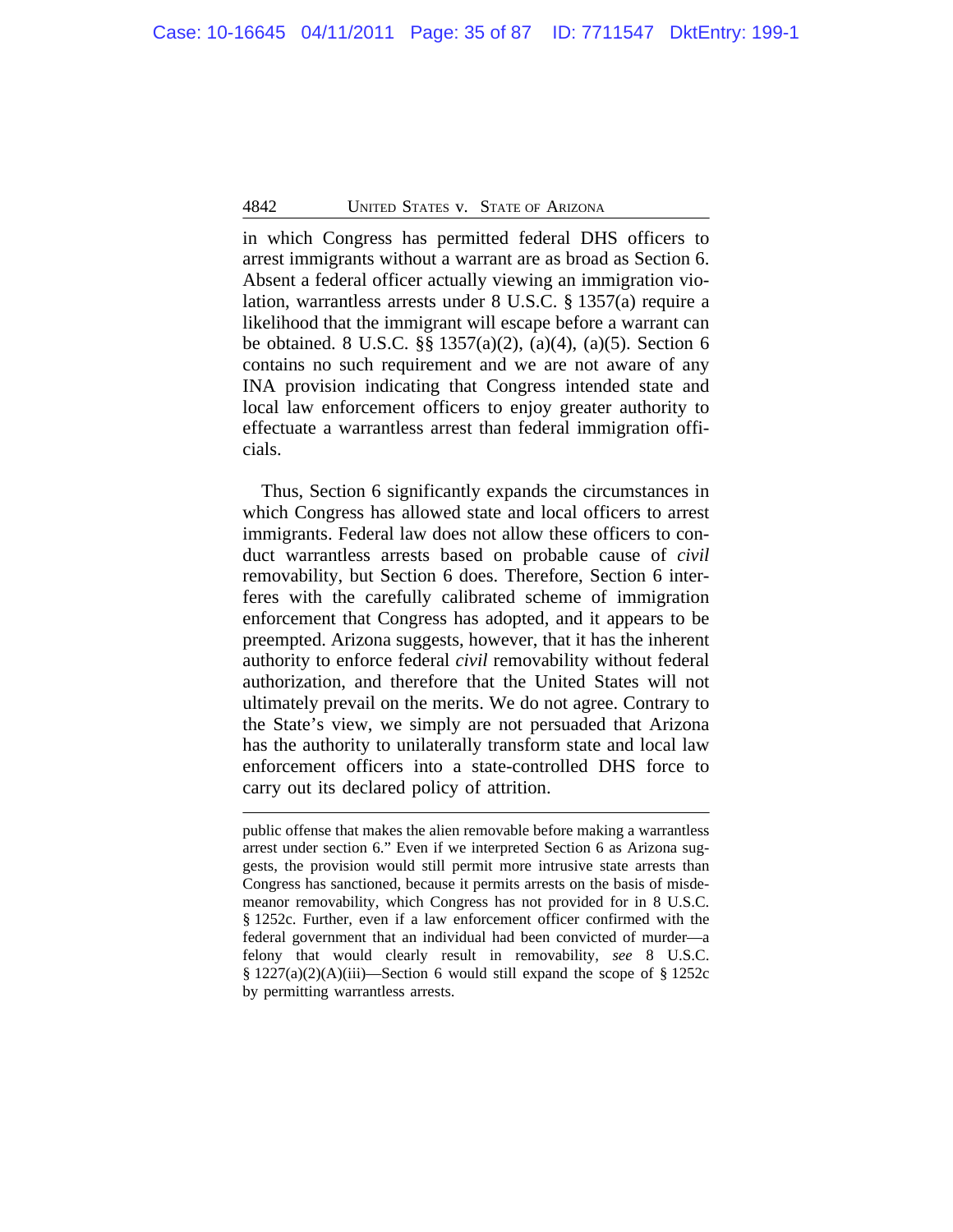in which Congress has permitted federal DHS officers to arrest immigrants without a warrant are as broad as Section 6. Absent a federal officer actually viewing an immigration violation, warrantless arrests under 8 U.S.C. § 1357(a) require a likelihood that the immigrant will escape before a warrant can be obtained. 8 U.S.C. §§ 1357(a)(2), (a)(4), (a)(5). Section 6 contains no such requirement and we are not aware of any INA provision indicating that Congress intended state and local law enforcement officers to enjoy greater authority to effectuate a warrantless arrest than federal immigration officials.

Thus, Section 6 significantly expands the circumstances in which Congress has allowed state and local officers to arrest immigrants. Federal law does not allow these officers to conduct warrantless arrests based on probable cause of *civil* removability, but Section 6 does. Therefore, Section 6 interferes with the carefully calibrated scheme of immigration enforcement that Congress has adopted, and it appears to be preempted. Arizona suggests, however, that it has the inherent authority to enforce federal *civil* removability without federal authorization, and therefore that the United States will not ultimately prevail on the merits. We do not agree. Contrary to the State's view, we simply are not persuaded that Arizona has the authority to unilaterally transform state and local law enforcement officers into a state-controlled DHS force to carry out its declared policy of attrition.

---

public offense that makes the alien removable before making a warrantless arrest under section 6." Even if we interpreted Section 6 as Arizona suggests, the provision would still permit more intrusive state arrests than Congress has sanctioned, because it permits arrests on the basis of misdemeanor removability, which Congress has not provided for in 8 U.S.C. § 1252c. Further, even if a law enforcement officer confirmed with the federal government that an individual had been convicted of murder—a felony that would clearly result in removability, *see* 8 U.S.C. § 1227(a)(2)(A)(iii)—Section 6 would still expand the scope of § 1252c by permitting warrantless arrests.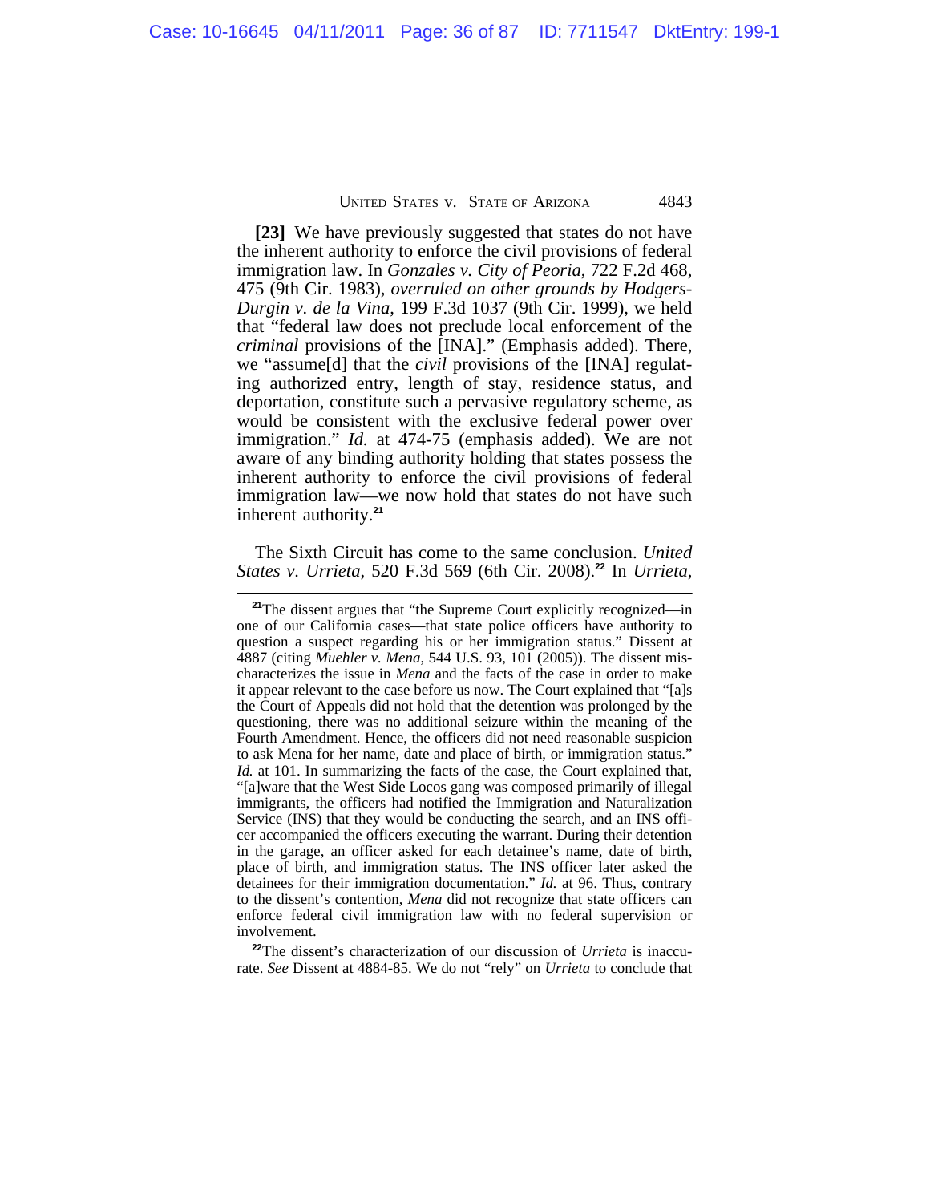**[23]** We have previously suggested that states do not have the inherent authority to enforce the civil provisions of federal immigration law. In *Gonzales v. City of Peoria*, 722 F.2d 468, 475 (9th Cir. 1983), *overruled on other grounds by Hodgers-Durgin v. de la Vina*, 199 F.3d 1037 (9th Cir. 1999), we held that "federal law does not preclude local enforcement of the *criminal* provisions of the [INA]." (Emphasis added). There, we "assume[d] that the *civil* provisions of the [INA] regulating authorized entry, length of stay, residence status, and deportation, constitute such a pervasive regulatory scheme, as would be consistent with the exclusive federal power over immigration." *Id.* at 474-75 (emphasis added). We are not aware of any binding authority holding that states possess the inherent authority to enforce the civil provisions of federal immigration law—we now hold that states do not have such inherent authority.[21]

The Sixth Circuit has come to the same conclusion. *United States v. Urrieta*, 520 F.3d 569 (6th Cir. 2008).[22] In *Urrieta*,

---

[21]The dissent argues that "the Supreme Court explicitly recognized—in one of our California cases—that state police officers have authority to question a suspect regarding his or her immigration status." Dissent at 4887 (citing *Muehler v. Mena*, 544 U.S. 93, 101 (2005)). The dissent mischaracterizes the issue in *Mena* and the facts of the case in order to make it appear relevant to the case before us now. The Court explained that "[a]s the Court of Appeals did not hold that the detention was prolonged by the questioning, there was no additional seizure within the meaning of the Fourth Amendment. Hence, the officers did not need reasonable suspicion to ask Mena for her name, date and place of birth, or immigration status." *Id.* at 101. In summarizing the facts of the case, the Court explained that, "[a]ware that the West Side Locos gang was composed primarily of illegal immigrants, the officers had notified the Immigration and Naturalization Service (INS) that they would be conducting the search, and an INS officer accompanied the officers executing the warrant. During their detention in the garage, an officer asked for each detainee's name, date of birth, place of birth, and immigration status. The INS officer later asked the detainees for their immigration documentation." *Id.* at 96. Thus, contrary to the dissent's contention, *Mena* did not recognize that state officers can enforce federal civil immigration law with no federal supervision or involvement.

[22]The dissent's characterization of our discussion of *Urrieta* is inaccurate. *See* Dissent at 4884-85. We do not "rely" on *Urrieta* to conclude that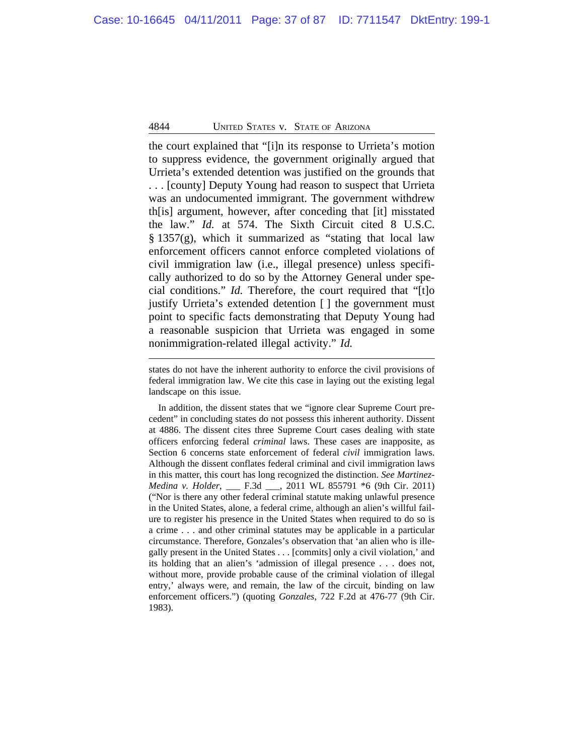the court explained that "[i]n its response to Urrieta's motion to suppress evidence, the government originally argued that Urrieta's extended detention was justified on the grounds that . . . [county] Deputy Young had reason to suspect that Urrieta was an undocumented immigrant. The government withdrew th[is] argument, however, after conceding that [it] misstated the law." *Id.* at 574. The Sixth Circuit cited 8 U.S.C. § 1357(g), which it summarized as "stating that local law enforcement officers cannot enforce completed violations of civil immigration law (i.e., illegal presence) unless specifically authorized to do so by the Attorney General under special conditions." *Id.* Therefore, the court required that "[t]o justify Urrieta's extended detention [ ] the government must point to specific facts demonstrating that Deputy Young had a reasonable suspicion that Urrieta was engaged in some nonimmigration-related illegal activity." *Id.*

---

states do not have the inherent authority to enforce the civil provisions of federal immigration law. We cite this case in laying out the existing legal landscape on this issue.

In addition, the dissent states that we "ignore clear Supreme Court precedent" in concluding states do not possess this inherent authority. Dissent at 4886. The dissent cites three Supreme Court cases dealing with state officers enforcing federal *criminal* laws. These cases are inapposite, as Section 6 concerns state enforcement of federal *civil* immigration laws. Although the dissent conflates federal criminal and civil immigration laws in this matter, this court has long recognized the distinction. *See Martinez-Medina v. Holder*, ___ F.3d ___, 2011 WL 855791 *6 (9th Cir. 2011) ("Nor is there any other federal criminal statute making unlawful presence in the United States, alone, a federal crime, although an alien's willful failure to register his presence in the United States when required to do so is a crime . . . and other criminal statutes may be applicable in a particular circumstance. Therefore, Gonzales's observation that 'an alien who is illegally present in the United States . . . [commits] only a civil violation,' and its holding that an alien's 'admission of illegal presence . . . does not, without more, provide probable cause of the criminal violation of illegal entry,' always were, and remain, the law of the circuit, binding on law enforcement officers.") (quoting *Gonzales*, 722 F.2d at 476-77 (9th Cir. 1983).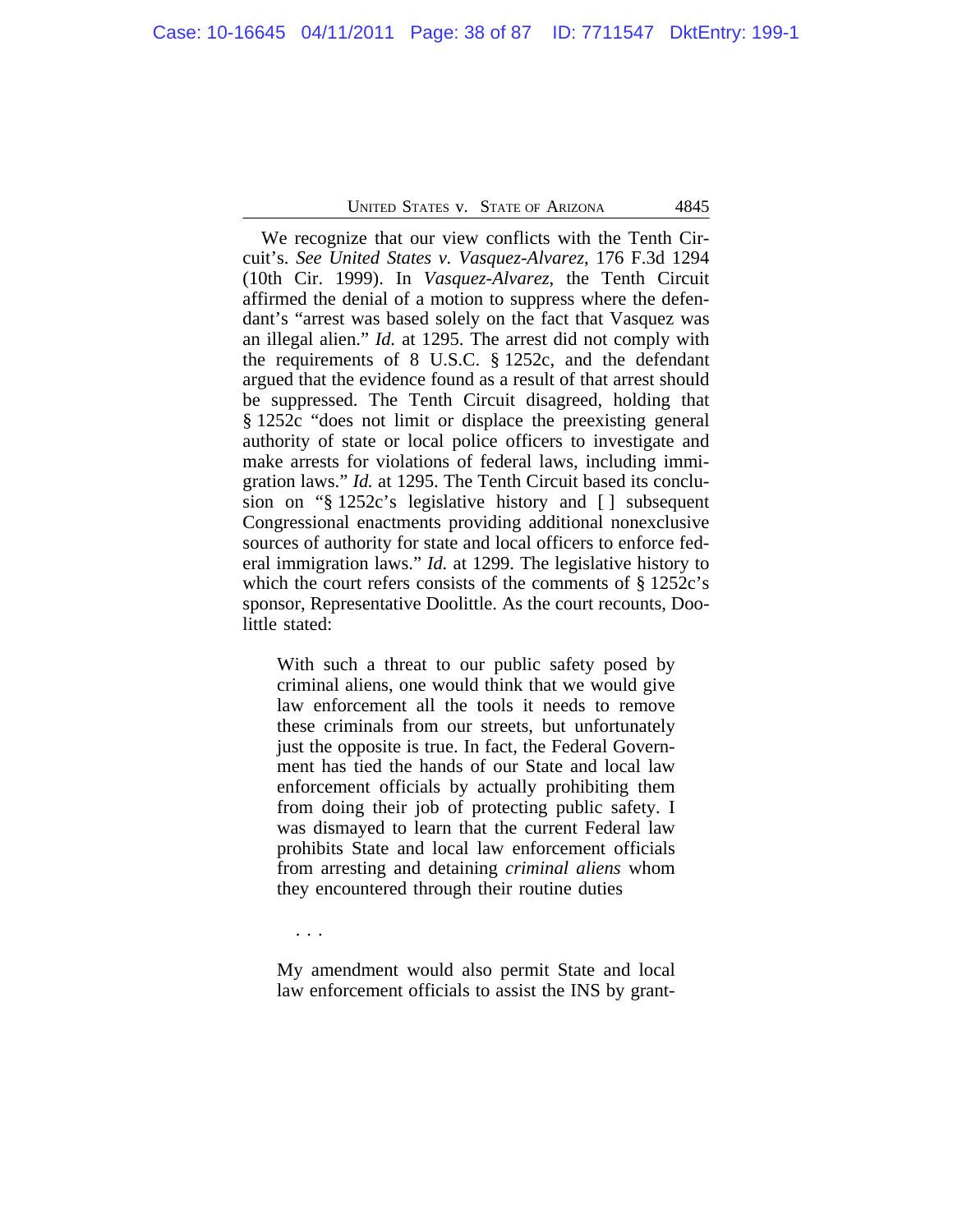We recognize that our view conflicts with the Tenth Circuit's. *See United States v. Vasquez-Alvarez*, 176 F.3d 1294 (10th Cir. 1999). In *Vasquez-Alvarez*, the Tenth Circuit affirmed the denial of a motion to suppress where the defendant's "arrest was based solely on the fact that Vasquez was an illegal alien." *Id.* at 1295. The arrest did not comply with the requirements of 8 U.S.C. § 1252c, and the defendant argued that the evidence found as a result of that arrest should be suppressed. The Tenth Circuit disagreed, holding that § 1252c "does not limit or displace the preexisting general authority of state or local police officers to investigate and make arrests for violations of federal laws, including immigration laws." *Id.* at 1295. The Tenth Circuit based its conclusion on "§ 1252c's legislative history and [ ] subsequent Congressional enactments providing additional nonexclusive sources of authority for state and local officers to enforce federal immigration laws." *Id.* at 1299. The legislative history to which the court refers consists of the comments of § 1252c's sponsor, Representative Doolittle. As the court recounts, Doolittle stated:

> With such a threat to our public safety posed by criminal aliens, one would think that we would give law enforcement all the tools it needs to remove these criminals from our streets, but unfortunately just the opposite is true. In fact, the Federal Government has tied the hands of our State and local law enforcement officials by actually prohibiting them from doing their job of protecting public safety. I was dismayed to learn that the current Federal law prohibits State and local law enforcement officials from arresting and detaining *criminal aliens* whom they encountered through their routine duties
>
> . . .
>
> My amendment would also permit State and local law enforcement officials to assist the INS by grant-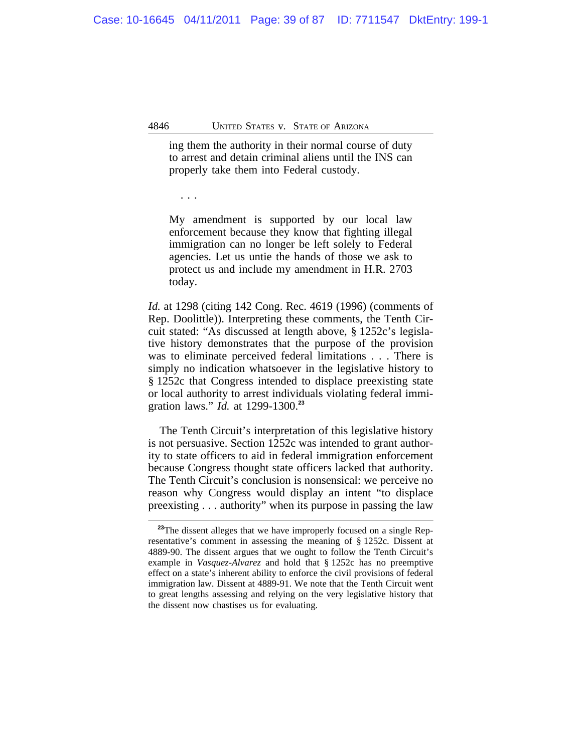> ing them the authority in their normal course of duty to arrest and detain criminal aliens until the INS can properly take them into Federal custody.
>
> . . .
>
> My amendment is supported by our local law enforcement because they know that fighting illegal immigration can no longer be left solely to Federal agencies. Let us untie the hands of those we ask to protect us and include my amendment in H.R. 2703 today.

*Id.* at 1298 (citing 142 Cong. Rec. 4619 (1996) (comments of Rep. Doolittle)). Interpreting these comments, the Tenth Circuit stated: "As discussed at length above, § 1252c's legislative history demonstrates that the purpose of the provision was to eliminate perceived federal limitations . . . There is simply no indication whatsoever in the legislative history to § 1252c that Congress intended to displace preexisting state or local authority to arrest individuals violating federal immigration laws." *Id.* at 1299-1300.[23]

The Tenth Circuit's interpretation of this legislative history is not persuasive. Section 1252c was intended to grant authority to state officers to aid in federal immigration enforcement because Congress thought state officers lacked that authority. The Tenth Circuit's conclusion is nonsensical: we perceive no reason why Congress would display an intent "to displace preexisting . . . authority" when its purpose in passing the law

---

[23]The dissent alleges that we have improperly focused on a single Representative's comment in assessing the meaning of § 1252c. Dissent at 4889-90. The dissent argues that we ought to follow the Tenth Circuit's example in *Vasquez-Alvarez* and hold that § 1252c has no preemptive effect on a state's inherent ability to enforce the civil provisions of federal immigration law. Dissent at 4889-91. We note that the Tenth Circuit went to great lengths assessing and relying on the very legislative history that the dissent now chastises us for evaluating.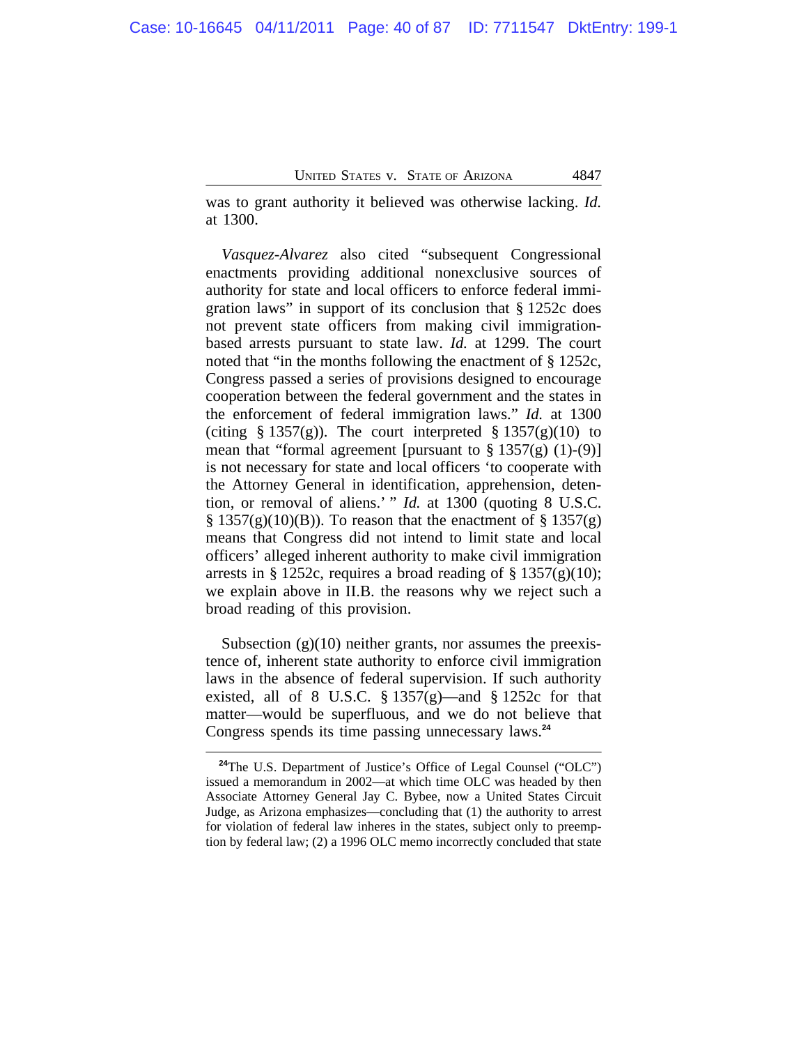was to grant authority it believed was otherwise lacking. *Id.* at 1300.

*Vasquez-Alvarez* also cited "subsequent Congressional enactments providing additional nonexclusive sources of authority for state and local officers to enforce federal immigration laws" in support of its conclusion that § 1252c does not prevent state officers from making civil immigration-based arrests pursuant to state law. *Id.* at 1299. The court noted that "in the months following the enactment of § 1252c, Congress passed a series of provisions designed to encourage cooperation between the federal government and the states in the enforcement of federal immigration laws." *Id.* at 1300 (citing § 1357(g)). The court interpreted § 1357(g)(10) to mean that "formal agreement [pursuant to § 1357(g) (1)-(9)] is not necessary for state and local officers 'to cooperate with the Attorney General in identification, apprehension, detention, or removal of aliens.' " *Id.* at 1300 (quoting 8 U.S.C. § 1357(g)(10)(B)). To reason that the enactment of § 1357(g) means that Congress did not intend to limit state and local officers' alleged inherent authority to make civil immigration arrests in § 1252c, requires a broad reading of § 1357(g)(10); we explain above in II.B. the reasons why we reject such a broad reading of this provision.

Subsection (g)(10) neither grants, nor assumes the preexistence of, inherent state authority to enforce civil immigration laws in the absence of federal supervision. If such authority existed, all of 8 U.S.C. § 1357(g)—and § 1252c for that matter—would be superfluous, and we do not believe that Congress spends its time passing unnecessary laws.[24]

---

[24]The U.S. Department of Justice's Office of Legal Counsel ("OLC") issued a memorandum in 2002—at which time OLC was headed by then Associate Attorney General Jay C. Bybee, now a United States Circuit Judge, as Arizona emphasizes—concluding that (1) the authority to arrest for violation of federal law inheres in the states, subject only to preemption by federal law; (2) a 1996 OLC memo incorrectly concluded that state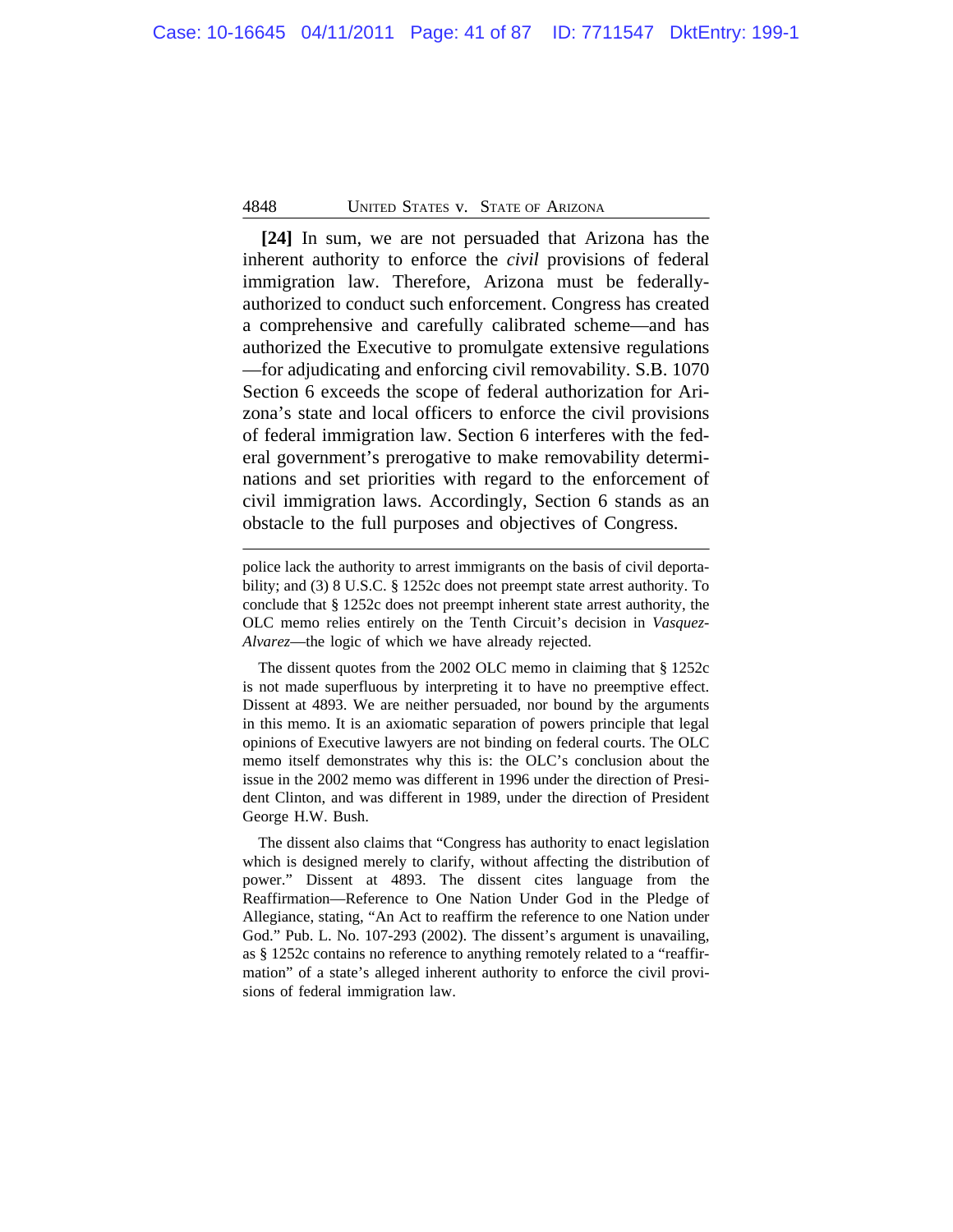**[24]** In sum, we are not persuaded that Arizona has the inherent authority to enforce the *civil* provisions of federal immigration law. Therefore, Arizona must be federally-authorized to conduct such enforcement. Congress has created a comprehensive and carefully calibrated scheme—and has authorized the Executive to promulgate extensive regulations—for adjudicating and enforcing civil removability. S.B. 1070 Section 6 exceeds the scope of federal authorization for Arizona's state and local officers to enforce the civil provisions of federal immigration law. Section 6 interferes with the federal government's prerogative to make removability determinations and set priorities with regard to the enforcement of civil immigration laws. Accordingly, Section 6 stands as an obstacle to the full purposes and objectives of Congress.

---

police lack the authority to arrest immigrants on the basis of civil deportability; and (3) 8 U.S.C. § 1252c does not preempt state arrest authority. To conclude that § 1252c does not preempt inherent state arrest authority, the OLC memo relies entirely on the Tenth Circuit's decision in *Vasquez-Alvarez*—the logic of which we have already rejected.

The dissent quotes from the 2002 OLC memo in claiming that § 1252c is not made superfluous by interpreting it to have no preemptive effect. Dissent at 4893. We are neither persuaded, nor bound by the arguments in this memo. It is an axiomatic separation of powers principle that legal opinions of Executive lawyers are not binding on federal courts. The OLC memo itself demonstrates why this is: the OLC's conclusion about the issue in the 2002 memo was different in 1996 under the direction of President Clinton, and was different in 1989, under the direction of President George H.W. Bush.

The dissent also claims that "Congress has authority to enact legislation which is designed merely to clarify, without affecting the distribution of power." Dissent at 4893. The dissent cites language from the Reaffirmation—Reference to One Nation Under God in the Pledge of Allegiance, stating, "An Act to reaffirm the reference to one Nation under God." Pub. L. No. 107-293 (2002). The dissent's argument is unavailing, as § 1252c contains no reference to anything remotely related to a "reaffirmation" of a state's alleged inherent authority to enforce the civil provisions of federal immigration law.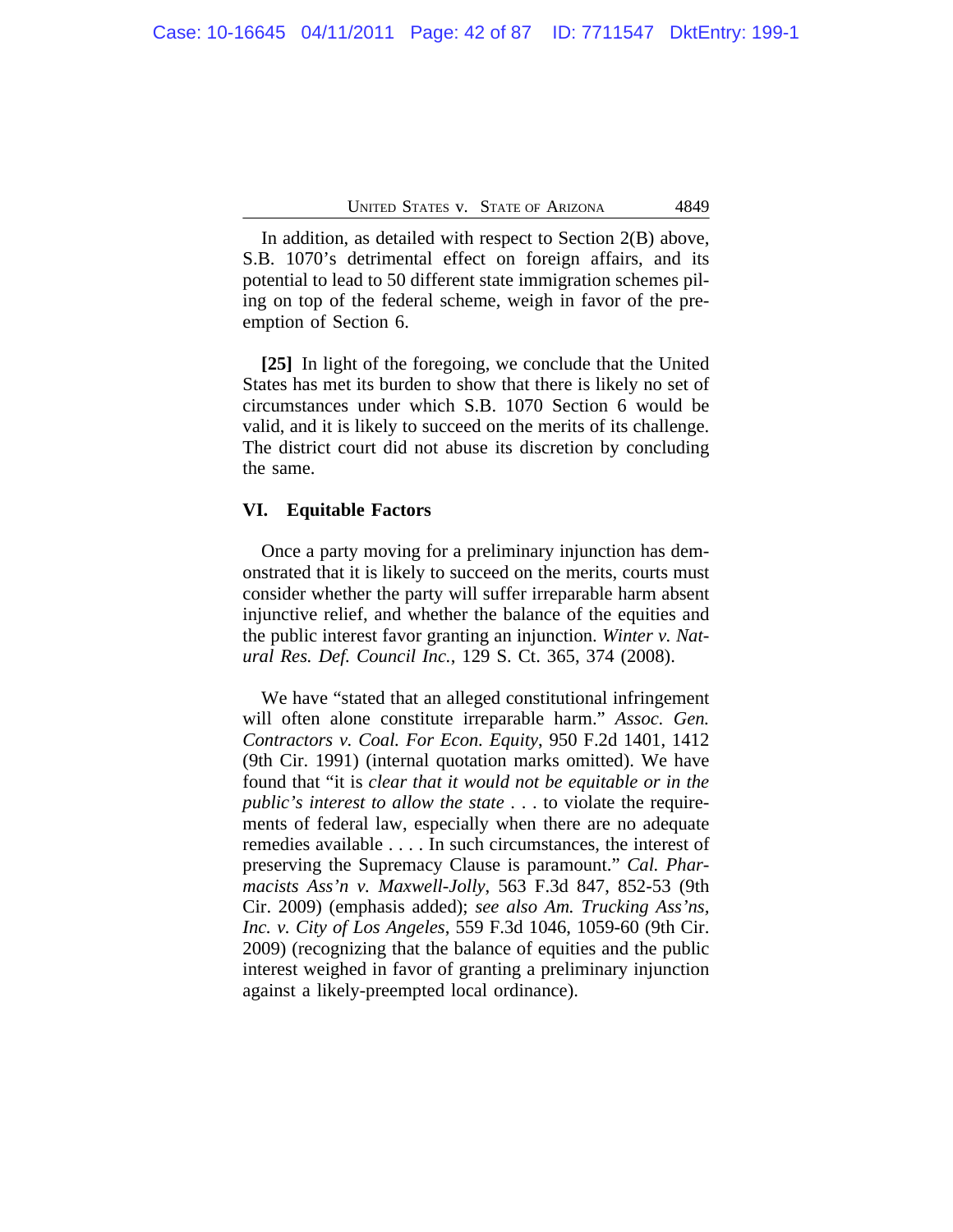In addition, as detailed with respect to Section 2(B) above, S.B. 1070's detrimental effect on foreign affairs, and its potential to lead to 50 different state immigration schemes piling on top of the federal scheme, weigh in favor of the preemption of Section 6.

**[25]** In light of the foregoing, we conclude that the United States has met its burden to show that there is likely no set of circumstances under which S.B. 1070 Section 6 would be valid, and it is likely to succeed on the merits of its challenge. The district court did not abuse its discretion by concluding the same.

## VI. Equitable Factors

Once a party moving for a preliminary injunction has demonstrated that it is likely to succeed on the merits, courts must consider whether the party will suffer irreparable harm absent injunctive relief, and whether the balance of the equities and the public interest favor granting an injunction. *Winter v. Natural Res. Def. Council Inc.*, 129 S. Ct. 365, 374 (2008).

We have "stated that an alleged constitutional infringement will often alone constitute irreparable harm." *Assoc. Gen. Contractors v. Coal. For Econ. Equity*, 950 F.2d 1401, 1412 (9th Cir. 1991) (internal quotation marks omitted). We have found that "it is *clear that it would not be equitable or in the public's interest to allow the state* . . . to violate the requirements of federal law, especially when there are no adequate remedies available . . . . In such circumstances, the interest of preserving the Supremacy Clause is paramount." *Cal. Pharmacists Ass'n v. Maxwell-Jolly*, 563 F.3d 847, 852-53 (9th Cir. 2009) (emphasis added); *see also Am. Trucking Ass'ns, Inc. v. City of Los Angeles*, 559 F.3d 1046, 1059-60 (9th Cir. 2009) (recognizing that the balance of equities and the public interest weighed in favor of granting a preliminary injunction against a likely-preempted local ordinance).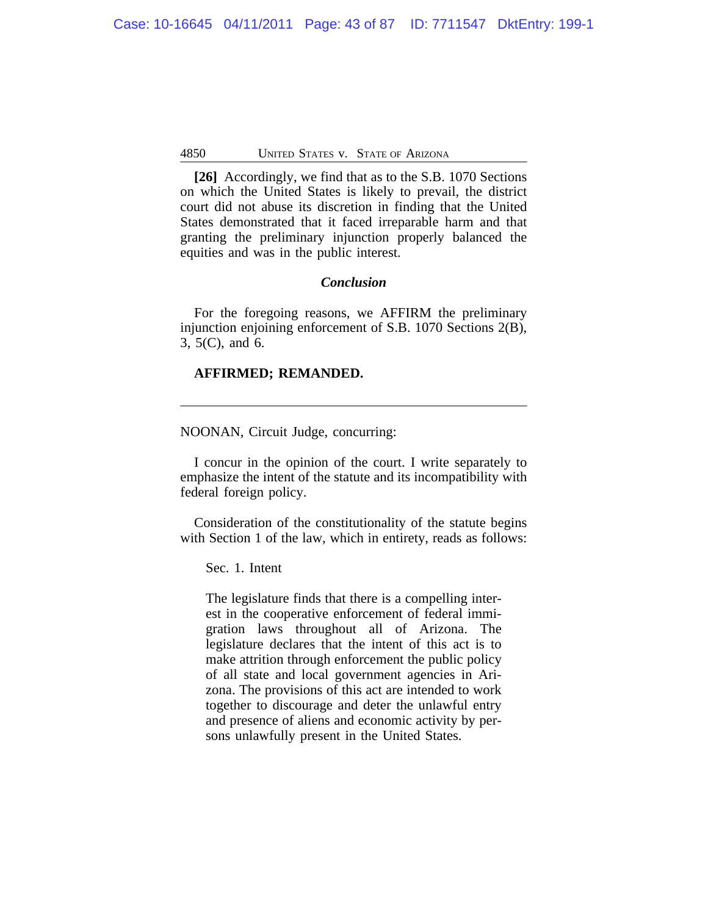**[26]** Accordingly, we find that as to the S.B. 1070 Sections on which the United States is likely to prevail, the district court did not abuse its discretion in finding that the United States demonstrated that it faced irreparable harm and that granting the preliminary injunction properly balanced the equities and was in the public interest.

### *Conclusion*

For the foregoing reasons, we AFFIRM the preliminary injunction enjoining enforcement of S.B. 1070 Sections 2(B), 3, 5(C), and 6.

**AFFIRMED; REMANDED.**

---

NOONAN, Circuit Judge, concurring:

I concur in the opinion of the court. I write separately to emphasize the intent of the statute and its incompatibility with federal foreign policy.

Consideration of the constitutionality of the statute begins with Section 1 of the law, which in entirety, reads as follows:

> Sec. 1. Intent
>
> The legislature finds that there is a compelling interest in the cooperative enforcement of federal immigration laws throughout all of Arizona. The legislature declares that the intent of this act is to make attrition through enforcement the public policy of all state and local government agencies in Arizona. The provisions of this act are intended to work together to discourage and deter the unlawful entry and presence of aliens and economic activity by persons unlawfully present in the United States.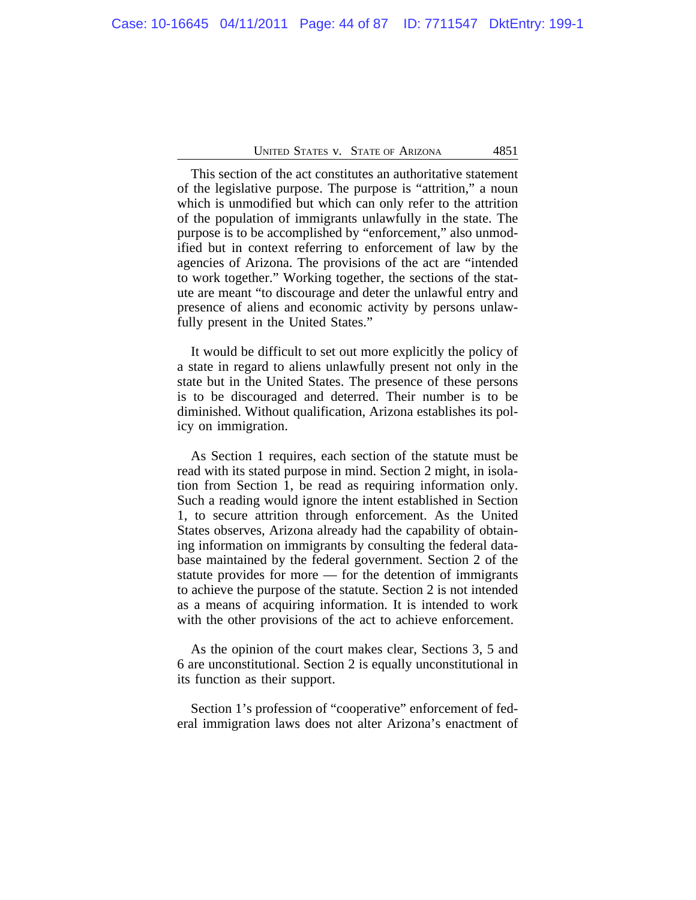This section of the act constitutes an authoritative statement of the legislative purpose. The purpose is "attrition," a noun which is unmodified but which can only refer to the attrition of the population of immigrants unlawfully in the state. The purpose is to be accomplished by "enforcement," also unmodified but in context referring to enforcement of law by the agencies of Arizona. The provisions of the act are "intended to work together." Working together, the sections of the statute are meant "to discourage and deter the unlawful entry and presence of aliens and economic activity by persons unlawfully present in the United States."

It would be difficult to set out more explicitly the policy of a state in regard to aliens unlawfully present not only in the state but in the United States. The presence of these persons is to be discouraged and deterred. Their number is to be diminished. Without qualification, Arizona establishes its policy on immigration.

As Section 1 requires, each section of the statute must be read with its stated purpose in mind. Section 2 might, in isolation from Section 1, be read as requiring information only. Such a reading would ignore the intent established in Section 1, to secure attrition through enforcement. As the United States observes, Arizona already had the capability of obtaining information on immigrants by consulting the federal database maintained by the federal government. Section 2 of the statute provides for more — for the detention of immigrants to achieve the purpose of the statute. Section 2 is not intended as a means of acquiring information. It is intended to work with the other provisions of the act to achieve enforcement.

As the opinion of the court makes clear, Sections 3, 5 and 6 are unconstitutional. Section 2 is equally unconstitutional in its function as their support.

Section 1's profession of "cooperative" enforcement of federal immigration laws does not alter Arizona's enactment of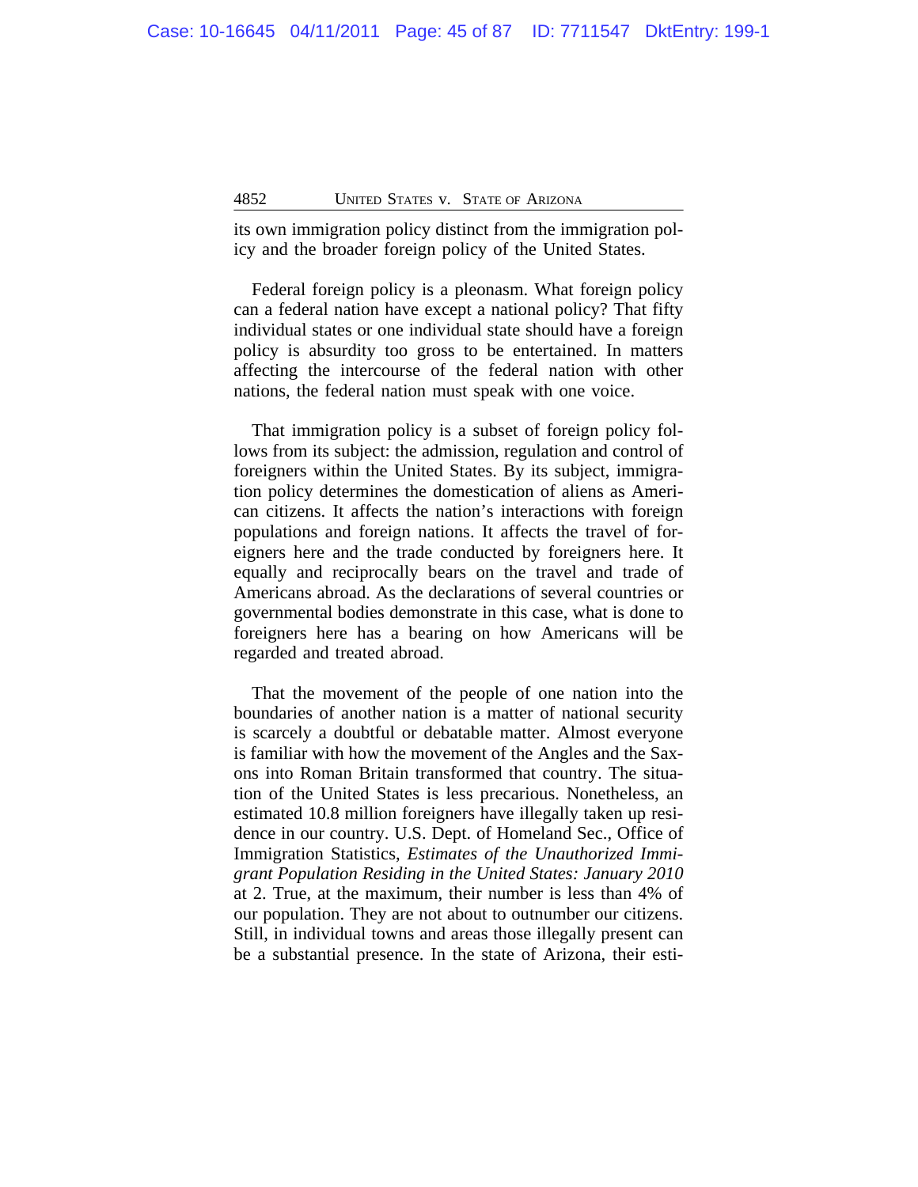its own immigration policy distinct from the immigration policy and the broader foreign policy of the United States.

Federal foreign policy is a pleonasm. What foreign policy can a federal nation have except a national policy? That fifty individual states or one individual state should have a foreign policy is absurdity too gross to be entertained. In matters affecting the intercourse of the federal nation with other nations, the federal nation must speak with one voice.

That immigration policy is a subset of foreign policy follows from its subject: the admission, regulation and control of foreigners within the United States. By its subject, immigration policy determines the domestication of aliens as American citizens. It affects the nation's interactions with foreign populations and foreign nations. It affects the travel of foreigners here and the trade conducted by foreigners here. It equally and reciprocally bears on the travel and trade of Americans abroad. As the declarations of several countries or governmental bodies demonstrate in this case, what is done to foreigners here has a bearing on how Americans will be regarded and treated abroad.

That the movement of the people of one nation into the boundaries of another nation is a matter of national security is scarcely a doubtful or debatable matter. Almost everyone is familiar with how the movement of the Angles and the Saxons into Roman Britain transformed that country. The situation of the United States is less precarious. Nonetheless, an estimated 10.8 million foreigners have illegally taken up residence in our country. U.S. Dept. of Homeland Sec., Office of Immigration Statistics, *Estimates of the Unauthorized Immigrant Population Residing in the United States: January 2010* at 2. True, at the maximum, their number is less than 4% of our population. They are not about to outnumber our citizens. Still, in individual towns and areas those illegally present can be a substantial presence. In the state of Arizona, their esti-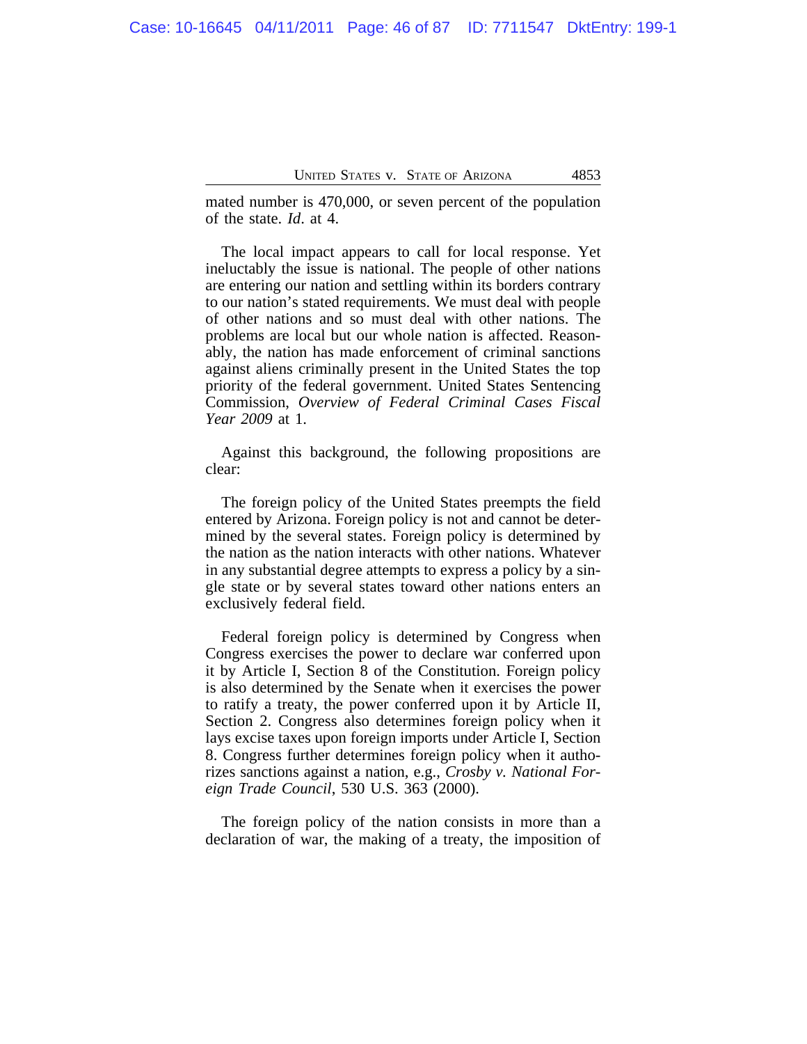mated number is 470,000, or seven percent of the population of the state. *Id*. at 4.

The local impact appears to call for local response. Yet ineluctably the issue is national. The people of other nations are entering our nation and settling within its borders contrary to our nation's stated requirements. We must deal with people of other nations and so must deal with other nations. The problems are local but our whole nation is affected. Reasonably, the nation has made enforcement of criminal sanctions against aliens criminally present in the United States the top priority of the federal government. United States Sentencing Commission, *Overview of Federal Criminal Cases Fiscal Year 2009* at 1.

Against this background, the following propositions are clear:

The foreign policy of the United States preempts the field entered by Arizona. Foreign policy is not and cannot be determined by the several states. Foreign policy is determined by the nation as the nation interacts with other nations. Whatever in any substantial degree attempts to express a policy by a single state or by several states toward other nations enters an exclusively federal field.

Federal foreign policy is determined by Congress when Congress exercises the power to declare war conferred upon it by Article I, Section 8 of the Constitution. Foreign policy is also determined by the Senate when it exercises the power to ratify a treaty, the power conferred upon it by Article II, Section 2. Congress also determines foreign policy when it lays excise taxes upon foreign imports under Article I, Section 8. Congress further determines foreign policy when it authorizes sanctions against a nation, e.g., *Crosby v. National Foreign Trade Council*, 530 U.S. 363 (2000).

The foreign policy of the nation consists in more than a declaration of war, the making of a treaty, the imposition of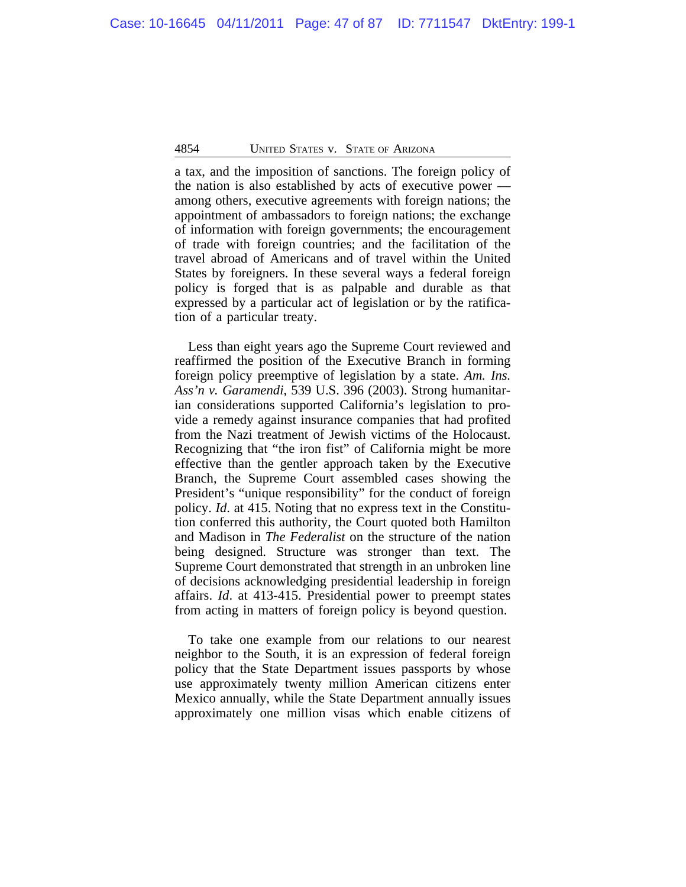a tax, and the imposition of sanctions. The foreign policy of the nation is also established by acts of executive power — among others, executive agreements with foreign nations; the appointment of ambassadors to foreign nations; the exchange of information with foreign governments; the encouragement of trade with foreign countries; and the facilitation of the travel abroad of Americans and of travel within the United States by foreigners. In these several ways a federal foreign policy is forged that is as palpable and durable as that expressed by a particular act of legislation or by the ratification of a particular treaty.

Less than eight years ago the Supreme Court reviewed and reaffirmed the position of the Executive Branch in forming foreign policy preemptive of legislation by a state. *Am. Ins. Ass'n v. Garamendi*, 539 U.S. 396 (2003). Strong humanitarian considerations supported California's legislation to provide a remedy against insurance companies that had profited from the Nazi treatment of Jewish victims of the Holocaust. Recognizing that "the iron fist" of California might be more effective than the gentler approach taken by the Executive Branch, the Supreme Court assembled cases showing the President's "unique responsibility" for the conduct of foreign policy. *Id*. at 415. Noting that no express text in the Constitution conferred this authority, the Court quoted both Hamilton and Madison in *The Federalist* on the structure of the nation being designed. Structure was stronger than text. The Supreme Court demonstrated that strength in an unbroken line of decisions acknowledging presidential leadership in foreign affairs. *Id*. at 413-415. Presidential power to preempt states from acting in matters of foreign policy is beyond question.

To take one example from our relations to our nearest neighbor to the South, it is an expression of federal foreign policy that the State Department issues passports by whose use approximately twenty million American citizens enter Mexico annually, while the State Department annually issues approximately one million visas which enable citizens of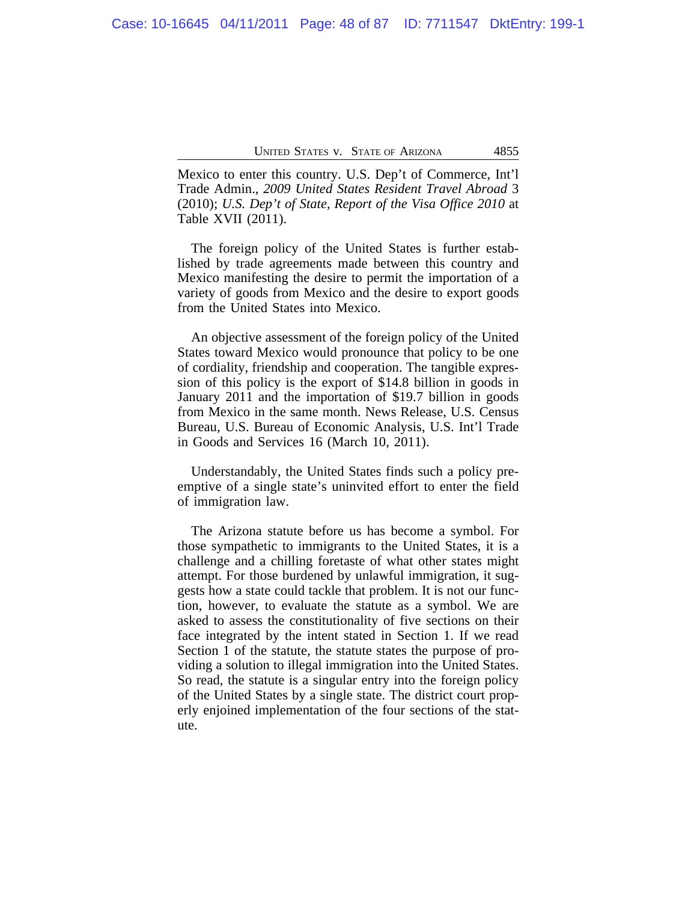Mexico to enter this country. U.S. Dep't of Commerce, Int'l Trade Admin., *2009 United States Resident Travel Abroad* 3 (2010); *U.S. Dep't of State, Report of the Visa Office 2010* at Table XVII (2011).

The foreign policy of the United States is further established by trade agreements made between this country and Mexico manifesting the desire to permit the importation of a variety of goods from Mexico and the desire to export goods from the United States into Mexico.

An objective assessment of the foreign policy of the United States toward Mexico would pronounce that policy to be one of cordiality, friendship and cooperation. The tangible expression of this policy is the export of $14.8 billion in goods in January 2011 and the importation of $19.7 billion in goods from Mexico in the same month. News Release, U.S. Census Bureau, U.S. Bureau of Economic Analysis, U.S. Int'l Trade in Goods and Services 16 (March 10, 2011).

Understandably, the United States finds such a policy preemptive of a single state's uninvited effort to enter the field of immigration law.

The Arizona statute before us has become a symbol. For those sympathetic to immigrants to the United States, it is a challenge and a chilling foretaste of what other states might attempt. For those burdened by unlawful immigration, it suggests how a state could tackle that problem. It is not our function, however, to evaluate the statute as a symbol. We are asked to assess the constitutionality of five sections on their face integrated by the intent stated in Section 1. If we read Section 1 of the statute, the statute states the purpose of providing a solution to illegal immigration into the United States. So read, the statute is a singular entry into the foreign policy of the United States by a single state. The district court properly enjoined implementation of the four sections of the statute.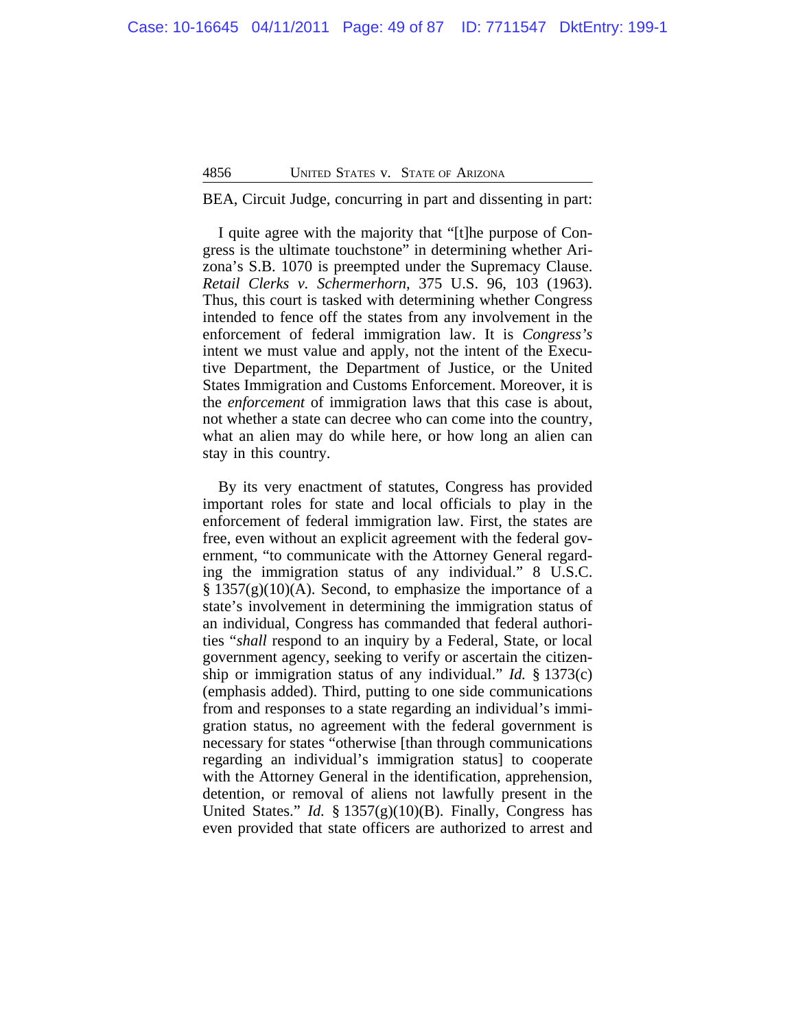BEA, Circuit Judge, concurring in part and dissenting in part:

I quite agree with the majority that "[t]he purpose of Congress is the ultimate touchstone" in determining whether Arizona's S.B. 1070 is preempted under the Supremacy Clause. *Retail Clerks v. Schermerhorn*, 375 U.S. 96, 103 (1963). Thus, this court is tasked with determining whether Congress intended to fence off the states from any involvement in the enforcement of federal immigration law. It is *Congress's* intent we must value and apply, not the intent of the Executive Department, the Department of Justice, or the United States Immigration and Customs Enforcement. Moreover, it is the *enforcement* of immigration laws that this case is about, not whether a state can decree who can come into the country, what an alien may do while here, or how long an alien can stay in this country.

By its very enactment of statutes, Congress has provided important roles for state and local officials to play in the enforcement of federal immigration law. First, the states are free, even without an explicit agreement with the federal government, "to communicate with the Attorney General regarding the immigration status of any individual." 8 U.S.C. § 1357(g)(10)(A). Second, to emphasize the importance of a state's involvement in determining the immigration status of an individual, Congress has commanded that federal authorities "*shall* respond to an inquiry by a Federal, State, or local government agency, seeking to verify or ascertain the citizenship or immigration status of any individual." *Id.* § 1373(c) (emphasis added). Third, putting to one side communications from and responses to a state regarding an individual's immigration status, no agreement with the federal government is necessary for states "otherwise [than through communications regarding an individual's immigration status] to cooperate with the Attorney General in the identification, apprehension, detention, or removal of aliens not lawfully present in the United States." *Id.* § 1357(g)(10)(B). Finally, Congress has even provided that state officers are authorized to arrest and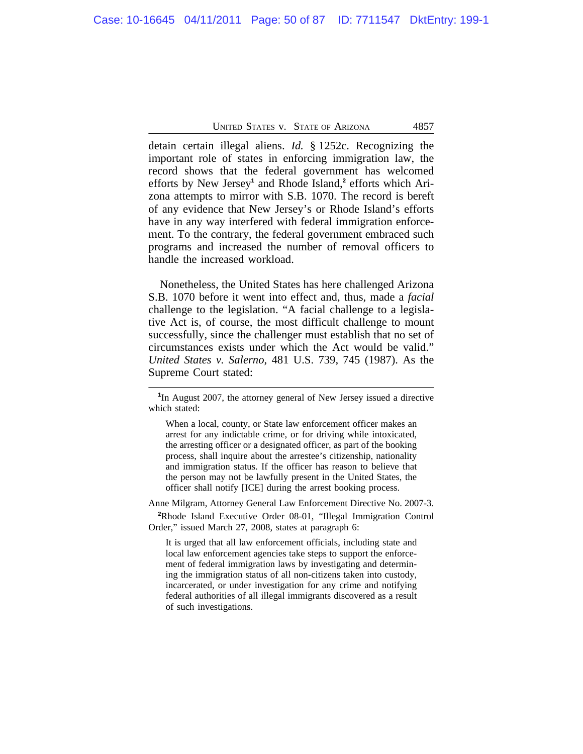detain certain illegal aliens. *Id.* § 1252c. Recognizing the important role of states in enforcing immigration law, the record shows that the federal government has welcomed efforts by New Jersey[1] and Rhode Island,[2] efforts which Arizona attempts to mirror with S.B. 1070. The record is bereft of any evidence that New Jersey's or Rhode Island's efforts have in any way interfered with federal immigration enforcement. To the contrary, the federal government embraced such programs and increased the number of removal officers to handle the increased workload.

Nonetheless, the United States has here challenged Arizona S.B. 1070 before it went into effect and, thus, made a *facial* challenge to the legislation. "A facial challenge to a legislative Act is, of course, the most difficult challenge to mount successfully, since the challenger must establish that no set of circumstances exists under which the Act would be valid." *United States v. Salerno*, 481 U.S. 739, 745 (1987). As the Supreme Court stated:

---

[1]In August 2007, the attorney general of New Jersey issued a directive which stated:

> When a local, county, or State law enforcement officer makes an arrest for any indictable crime, or for driving while intoxicated, the arresting officer or a designated officer, as part of the booking process, shall inquire about the arrestee's citizenship, nationality and immigration status. If the officer has reason to believe that the person may not be lawfully present in the United States, the officer shall notify [ICE] during the arrest booking process.

Anne Milgram, Attorney General Law Enforcement Directive No. 2007-3.

[2]Rhode Island Executive Order 08-01, "Illegal Immigration Control Order," issued March 27, 2008, states at paragraph 6:

> It is urged that all law enforcement officials, including state and local law enforcement agencies take steps to support the enforcement of federal immigration laws by investigating and determining the immigration status of all non-citizens taken into custody, incarcerated, or under investigation for any crime and notifying federal authorities of all illegal immigrants discovered as a result of such investigations.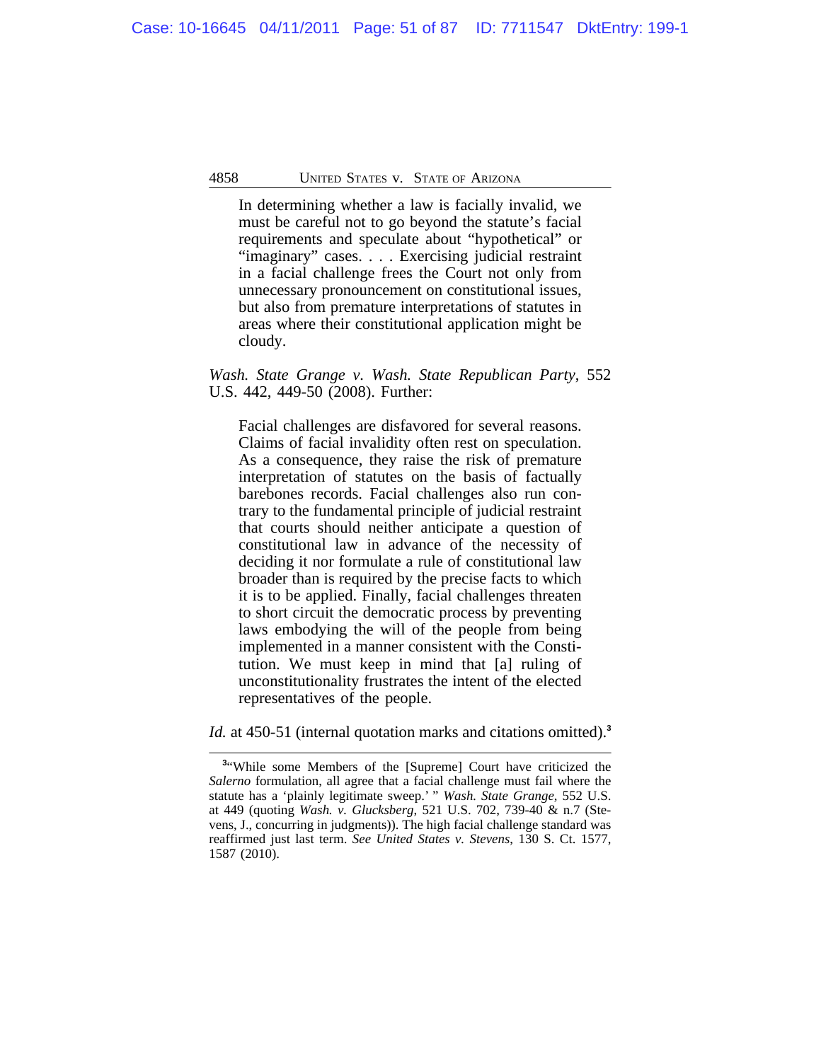> In determining whether a law is facially invalid, we must be careful not to go beyond the statute's facial requirements and speculate about "hypothetical" or "imaginary" cases. . . . Exercising judicial restraint in a facial challenge frees the Court not only from unnecessary pronouncement on constitutional issues, but also from premature interpretations of statutes in areas where their constitutional application might be cloudy.

*Wash. State Grange v. Wash. State Republican Party*, 552 U.S. 442, 449-50 (2008). Further:

> Facial challenges are disfavored for several reasons. Claims of facial invalidity often rest on speculation. As a consequence, they raise the risk of premature interpretation of statutes on the basis of factually barebones records. Facial challenges also run contrary to the fundamental principle of judicial restraint that courts should neither anticipate a question of constitutional law in advance of the necessity of deciding it nor formulate a rule of constitutional law broader than is required by the precise facts to which it is to be applied. Finally, facial challenges threaten to short circuit the democratic process by preventing laws embodying the will of the people from being implemented in a manner consistent with the Constitution. We must keep in mind that [a] ruling of unconstitutionality frustrates the intent of the elected representatives of the people.

*Id.* at 450-51 (internal quotation marks and citations omitted).[3]

---

[3]"While some Members of the [Supreme] Court have criticized the *Salerno* formulation, all agree that a facial challenge must fail where the statute has a 'plainly legitimate sweep.' " *Wash. State Grange*, 552 U.S. at 449 (quoting *Wash. v. Glucksberg*, 521 U.S. 702, 739-40 & n.7 (Stevens, J., concurring in judgments)). The high facial challenge standard was reaffirmed just last term. *See United States v. Stevens*, 130 S. Ct. 1577, 1587 (2010).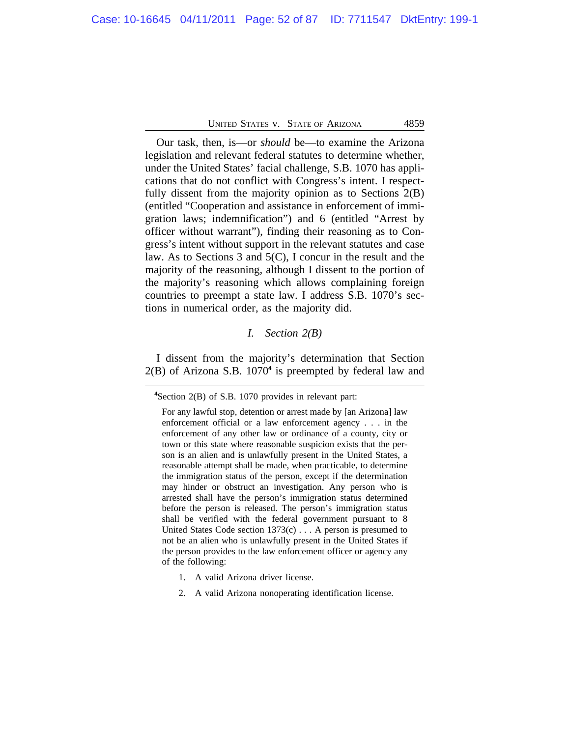Our task, then, is—or *should* be—to examine the Arizona legislation and relevant federal statutes to determine whether, under the United States' facial challenge, S.B. 1070 has applications that do not conflict with Congress's intent. I respectfully dissent from the majority opinion as to Sections 2(B) (entitled "Cooperation and assistance in enforcement of immigration laws; indemnification") and 6 (entitled "Arrest by officer without warrant"), finding their reasoning as to Congress's intent without support in the relevant statutes and case law. As to Sections 3 and 5(C), I concur in the result and the majority of the reasoning, although I dissent to the portion of the majority's reasoning which allows complaining foreign countries to preempt a state law. I address S.B. 1070's sections in numerical order, as the majority did.

## *I. Section 2(B)*

I dissent from the majority's determination that Section 2(B) of Arizona S.B. 1070[4] is preempted by federal law and

---

[4]Section 2(B) of S.B. 1070 provides in relevant part:

> For any lawful stop, detention or arrest made by [an Arizona] law enforcement official or a law enforcement agency . . . in the enforcement of any other law or ordinance of a county, city or town or this state where reasonable suspicion exists that the person is an alien and is unlawfully present in the United States, a reasonable attempt shall be made, when practicable, to determine the immigration status of the person, except if the determination may hinder or obstruct an investigation. Any person who is arrested shall have the person's immigration status determined before the person is released. The person's immigration status shall be verified with the federal government pursuant to 8 United States Code section 1373(c) . . . A person is presumed to not be an alien who is unlawfully present in the United States if the person provides to the law enforcement officer or agency any of the following:
>
> 1. A valid Arizona driver license.
>
> 2. A valid Arizona nonoperating identification license.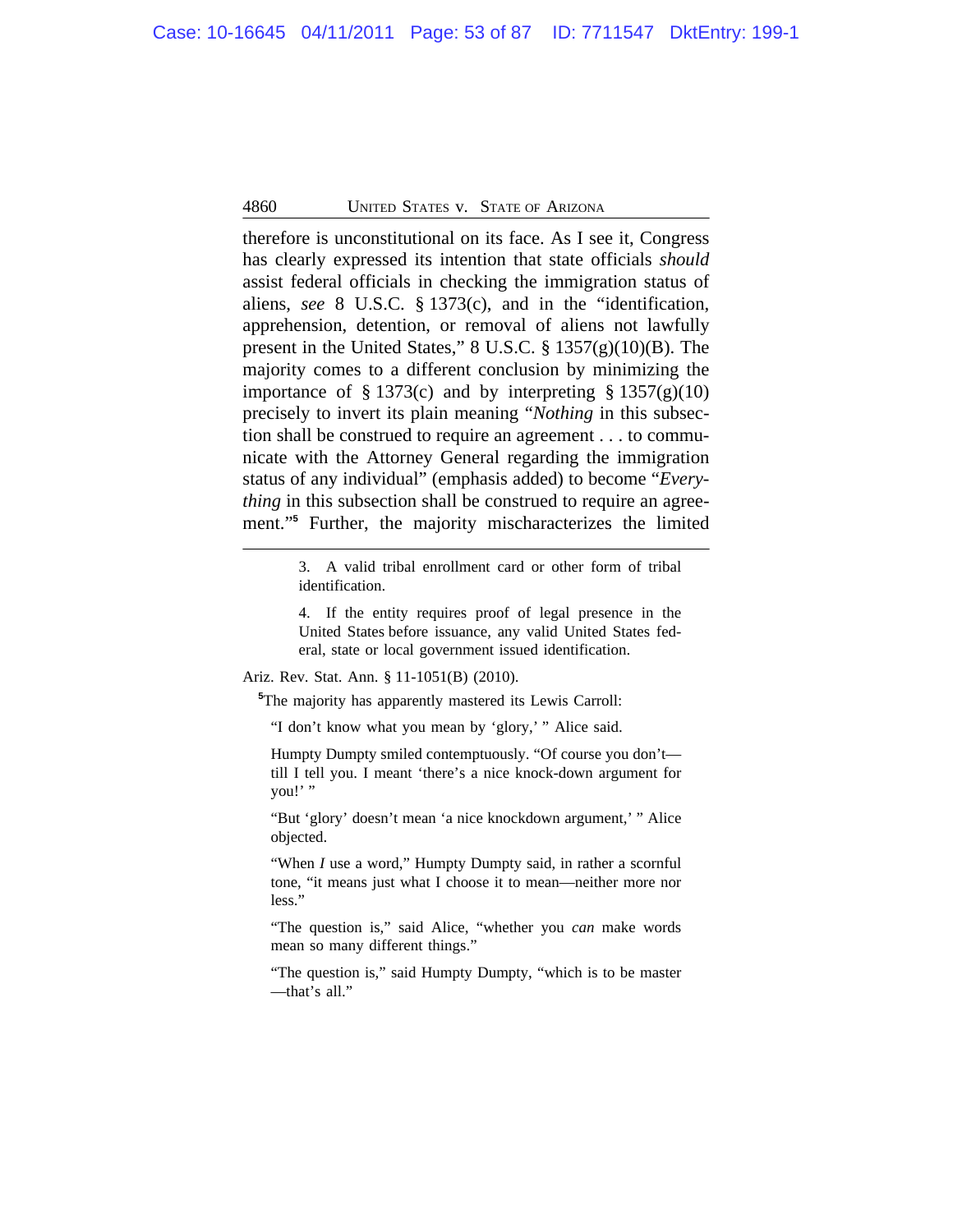therefore is unconstitutional on its face. As I see it, Congress has clearly expressed its intention that state officials *should* assist federal officials in checking the immigration status of aliens, *see* 8 U.S.C. § 1373(c), and in the "identification, apprehension, detention, or removal of aliens not lawfully present in the United States," 8 U.S.C. § 1357(g)(10)(B). The majority comes to a different conclusion by minimizing the importance of § 1373(c) and by interpreting § 1357(g)(10) precisely to invert its plain meaning "*Nothing* in this subsection shall be construed to require an agreement . . . to communicate with the Attorney General regarding the immigration status of any individual" (emphasis added) to become "*Everything* in this subsection shall be construed to require an agreement."[5] Further, the majority mischaracterizes the limited

> 3. A valid tribal enrollment card or other form of tribal identification.
>
> 4. If the entity requires proof of legal presence in the United States before issuance, any valid United States federal, state or local government issued identification.

Ariz. Rev. Stat. Ann. § 11-1051(B) (2010).

[5]The majority has apparently mastered its Lewis Carroll:

> "I don't know what you mean by 'glory,' " Alice said.
>
> Humpty Dumpty smiled contemptuously. "Of course you don't—till I tell you. I meant 'there's a nice knock-down argument for you!' "
>
> "But 'glory' doesn't mean 'a nice knockdown argument,' " Alice objected.
>
> "When *I* use a word," Humpty Dumpty said, in rather a scornful tone, "it means just what I choose it to mean—neither more nor less."
>
> "The question is," said Alice, "whether you *can* make words mean so many different things."
>
> "The question is," said Humpty Dumpty, "which is to be master —that's all."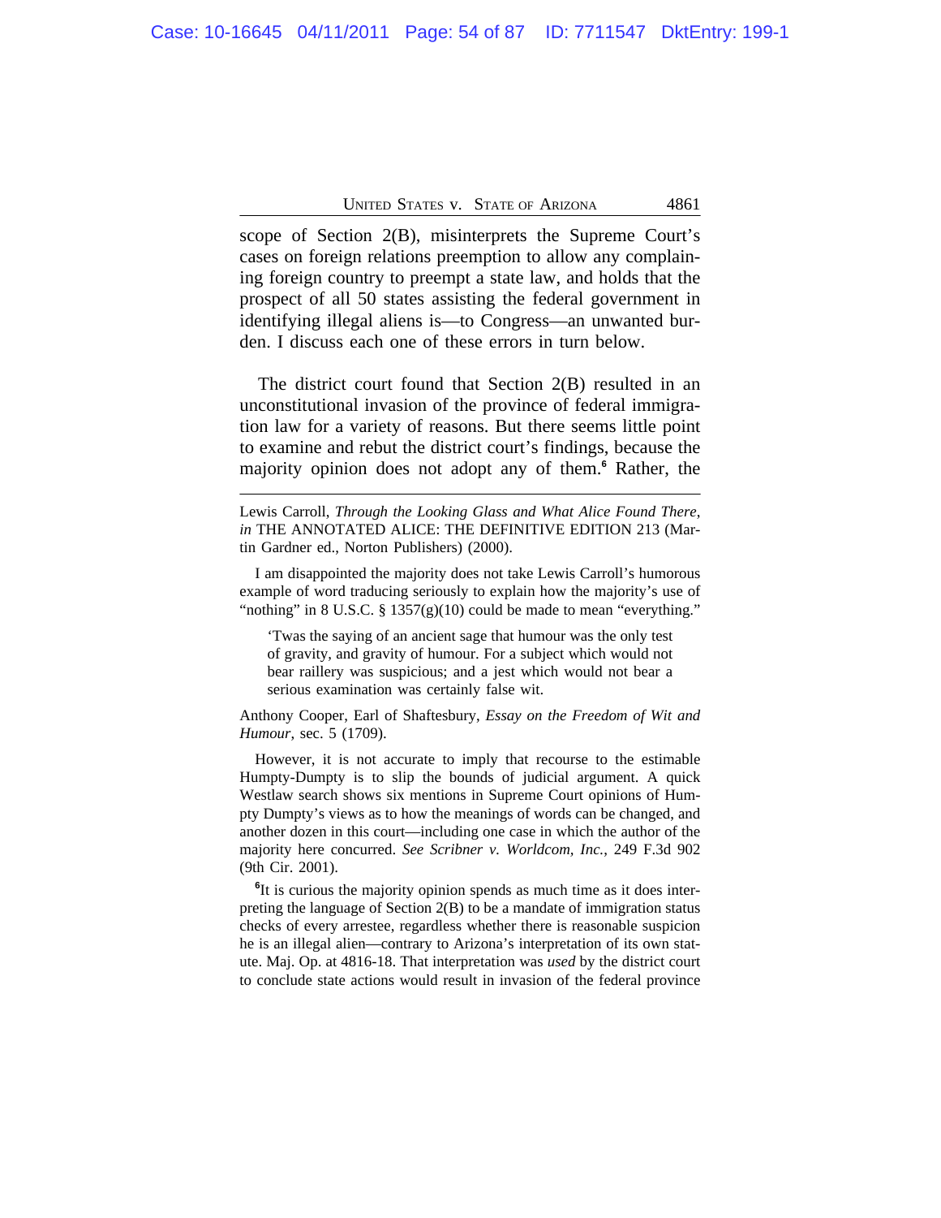scope of Section 2(B), misinterprets the Supreme Court's cases on foreign relations preemption to allow any complaining foreign country to preempt a state law, and holds that the prospect of all 50 states assisting the federal government in identifying illegal aliens is—to Congress—an unwanted burden. I discuss each one of these errors in turn below.

The district court found that Section 2(B) resulted in an unconstitutional invasion of the province of federal immigration law for a variety of reasons. But there seems little point to examine and rebut the district court's findings, because the majority opinion does not adopt any of them.[6] Rather, the

---

Lewis Carroll, *Through the Looking Glass and What Alice Found There*, *in* THE ANNOTATED ALICE: THE DEFINITIVE EDITION 213 (Martin Gardner ed., Norton Publishers) (2000).

I am disappointed the majority does not take Lewis Carroll's humorous example of word traducing seriously to explain how the majority's use of "nothing" in 8 U.S.C. § 1357(g)(10) could be made to mean "everything."

> 'Twas the saying of an ancient sage that humour was the only test of gravity, and gravity of humour. For a subject which would not bear raillery was suspicious; and a jest which would not bear a serious examination was certainly false wit.

Anthony Cooper, Earl of Shaftesbury, *Essay on the Freedom of Wit and Humour*, sec. 5 (1709).

However, it is not accurate to imply that recourse to the estimable Humpty-Dumpty is to slip the bounds of judicial argument. A quick Westlaw search shows six mentions in Supreme Court opinions of Humpty Dumpty's views as to how the meanings of words can be changed, and another dozen in this court—including one case in which the author of the majority here concurred. *See Scribner v. Worldcom, Inc.*, 249 F.3d 902 (9th Cir. 2001).

[6]It is curious the majority opinion spends as much time as it does interpreting the language of Section 2(B) to be a mandate of immigration status checks of every arrestee, regardless whether there is reasonable suspicion he is an illegal alien—contrary to Arizona's interpretation of its own statute. Maj. Op. at 4816-18. That interpretation was *used* by the district court to conclude state actions would result in invasion of the federal province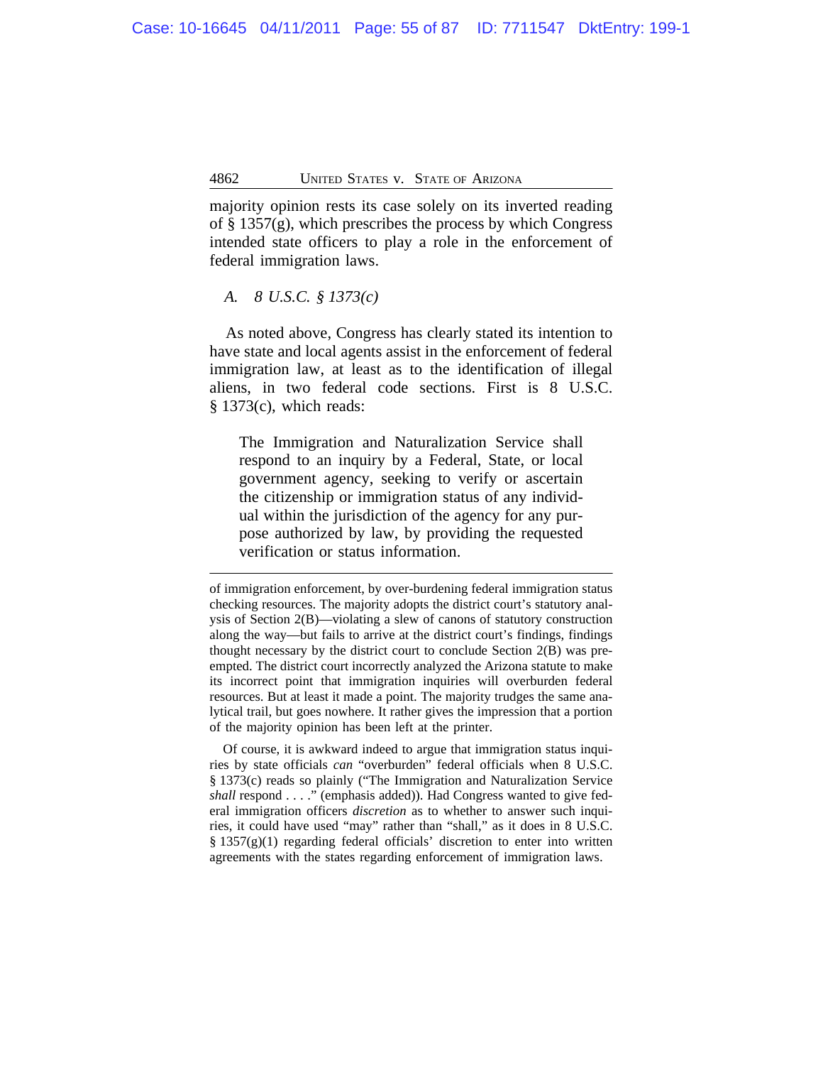majority opinion rests its case solely on its inverted reading of § 1357(g), which prescribes the process by which Congress intended state officers to play a role in the enforcement of federal immigration laws.

*A. 8 U.S.C. § 1373(c)*

As noted above, Congress has clearly stated its intention to have state and local agents assist in the enforcement of federal immigration law, at least as to the identification of illegal aliens, in two federal code sections. First is 8 U.S.C. § 1373(c), which reads:

> The Immigration and Naturalization Service shall respond to an inquiry by a Federal, State, or local government agency, seeking to verify or ascertain the citizenship or immigration status of any individual within the jurisdiction of the agency for any purpose authorized by law, by providing the requested verification or status information.

---

of immigration enforcement, by over-burdening federal immigration status checking resources. The majority adopts the district court's statutory analysis of Section 2(B)—violating a slew of canons of statutory construction along the way—but fails to arrive at the district court's findings, findings thought necessary by the district court to conclude Section 2(B) was preempted. The district court incorrectly analyzed the Arizona statute to make its incorrect point that immigration inquiries will overburden federal resources. But at least it made a point. The majority trudges the same analytical trail, but goes nowhere. It rather gives the impression that a portion of the majority opinion has been left at the printer.

Of course, it is awkward indeed to argue that immigration status inquiries by state officials *can* "overburden" federal officials when 8 U.S.C. § 1373(c) reads so plainly ("The Immigration and Naturalization Service *shall* respond . . . ." (emphasis added)). Had Congress wanted to give federal immigration officers *discretion* as to whether to answer such inquiries, it could have used "may" rather than "shall," as it does in 8 U.S.C. § 1357(g)(1) regarding federal officials' discretion to enter into written agreements with the states regarding enforcement of immigration laws.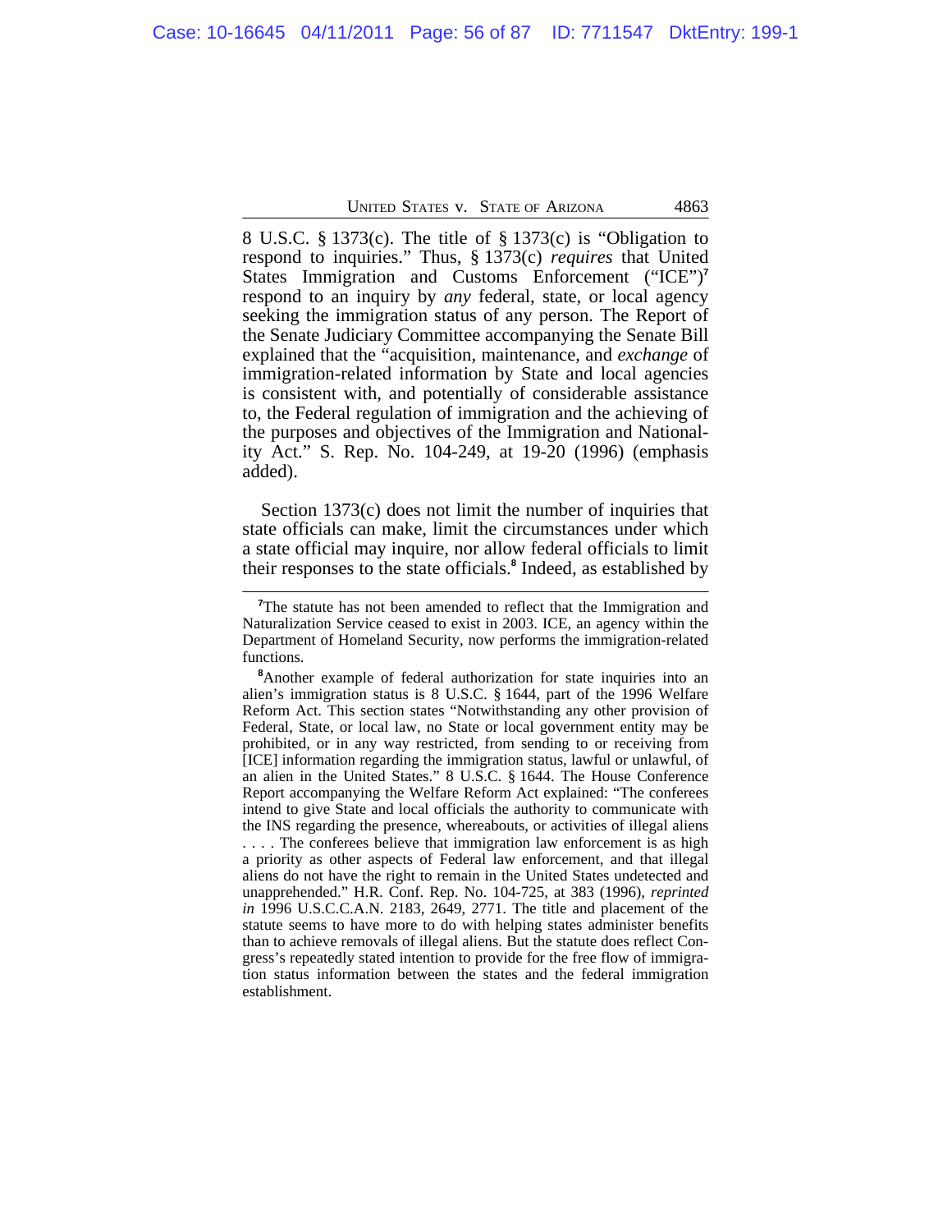8 U.S.C. § 1373(c). The title of § 1373(c) is "Obligation to respond to inquiries." Thus, § 1373(c) *requires* that United States Immigration and Customs Enforcement ("ICE")[7] respond to an inquiry by *any* federal, state, or local agency seeking the immigration status of any person. The Report of the Senate Judiciary Committee accompanying the Senate Bill explained that the "acquisition, maintenance, and *exchange* of immigration-related information by State and local agencies is consistent with, and potentially of considerable assistance to, the Federal regulation of immigration and the achieving of the purposes and objectives of the Immigration and Nationality Act." S. Rep. No. 104-249, at 19-20 (1996) (emphasis added).

Section 1373(c) does not limit the number of inquiries that state officials can make, limit the circumstances under which a state official may inquire, nor allow federal officials to limit their responses to the state officials.[8] Indeed, as established by

---

[7]The statute has not been amended to reflect that the Immigration and Naturalization Service ceased to exist in 2003. ICE, an agency within the Department of Homeland Security, now performs the immigration-related functions.

[8]Another example of federal authorization for state inquiries into an alien's immigration status is 8 U.S.C. § 1644, part of the 1996 Welfare Reform Act. This section states "Notwithstanding any other provision of Federal, State, or local law, no State or local government entity may be prohibited, or in any way restricted, from sending to or receiving from [ICE] information regarding the immigration status, lawful or unlawful, of an alien in the United States." 8 U.S.C. § 1644. The House Conference Report accompanying the Welfare Reform Act explained: "The conferees intend to give State and local officials the authority to communicate with the INS regarding the presence, whereabouts, or activities of illegal aliens . . . . The conferees believe that immigration law enforcement is as high a priority as other aspects of Federal law enforcement, and that illegal aliens do not have the right to remain in the United States undetected and unapprehended." H.R. Conf. Rep. No. 104-725, at 383 (1996), *reprinted in* 1996 U.S.C.C.A.N. 2183, 2649, 2771. The title and placement of the statute seems to have more to do with helping states administer benefits than to achieve removals of illegal aliens. But the statute does reflect Congress's repeatedly stated intention to provide for the free flow of immigration status information between the states and the federal immigration establishment.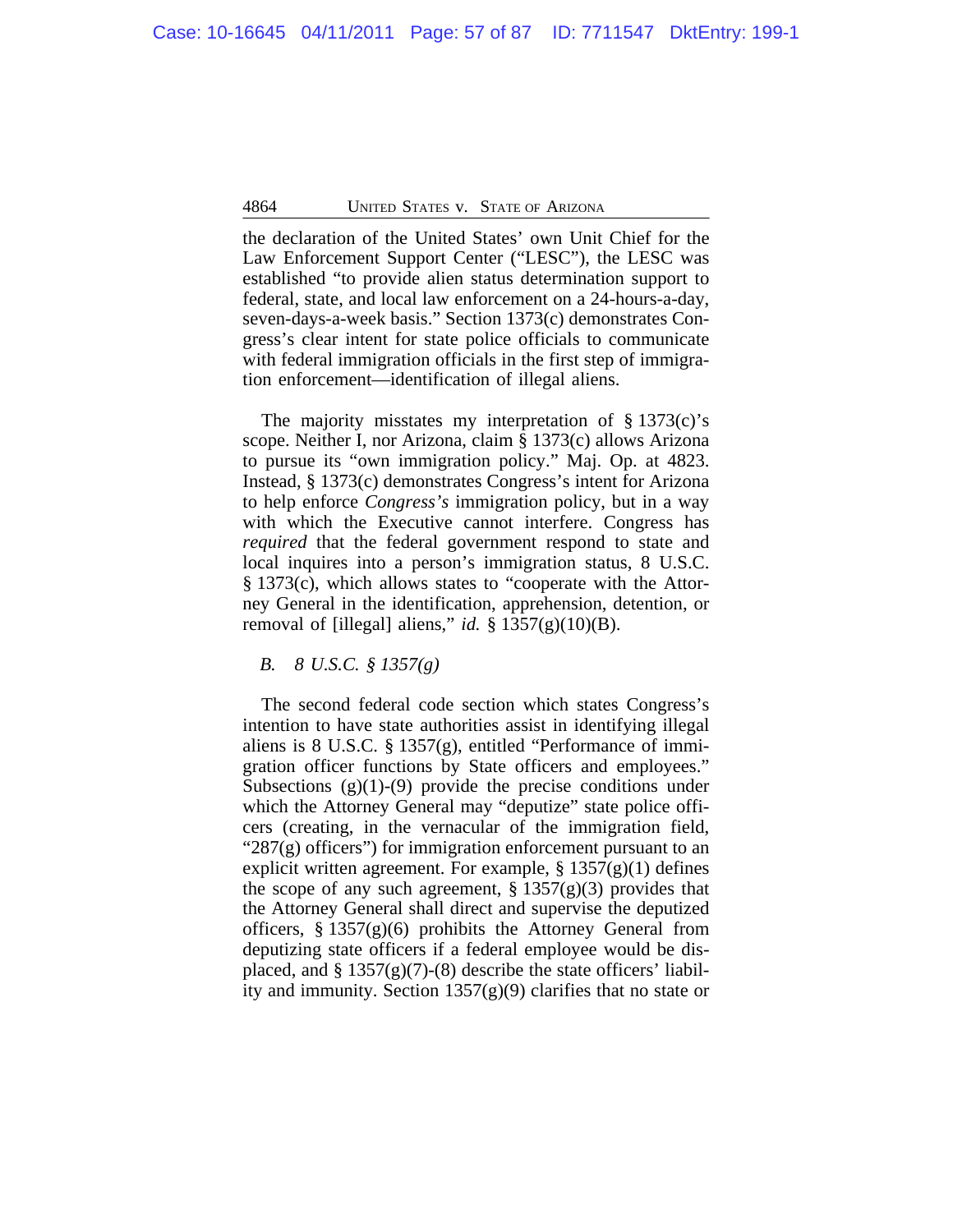the declaration of the United States' own Unit Chief for the Law Enforcement Support Center ("LESC"), the LESC was established "to provide alien status determination support to federal, state, and local law enforcement on a 24-hours-a-day, seven-days-a-week basis." Section 1373(c) demonstrates Congress's clear intent for state police officials to communicate with federal immigration officials in the first step of immigration enforcement—identification of illegal aliens.

The majority misstates my interpretation of § 1373(c)'s scope. Neither I, nor Arizona, claim § 1373(c) allows Arizona to pursue its "own immigration policy." Maj. Op. at 4823. Instead, § 1373(c) demonstrates Congress's intent for Arizona to help enforce *Congress's* immigration policy, but in a way with which the Executive cannot interfere. Congress has *required* that the federal government respond to state and local inquires into a person's immigration status, 8 U.S.C. § 1373(c), which allows states to "cooperate with the Attorney General in the identification, apprehension, detention, or removal of [illegal] aliens," *id.* § 1357(g)(10)(B).

*B. 8 U.S.C. § 1357(g)*

The second federal code section which states Congress's intention to have state authorities assist in identifying illegal aliens is 8 U.S.C. § 1357(g), entitled "Performance of immigration officer functions by State officers and employees." Subsections (g)(1)-(9) provide the precise conditions under which the Attorney General may "deputize" state police officers (creating, in the vernacular of the immigration field, "287(g) officers") for immigration enforcement pursuant to an explicit written agreement. For example, § 1357(g)(1) defines the scope of any such agreement, § 1357(g)(3) provides that the Attorney General shall direct and supervise the deputized officers, § 1357(g)(6) prohibits the Attorney General from deputizing state officers if a federal employee would be displaced, and § 1357(g)(7)-(8) describe the state officers' liability and immunity. Section 1357(g)(9) clarifies that no state or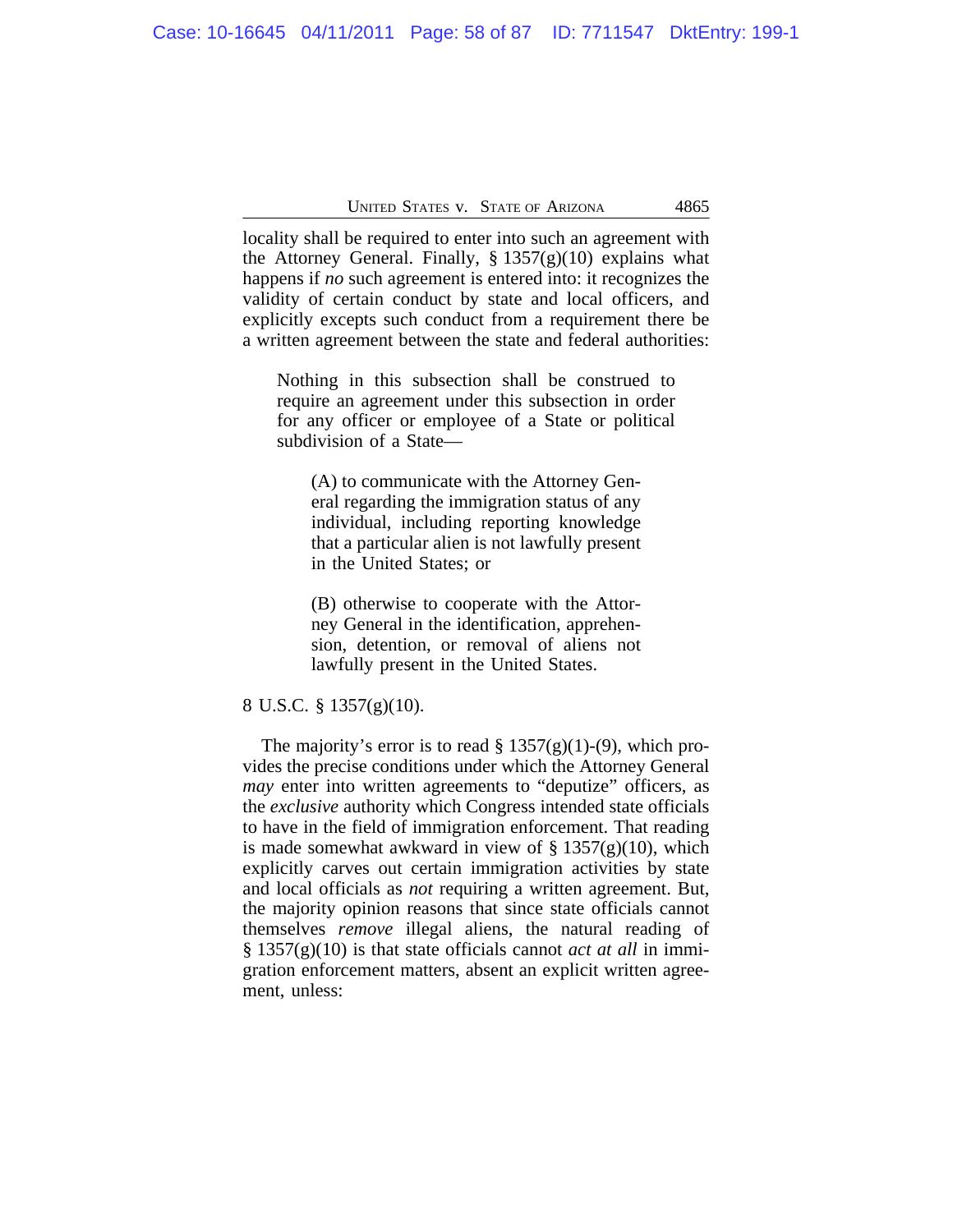locality shall be required to enter into such an agreement with the Attorney General. Finally, § 1357(g)(10) explains what happens if *no* such agreement is entered into: it recognizes the validity of certain conduct by state and local officers, and explicitly excepts such conduct from a requirement there be a written agreement between the state and federal authorities:

> Nothing in this subsection shall be construed to require an agreement under this subsection in order for any officer or employee of a State or political subdivision of a State—
>
> > (A) to communicate with the Attorney General regarding the immigration status of any individual, including reporting knowledge that a particular alien is not lawfully present in the United States; or
> >
> > (B) otherwise to cooperate with the Attorney General in the identification, apprehension, detention, or removal of aliens not lawfully present in the United States.

8 U.S.C. § 1357(g)(10).

The majority's error is to read § 1357(g)(1)-(9), which provides the precise conditions under which the Attorney General *may* enter into written agreements to "deputize" officers, as the *exclusive* authority which Congress intended state officials to have in the field of immigration enforcement. That reading is made somewhat awkward in view of § 1357(g)(10), which explicitly carves out certain immigration activities by state and local officials as *not* requiring a written agreement. But, the majority opinion reasons that since state officials cannot themselves *remove* illegal aliens, the natural reading of § 1357(g)(10) is that state officials cannot *act at all* in immigration enforcement matters, absent an explicit written agreement, unless: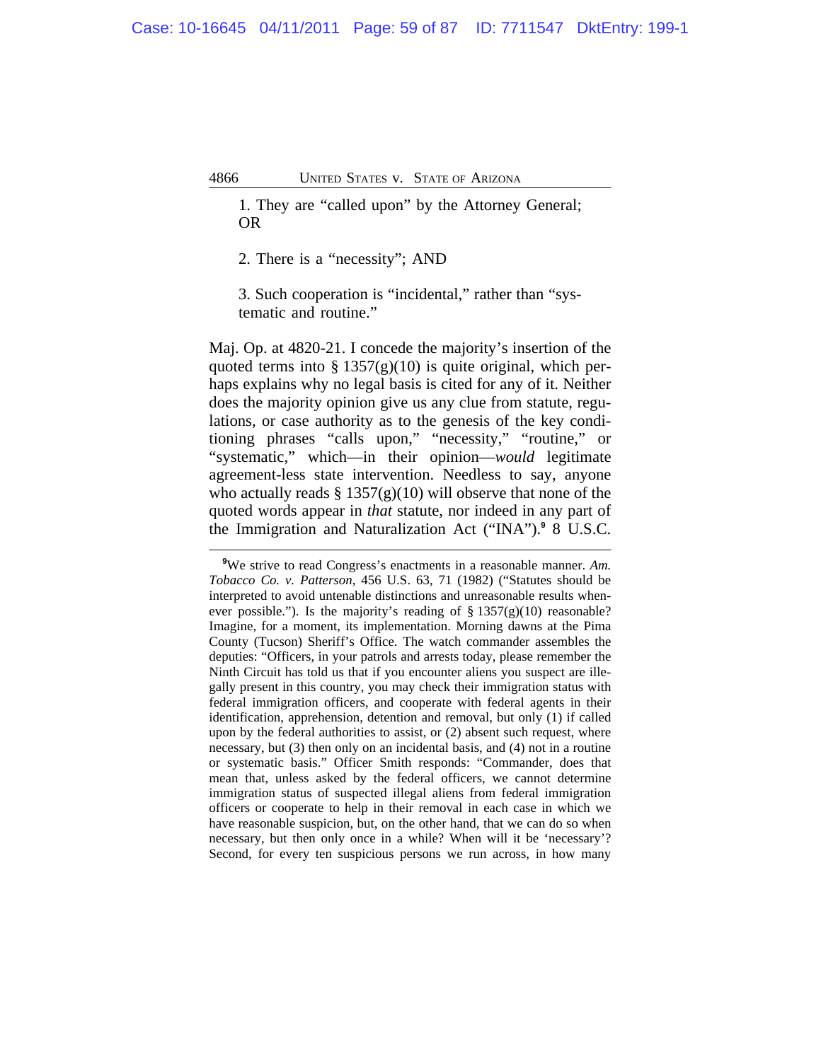1. They are "called upon" by the Attorney General; OR

2. There is a "necessity"; AND

3. Such cooperation is "incidental," rather than "systematic and routine."

Maj. Op. at 4820-21. I concede the majority's insertion of the quoted terms into § 1357(g)(10) is quite original, which perhaps explains why no legal basis is cited for any of it. Neither does the majority opinion give us any clue from statute, regulations, or case authority as to the genesis of the key conditioning phrases "calls upon," "necessity," "routine," or "systematic," which—in their opinion—*would* legitimate agreement-less state intervention. Needless to say, anyone who actually reads § 1357(g)(10) will observe that none of the quoted words appear in *that* statute, nor indeed in any part of the Immigration and Naturalization Act ("INA").[9] 8 U.S.C.

---

[9]We strive to read Congress's enactments in a reasonable manner. *Am. Tobacco Co. v. Patterson*, 456 U.S. 63, 71 (1982) ("Statutes should be interpreted to avoid untenable distinctions and unreasonable results whenever possible."). Is the majority's reading of § 1357(g)(10) reasonable? Imagine, for a moment, its implementation. Morning dawns at the Pima County (Tucson) Sheriff's Office. The watch commander assembles the deputies: "Officers, in your patrols and arrests today, please remember the Ninth Circuit has told us that if you encounter aliens you suspect are illegally present in this country, you may check their immigration status with federal immigration officers, and cooperate with federal agents in their identification, apprehension, detention and removal, but only (1) if called upon by the federal authorities to assist, or (2) absent such request, where necessary, but (3) then only on an incidental basis, and (4) not in a routine or systematic basis." Officer Smith responds: "Commander, does that mean that, unless asked by the federal officers, we cannot determine immigration status of suspected illegal aliens from federal immigration officers or cooperate to help in their removal in each case in which we have reasonable suspicion, but, on the other hand, that we can do so when necessary, but then only once in a while? When will it be 'necessary'? Second, for every ten suspicious persons we run across, in how many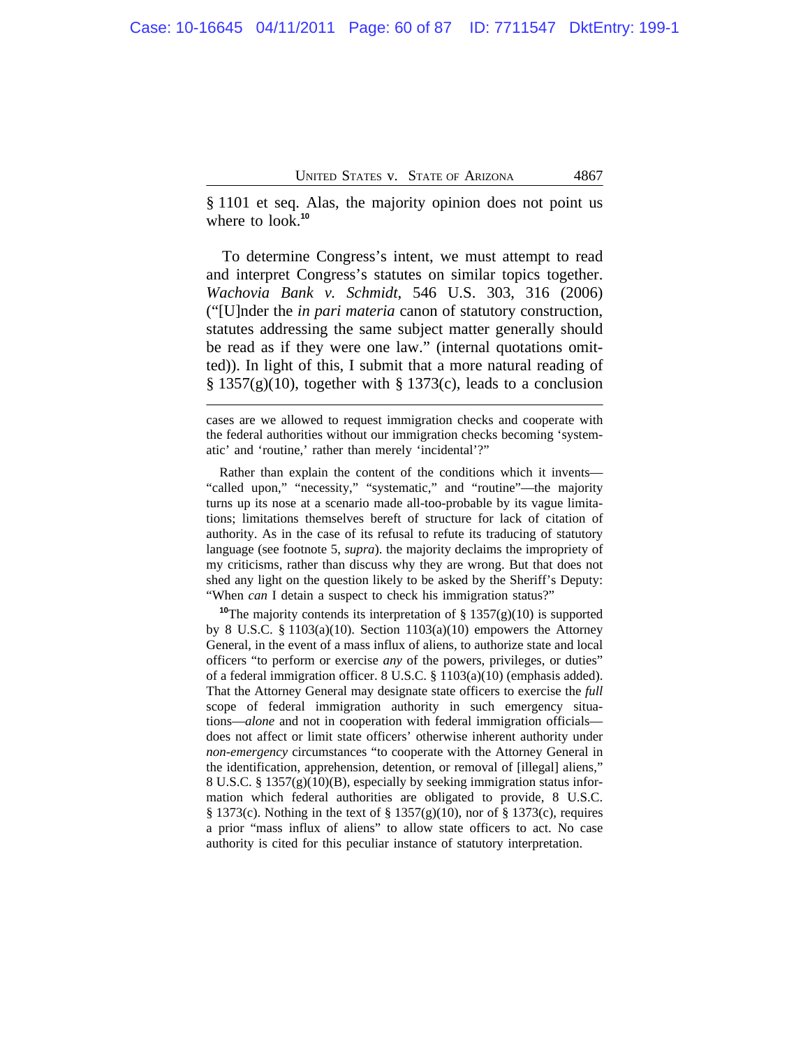§ 1101 et seq. Alas, the majority opinion does not point us where to look.[10]

To determine Congress's intent, we must attempt to read and interpret Congress's statutes on similar topics together. *Wachovia Bank v. Schmidt*, 546 U.S. 303, 316 (2006) ("[U]nder the *in pari materia* canon of statutory construction, statutes addressing the same subject matter generally should be read as if they were one law." (internal quotations omitted)). In light of this, I submit that a more natural reading of § 1357(g)(10), together with § 1373(c), leads to a conclusion

---

cases are we allowed to request immigration checks and cooperate with the federal authorities without our immigration checks becoming 'systematic' and 'routine,' rather than merely 'incidental'?"

Rather than explain the content of the conditions which it invents—"called upon," "necessity," "systematic," and "routine"—the majority turns up its nose at a scenario made all-too-probable by its vague limitations; limitations themselves bereft of structure for lack of citation of authority. As in the case of its refusal to refute its traducing of statutory language (see footnote 5, *supra*). the majority declaims the impropriety of my criticisms, rather than discuss why they are wrong. But that does not shed any light on the question likely to be asked by the Sheriff's Deputy: "When *can* I detain a suspect to check his immigration status?"

[10]The majority contends its interpretation of § 1357(g)(10) is supported by 8 U.S.C. § 1103(a)(10). Section 1103(a)(10) empowers the Attorney General, in the event of a mass influx of aliens, to authorize state and local officers "to perform or exercise *any* of the powers, privileges, or duties" of a federal immigration officer. 8 U.S.C. § 1103(a)(10) (emphasis added). That the Attorney General may designate state officers to exercise the *full* scope of federal immigration authority in such emergency situations—*alone* and not in cooperation with federal immigration officials—does not affect or limit state officers' otherwise inherent authority under *non-emergency* circumstances "to cooperate with the Attorney General in the identification, apprehension, detention, or removal of [illegal] aliens," 8 U.S.C. § 1357(g)(10)(B), especially by seeking immigration status information which federal authorities are obligated to provide, 8 U.S.C. § 1373(c). Nothing in the text of § 1357(g)(10), nor of § 1373(c), requires a prior "mass influx of aliens" to allow state officers to act. No case authority is cited for this peculiar instance of statutory interpretation.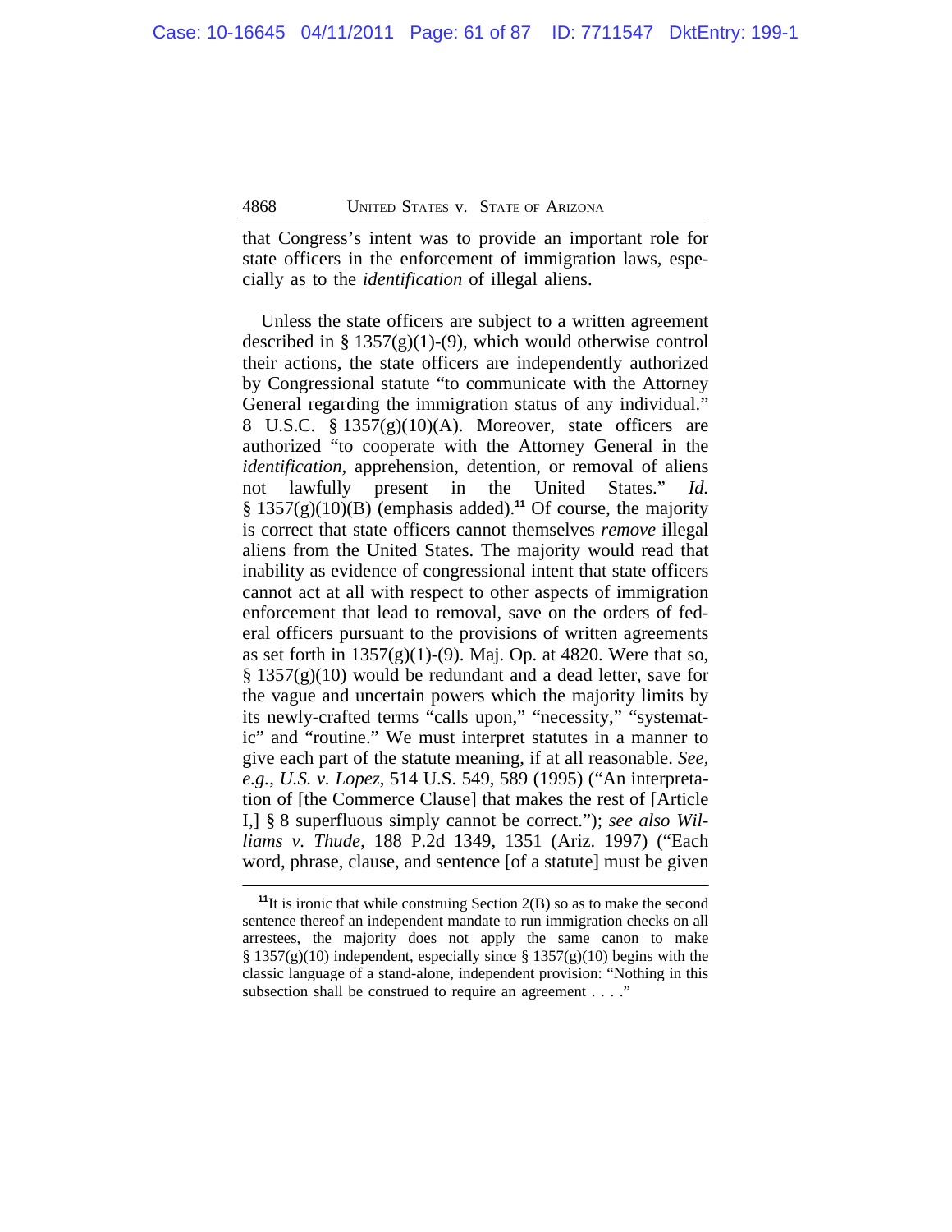that Congress's intent was to provide an important role for state officers in the enforcement of immigration laws, especially as to the *identification* of illegal aliens.

Unless the state officers are subject to a written agreement described in § 1357(g)(1)-(9), which would otherwise control their actions, the state officers are independently authorized by Congressional statute "to communicate with the Attorney General regarding the immigration status of any individual." 8 U.S.C. § 1357(g)(10)(A). Moreover, state officers are authorized "to cooperate with the Attorney General in the *identification*, apprehension, detention, or removal of aliens not lawfully present in the United States." *Id.* § 1357(g)(10)(B) (emphasis added).[11] Of course, the majority is correct that state officers cannot themselves *remove* illegal aliens from the United States. The majority would read that inability as evidence of congressional intent that state officers cannot act at all with respect to other aspects of immigration enforcement that lead to removal, save on the orders of federal officers pursuant to the provisions of written agreements as set forth in 1357(g)(1)-(9). Maj. Op. at 4820. Were that so, § 1357(g)(10) would be redundant and a dead letter, save for the vague and uncertain powers which the majority limits by its newly-crafted terms "calls upon," "necessity," "systematic" and "routine." We must interpret statutes in a manner to give each part of the statute meaning, if at all reasonable. *See, e.g.*, *U.S. v. Lopez*, 514 U.S. 549, 589 (1995) ("An interpretation of [the Commerce Clause] that makes the rest of [Article I,] § 8 superfluous simply cannot be correct."); *see also Williams v. Thude*, 188 P.2d 1349, 1351 (Ariz. 1997) ("Each word, phrase, clause, and sentence [of a statute] must be given

[11] It is ironic that while construing Section 2(B) so as to make the second sentence thereof an independent mandate to run immigration checks on all arrestees, the majority does not apply the same canon to make § 1357(g)(10) independent, especially since § 1357(g)(10) begins with the classic language of a stand-alone, independent provision: "Nothing in this subsection shall be construed to require an agreement . . . ."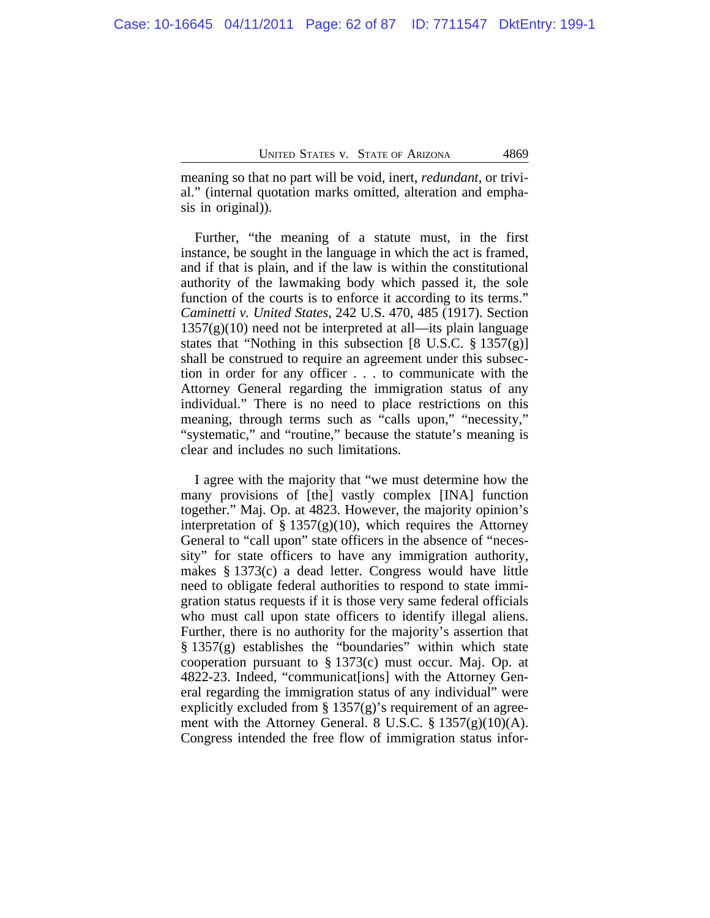meaning so that no part will be void, inert, *redundant*, or trivial." (internal quotation marks omitted, alteration and emphasis in original)).

Further, "the meaning of a statute must, in the first instance, be sought in the language in which the act is framed, and if that is plain, and if the law is within the constitutional authority of the lawmaking body which passed it, the sole function of the courts is to enforce it according to its terms." *Caminetti v. United States*, 242 U.S. 470, 485 (1917). Section 1357(g)(10) need not be interpreted at all—its plain language states that "Nothing in this subsection [8 U.S.C. § 1357(g)] shall be construed to require an agreement under this subsection in order for any officer . . . to communicate with the Attorney General regarding the immigration status of any individual." There is no need to place restrictions on this meaning, through terms such as "calls upon," "necessity," "systematic," and "routine," because the statute's meaning is clear and includes no such limitations.

I agree with the majority that "we must determine how the many provisions of [the] vastly complex [INA] function together." Maj. Op. at 4823. However, the majority opinion's interpretation of § 1357(g)(10), which requires the Attorney General to "call upon" state officers in the absence of "necessity" for state officers to have any immigration authority, makes § 1373(c) a dead letter. Congress would have little need to obligate federal authorities to respond to state immigration status requests if it is those very same federal officials who must call upon state officers to identify illegal aliens. Further, there is no authority for the majority's assertion that § 1357(g) establishes the "boundaries" within which state cooperation pursuant to § 1373(c) must occur. Maj. Op. at 4822-23. Indeed, "communicat[ions] with the Attorney General regarding the immigration status of any individual" were explicitly excluded from § 1357(g)'s requirement of an agreement with the Attorney General. 8 U.S.C. § 1357(g)(10)(A). Congress intended the free flow of immigration status infor-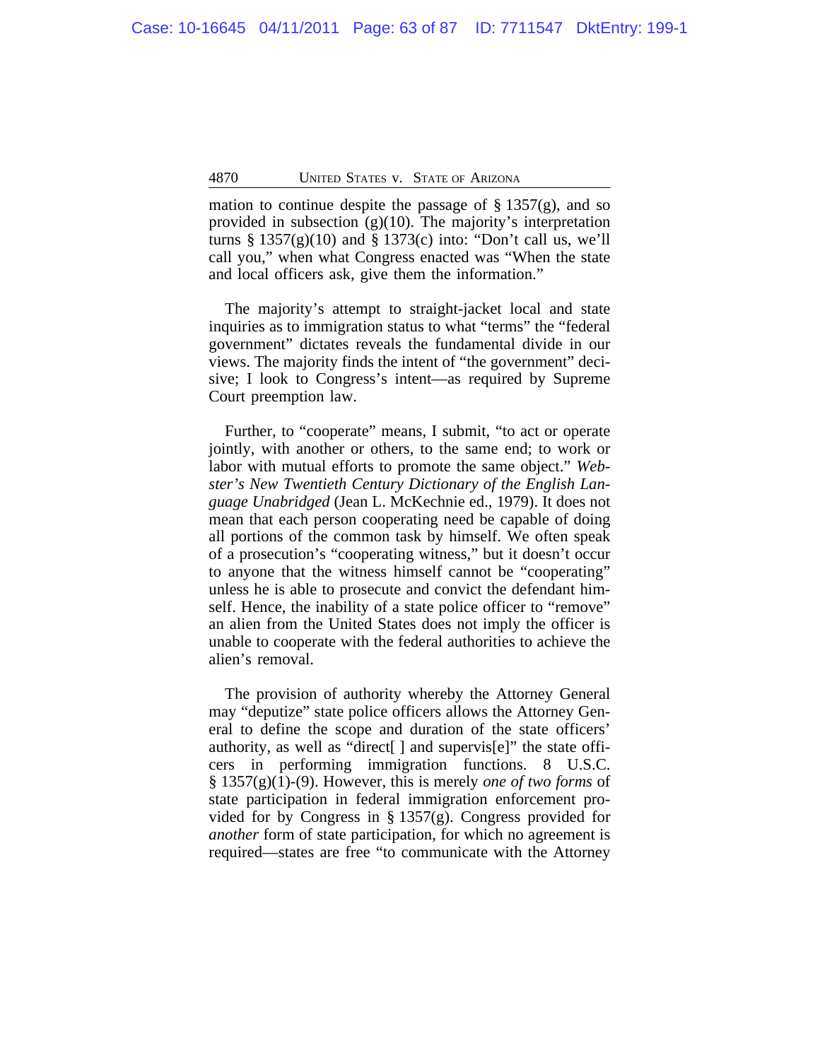mation to continue despite the passage of § 1357(g), and so provided in subsection (g)(10). The majority's interpretation turns § 1357(g)(10) and § 1373(c) into: "Don't call us, we'll call you," when what Congress enacted was "When the state and local officers ask, give them the information."

The majority's attempt to straight-jacket local and state inquiries as to immigration status to what "terms" the "federal government" dictates reveals the fundamental divide in our views. The majority finds the intent of "the government" decisive; I look to Congress's intent—as required by Supreme Court preemption law.

Further, to "cooperate" means, I submit, "to act or operate jointly, with another or others, to the same end; to work or labor with mutual efforts to promote the same object." *Webster's New Twentieth Century Dictionary of the English Language Unabridged* (Jean L. McKechnie ed., 1979). It does not mean that each person cooperating need be capable of doing all portions of the common task by himself. We often speak of a prosecution's "cooperating witness," but it doesn't occur to anyone that the witness himself cannot be "cooperating" unless he is able to prosecute and convict the defendant himself. Hence, the inability of a state police officer to "remove" an alien from the United States does not imply the officer is unable to cooperate with the federal authorities to achieve the alien's removal.

The provision of authority whereby the Attorney General may "deputize" state police officers allows the Attorney General to define the scope and duration of the state officers' authority, as well as "direct[ ] and supervis[e]" the state officers in performing immigration functions. 8 U.S.C. § 1357(g)(1)-(9). However, this is merely *one of two forms* of state participation in federal immigration enforcement provided for by Congress in § 1357(g). Congress provided for *another* form of state participation, for which no agreement is required—states are free "to communicate with the Attorney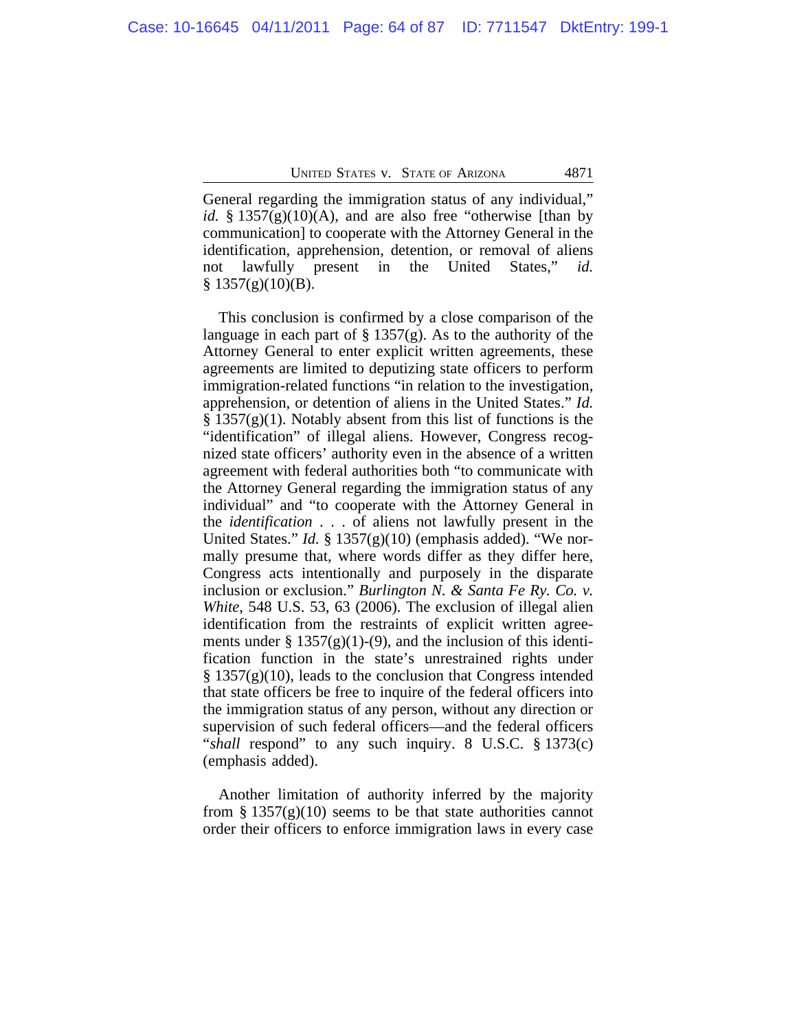General regarding the immigration status of any individual," *id.* § 1357(g)(10)(A), and are also free "otherwise [than by communication] to cooperate with the Attorney General in the identification, apprehension, detention, or removal of aliens not lawfully present in the United States," *id.* § 1357(g)(10)(B).

This conclusion is confirmed by a close comparison of the language in each part of § 1357(g). As to the authority of the Attorney General to enter explicit written agreements, these agreements are limited to deputizing state officers to perform immigration-related functions "in relation to the investigation, apprehension, or detention of aliens in the United States." *Id.* § 1357(g)(1). Notably absent from this list of functions is the "identification" of illegal aliens. However, Congress recognized state officers' authority even in the absence of a written agreement with federal authorities both "to communicate with the Attorney General regarding the immigration status of any individual" and "to cooperate with the Attorney General in the *identification* . . . of aliens not lawfully present in the United States." *Id.* § 1357(g)(10) (emphasis added). "We normally presume that, where words differ as they differ here, Congress acts intentionally and purposely in the disparate inclusion or exclusion." *Burlington N. & Santa Fe Ry. Co. v. White*, 548 U.S. 53, 63 (2006). The exclusion of illegal alien identification from the restraints of explicit written agreements under § 1357(g)(1)-(9), and the inclusion of this identification function in the state's unrestrained rights under § 1357(g)(10), leads to the conclusion that Congress intended that state officers be free to inquire of the federal officers into the immigration status of any person, without any direction or supervision of such federal officers—and the federal officers "*shall* respond" to any such inquiry. 8 U.S.C. § 1373(c) (emphasis added).

Another limitation of authority inferred by the majority from § 1357(g)(10) seems to be that state authorities cannot order their officers to enforce immigration laws in every case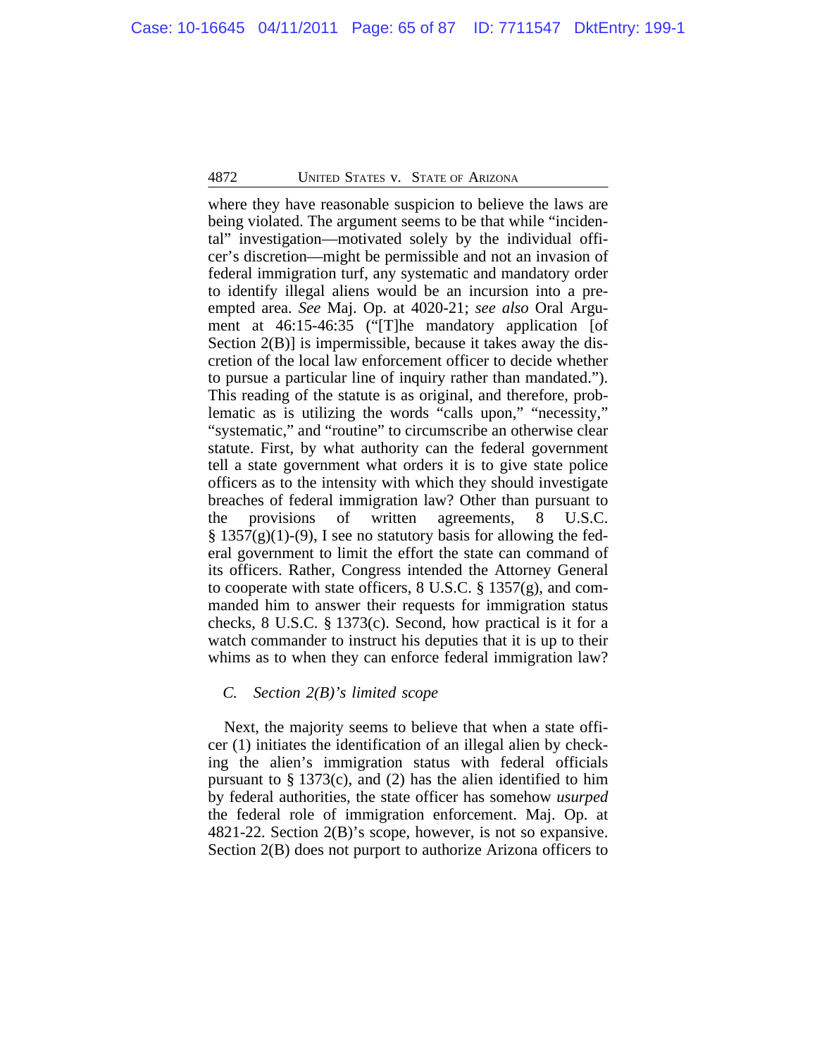where they have reasonable suspicion to believe the laws are being violated. The argument seems to be that while "incidental" investigation—motivated solely by the individual officer's discretion—might be permissible and not an invasion of federal immigration turf, any systematic and mandatory order to identify illegal aliens would be an incursion into a preempted area. *See* Maj. Op. at 4020-21; *see also* Oral Argument at 46:15-46:35 ("[T]he mandatory application [of Section 2(B)] is impermissible, because it takes away the discretion of the local law enforcement officer to decide whether to pursue a particular line of inquiry rather than mandated."). This reading of the statute is as original, and therefore, problematic as is utilizing the words "calls upon," "necessity," "systematic," and "routine" to circumscribe an otherwise clear statute. First, by what authority can the federal government tell a state government what orders it is to give state police officers as to the intensity with which they should investigate breaches of federal immigration law? Other than pursuant to the provisions of written agreements, 8 U.S.C. § 1357(g)(1)-(9), I see no statutory basis for allowing the federal government to limit the effort the state can command of its officers. Rather, Congress intended the Attorney General to cooperate with state officers, 8 U.S.C. § 1357(g), and commanded him to answer their requests for immigration status checks, 8 U.S.C. § 1373(c). Second, how practical is it for a watch commander to instruct his deputies that it is up to their whims as to when they can enforce federal immigration law?

### *C. Section 2(B)'s limited scope*

Next, the majority seems to believe that when a state officer (1) initiates the identification of an illegal alien by checking the alien's immigration status with federal officials pursuant to § 1373(c), and (2) has the alien identified to him by federal authorities, the state officer has somehow *usurped* the federal role of immigration enforcement. Maj. Op. at 4821-22. Section 2(B)'s scope, however, is not so expansive. Section 2(B) does not purport to authorize Arizona officers to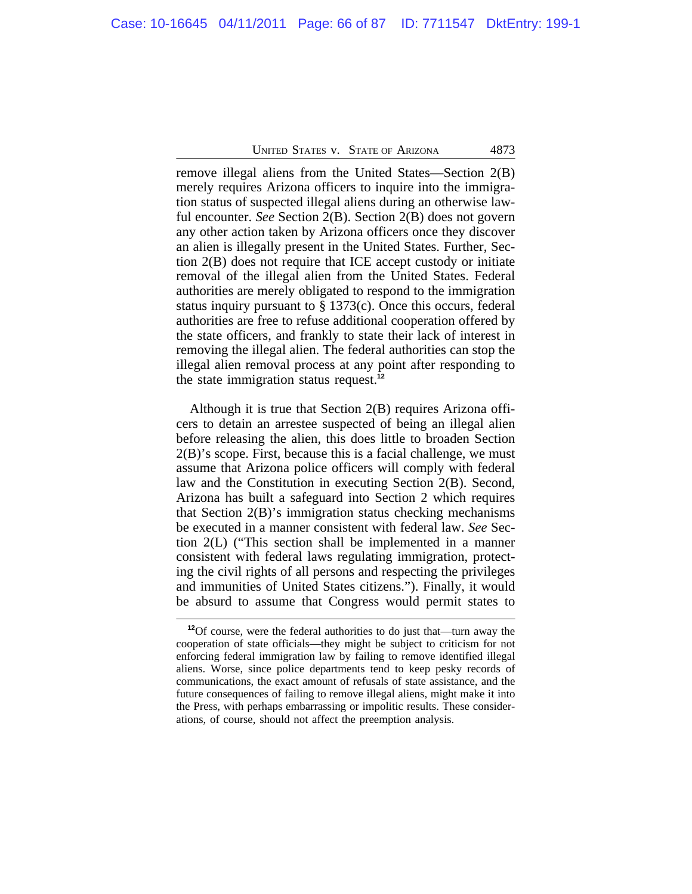remove illegal aliens from the United States—Section 2(B) merely requires Arizona officers to inquire into the immigration status of suspected illegal aliens during an otherwise lawful encounter. *See* Section 2(B). Section 2(B) does not govern any other action taken by Arizona officers once they discover an alien is illegally present in the United States. Further, Section 2(B) does not require that ICE accept custody or initiate removal of the illegal alien from the United States. Federal authorities are merely obligated to respond to the immigration status inquiry pursuant to § 1373(c). Once this occurs, federal authorities are free to refuse additional cooperation offered by the state officers, and frankly to state their lack of interest in removing the illegal alien. The federal authorities can stop the illegal alien removal process at any point after responding to the state immigration status request.[12]

Although it is true that Section 2(B) requires Arizona officers to detain an arrestee suspected of being an illegal alien before releasing the alien, this does little to broaden Section 2(B)'s scope. First, because this is a facial challenge, we must assume that Arizona police officers will comply with federal law and the Constitution in executing Section 2(B). Second, Arizona has built a safeguard into Section 2 which requires that Section 2(B)'s immigration status checking mechanisms be executed in a manner consistent with federal law. *See* Section 2(L) ("This section shall be implemented in a manner consistent with federal laws regulating immigration, protecting the civil rights of all persons and respecting the privileges and immunities of United States citizens."). Finally, it would be absurd to assume that Congress would permit states to

[12]Of course, were the federal authorities to do just that—turn away the cooperation of state officials—they might be subject to criticism for not enforcing federal immigration law by failing to remove identified illegal aliens. Worse, since police departments tend to keep pesky records of communications, the exact amount of refusals of state assistance, and the future consequences of failing to remove illegal aliens, might make it into the Press, with perhaps embarrassing or impolitic results. These considerations, of course, should not affect the preemption analysis.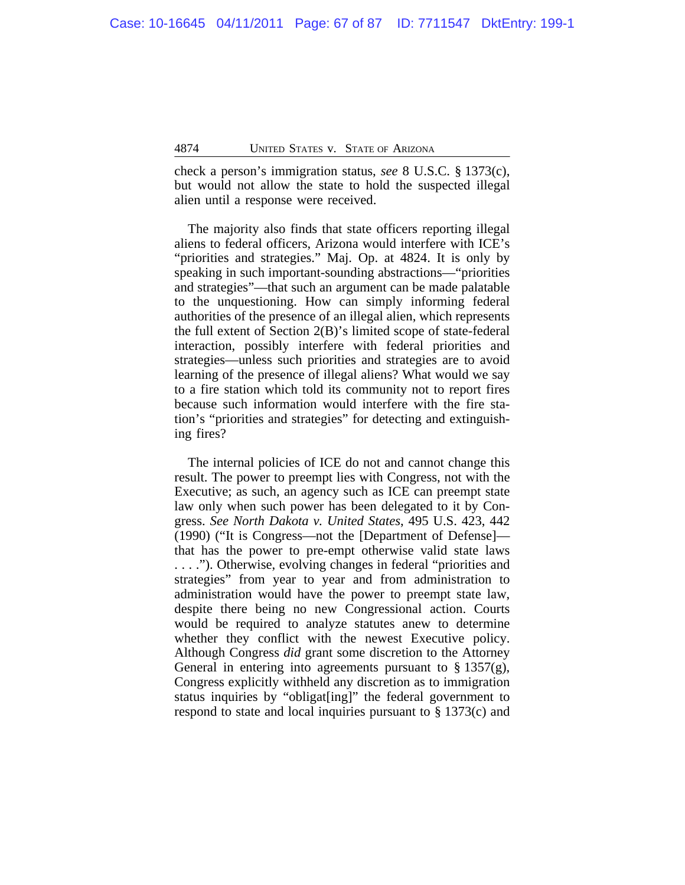check a person's immigration status, *see* 8 U.S.C. § 1373(c), but would not allow the state to hold the suspected illegal alien until a response were received.

The majority also finds that state officers reporting illegal aliens to federal officers, Arizona would interfere with ICE's "priorities and strategies." Maj. Op. at 4824. It is only by speaking in such important-sounding abstractions—"priorities and strategies"—that such an argument can be made palatable to the unquestioning. How can simply informing federal authorities of the presence of an illegal alien, which represents the full extent of Section 2(B)'s limited scope of state-federal interaction, possibly interfere with federal priorities and strategies—unless such priorities and strategies are to avoid learning of the presence of illegal aliens? What would we say to a fire station which told its community not to report fires because such information would interfere with the fire station's "priorities and strategies" for detecting and extinguishing fires?

The internal policies of ICE do not and cannot change this result. The power to preempt lies with Congress, not with the Executive; as such, an agency such as ICE can preempt state law only when such power has been delegated to it by Congress. *See North Dakota v. United States*, 495 U.S. 423, 442 (1990) ("It is Congress—not the [Department of Defense]—that has the power to pre-empt otherwise valid state laws . . . ."). Otherwise, evolving changes in federal "priorities and strategies" from year to year and from administration to administration would have the power to preempt state law, despite there being no new Congressional action. Courts would be required to analyze statutes anew to determine whether they conflict with the newest Executive policy. Although Congress *did* grant some discretion to the Attorney General in entering into agreements pursuant to § 1357(g), Congress explicitly withheld any discretion as to immigration status inquiries by "obligat[ing]" the federal government to respond to state and local inquiries pursuant to § 1373(c) and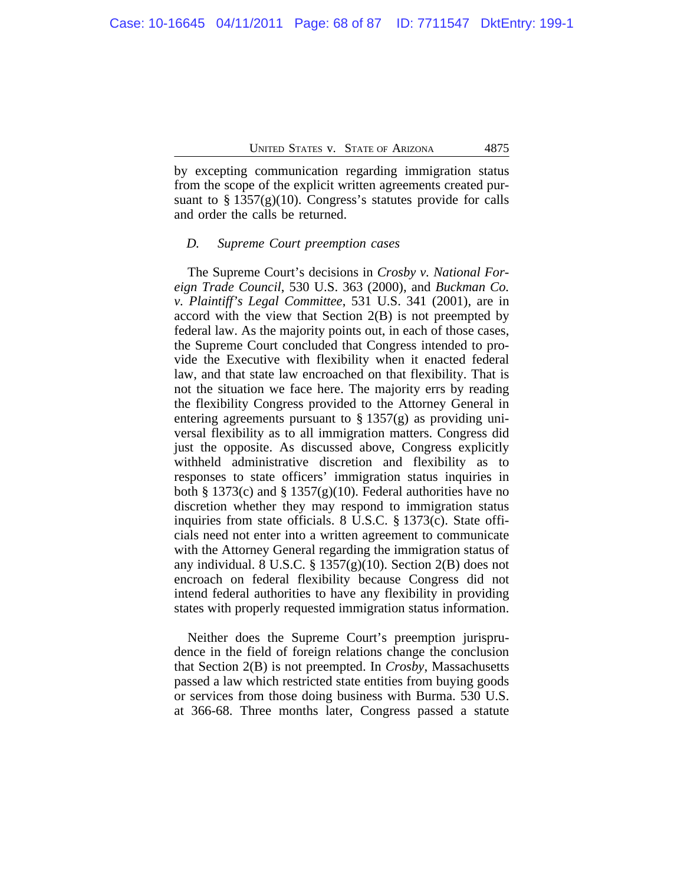by excepting communication regarding immigration status from the scope of the explicit written agreements created pursuant to § 1357(g)(10). Congress's statutes provide for calls and order the calls be returned.

### *D. Supreme Court preemption cases*

The Supreme Court's decisions in *Crosby v. National Foreign Trade Council*, 530 U.S. 363 (2000), and *Buckman Co. v. Plaintiff's Legal Committee*, 531 U.S. 341 (2001), are in accord with the view that Section 2(B) is not preempted by federal law. As the majority points out, in each of those cases, the Supreme Court concluded that Congress intended to provide the Executive with flexibility when it enacted federal law, and that state law encroached on that flexibility. That is not the situation we face here. The majority errs by reading the flexibility Congress provided to the Attorney General in entering agreements pursuant to § 1357(g) as providing universal flexibility as to all immigration matters. Congress did just the opposite. As discussed above, Congress explicitly withheld administrative discretion and flexibility as to responses to state officers' immigration status inquiries in both § 1373(c) and § 1357(g)(10). Federal authorities have no discretion whether they may respond to immigration status inquiries from state officials. 8 U.S.C. § 1373(c). State officials need not enter into a written agreement to communicate with the Attorney General regarding the immigration status of any individual. 8 U.S.C. § 1357(g)(10). Section 2(B) does not encroach on federal flexibility because Congress did not intend federal authorities to have any flexibility in providing states with properly requested immigration status information.

Neither does the Supreme Court's preemption jurisprudence in the field of foreign relations change the conclusion that Section 2(B) is not preempted. In *Crosby*, Massachusetts passed a law which restricted state entities from buying goods or services from those doing business with Burma. 530 U.S. at 366-68. Three months later, Congress passed a statute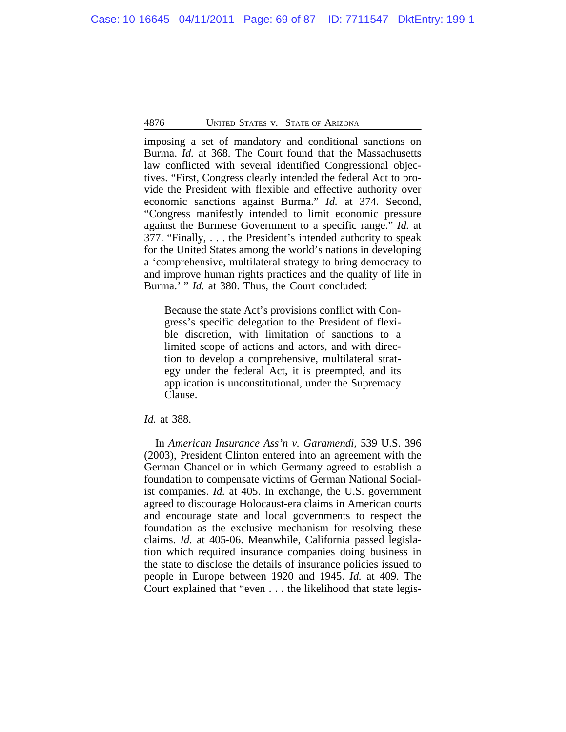imposing a set of mandatory and conditional sanctions on Burma. *Id.* at 368. The Court found that the Massachusetts law conflicted with several identified Congressional objectives. "First, Congress clearly intended the federal Act to provide the President with flexible and effective authority over economic sanctions against Burma." *Id.* at 374. Second, "Congress manifestly intended to limit economic pressure against the Burmese Government to a specific range." *Id.* at 377. "Finally, . . . the President's intended authority to speak for the United States among the world's nations in developing a 'comprehensive, multilateral strategy to bring democracy to and improve human rights practices and the quality of life in Burma.' " *Id.* at 380. Thus, the Court concluded:

> Because the state Act's provisions conflict with Congress's specific delegation to the President of flexible discretion, with limitation of sanctions to a limited scope of actions and actors, and with direction to develop a comprehensive, multilateral strategy under the federal Act, it is preempted, and its application is unconstitutional, under the Supremacy Clause.

*Id.* at 388.

In *American Insurance Ass'n v. Garamendi*, 539 U.S. 396 (2003), President Clinton entered into an agreement with the German Chancellor in which Germany agreed to establish a foundation to compensate victims of German National Socialist companies. *Id.* at 405. In exchange, the U.S. government agreed to discourage Holocaust-era claims in American courts and encourage state and local governments to respect the foundation as the exclusive mechanism for resolving these claims. *Id.* at 405-06. Meanwhile, California passed legislation which required insurance companies doing business in the state to disclose the details of insurance policies issued to people in Europe between 1920 and 1945. *Id.* at 409. The Court explained that "even . . . the likelihood that state legis-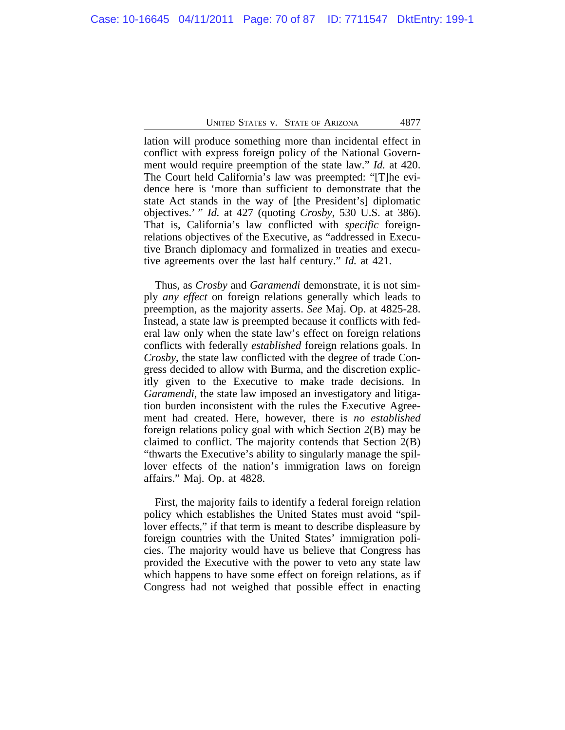lation will produce something more than incidental effect in conflict with express foreign policy of the National Government would require preemption of the state law." *Id.* at 420. The Court held California's law was preempted: "[T]he evidence here is 'more than sufficient to demonstrate that the state Act stands in the way of [the President's] diplomatic objectives.' " *Id.* at 427 (quoting *Crosby*, 530 U.S. at 386). That is, California's law conflicted with *specific* foreign-relations objectives of the Executive, as "addressed in Executive Branch diplomacy and formalized in treaties and executive agreements over the last half century." *Id.* at 421.

Thus, as *Crosby* and *Garamendi* demonstrate, it is not simply *any effect* on foreign relations generally which leads to preemption, as the majority asserts. *See* Maj. Op. at 4825-28. Instead, a state law is preempted because it conflicts with federal law only when the state law's effect on foreign relations conflicts with federally *established* foreign relations goals. In *Crosby*, the state law conflicted with the degree of trade Congress decided to allow with Burma, and the discretion explicitly given to the Executive to make trade decisions. In *Garamendi*, the state law imposed an investigatory and litigation burden inconsistent with the rules the Executive Agreement had created. Here, however, there is *no established* foreign relations policy goal with which Section 2(B) may be claimed to conflict. The majority contends that Section 2(B) "thwarts the Executive's ability to singularly manage the spillover effects of the nation's immigration laws on foreign affairs." Maj. Op. at 4828.

First, the majority fails to identify a federal foreign relation policy which establishes the United States must avoid "spillover effects," if that term is meant to describe displeasure by foreign countries with the United States' immigration policies. The majority would have us believe that Congress has provided the Executive with the power to veto any state law which happens to have some effect on foreign relations, as if Congress had not weighed that possible effect in enacting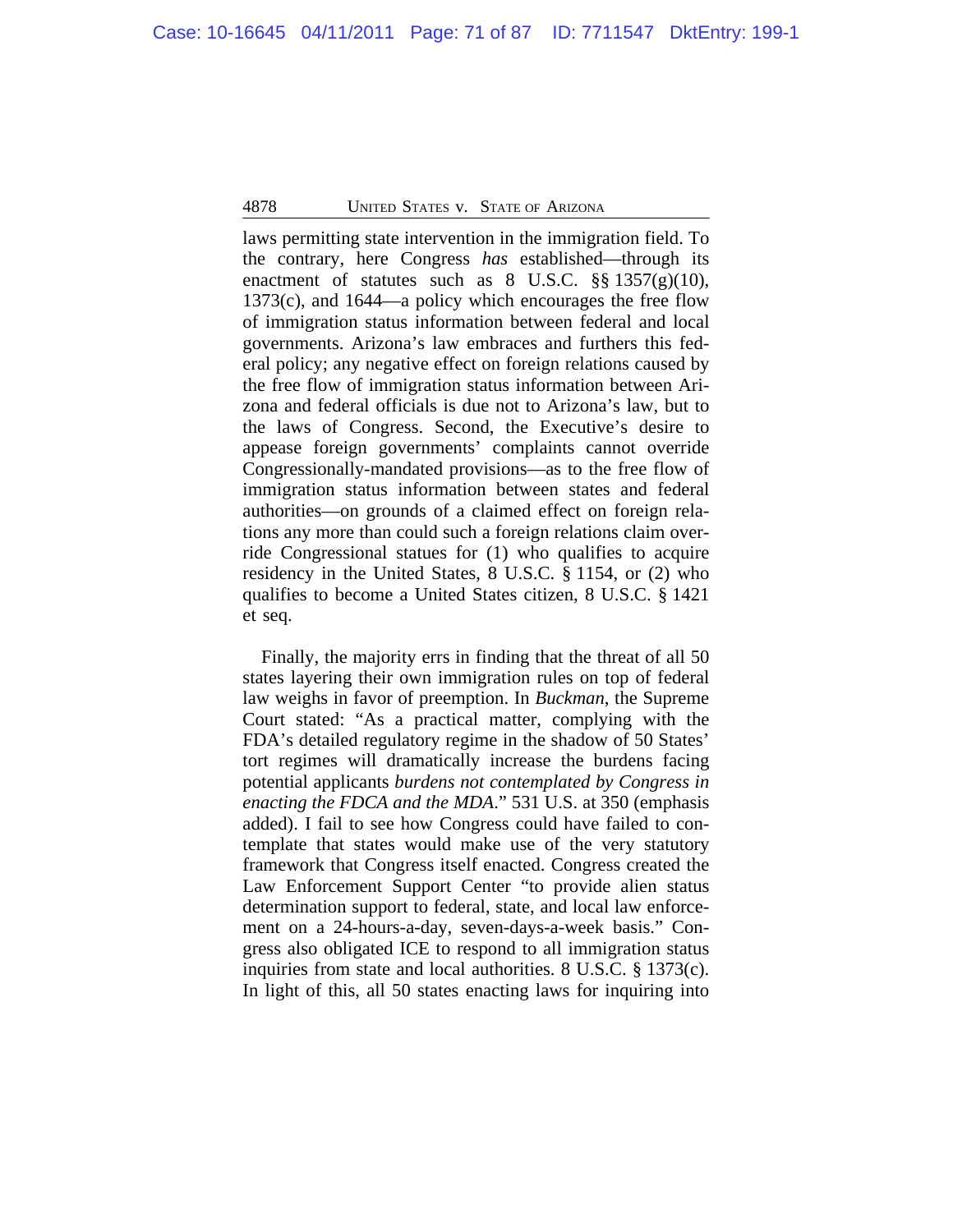laws permitting state intervention in the immigration field. To the contrary, here Congress *has* established—through its enactment of statutes such as 8 U.S.C. §§ 1357(g)(10), 1373(c), and 1644—a policy which encourages the free flow of immigration status information between federal and local governments. Arizona's law embraces and furthers this federal policy; any negative effect on foreign relations caused by the free flow of immigration status information between Arizona and federal officials is due not to Arizona's law, but to the laws of Congress. Second, the Executive's desire to appease foreign governments' complaints cannot override Congressionally-mandated provisions—as to the free flow of immigration status information between states and federal authorities—on grounds of a claimed effect on foreign relations any more than could such a foreign relations claim override Congressional statues for (1) who qualifies to acquire residency in the United States, 8 U.S.C. § 1154, or (2) who qualifies to become a United States citizen, 8 U.S.C. § 1421 et seq.

Finally, the majority errs in finding that the threat of all 50 states layering their own immigration rules on top of federal law weighs in favor of preemption. In *Buckman*, the Supreme Court stated: "As a practical matter, complying with the FDA's detailed regulatory regime in the shadow of 50 States' tort regimes will dramatically increase the burdens facing potential applicants *burdens not contemplated by Congress in enacting the FDCA and the MDA*." 531 U.S. at 350 (emphasis added). I fail to see how Congress could have failed to contemplate that states would make use of the very statutory framework that Congress itself enacted. Congress created the Law Enforcement Support Center "to provide alien status determination support to federal, state, and local law enforcement on a 24-hours-a-day, seven-days-a-week basis." Congress also obligated ICE to respond to all immigration status inquiries from state and local authorities. 8 U.S.C. § 1373(c). In light of this, all 50 states enacting laws for inquiring into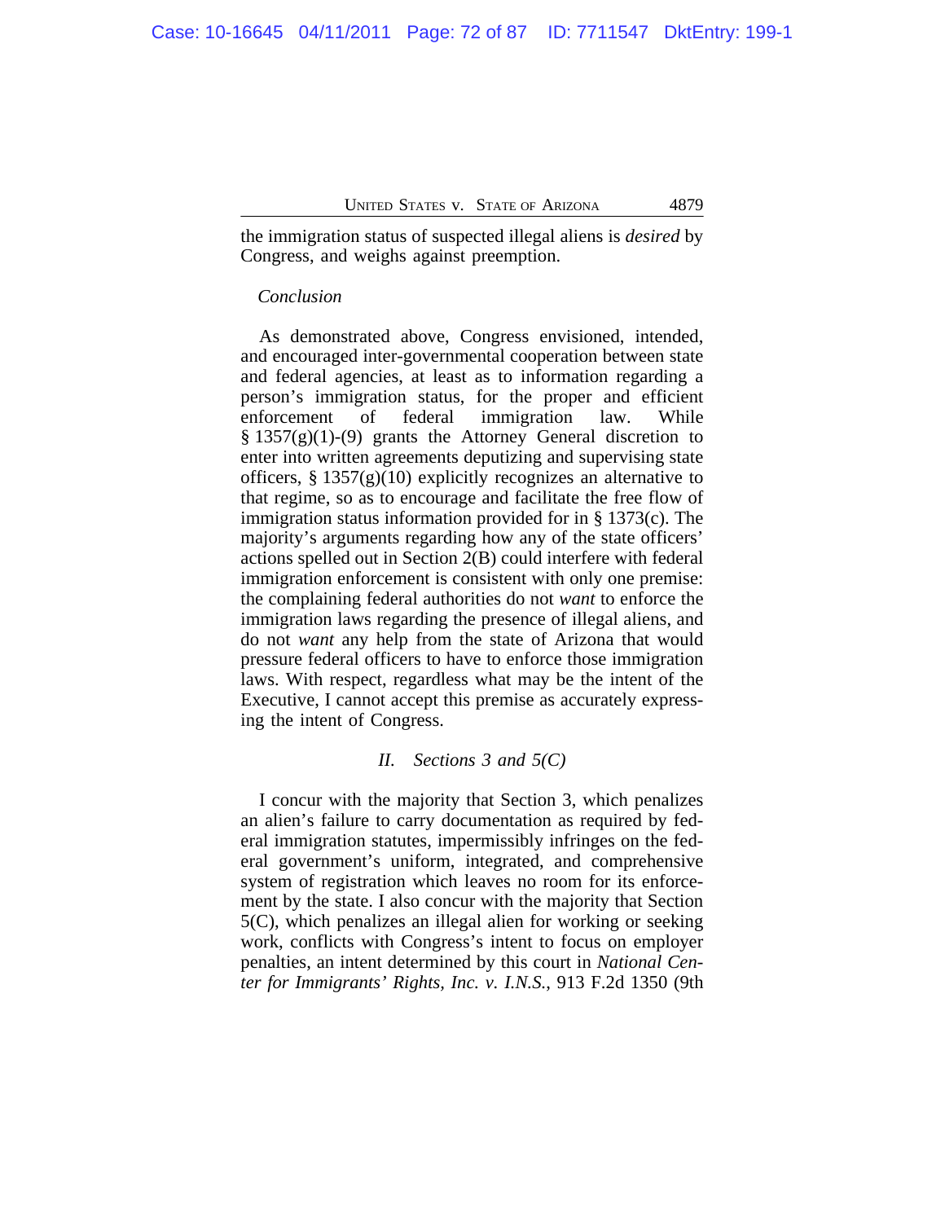the immigration status of suspected illegal aliens is *desired* by Congress, and weighs against preemption.

*Conclusion*

As demonstrated above, Congress envisioned, intended, and encouraged inter-governmental cooperation between state and federal agencies, at least as to information regarding a person's immigration status, for the proper and efficient enforcement of federal immigration law. While § 1357(g)(1)-(9) grants the Attorney General discretion to enter into written agreements deputizing and supervising state officers, § 1357(g)(10) explicitly recognizes an alternative to that regime, so as to encourage and facilitate the free flow of immigration status information provided for in § 1373(c). The majority's arguments regarding how any of the state officers' actions spelled out in Section 2(B) could interfere with federal immigration enforcement is consistent with only one premise: the complaining federal authorities do not *want* to enforce the immigration laws regarding the presence of illegal aliens, and do not *want* any help from the state of Arizona that would pressure federal officers to have to enforce those immigration laws. With respect, regardless what may be the intent of the Executive, I cannot accept this premise as accurately expressing the intent of Congress.

## *II. Sections 3 and 5(C)*

I concur with the majority that Section 3, which penalizes an alien's failure to carry documentation as required by federal immigration statutes, impermissibly infringes on the federal government's uniform, integrated, and comprehensive system of registration which leaves no room for its enforcement by the state. I also concur with the majority that Section 5(C), which penalizes an illegal alien for working or seeking work, conflicts with Congress's intent to focus on employer penalties, an intent determined by this court in *National Center for Immigrants' Rights, Inc. v. I.N.S.*, 913 F.2d 1350 (9th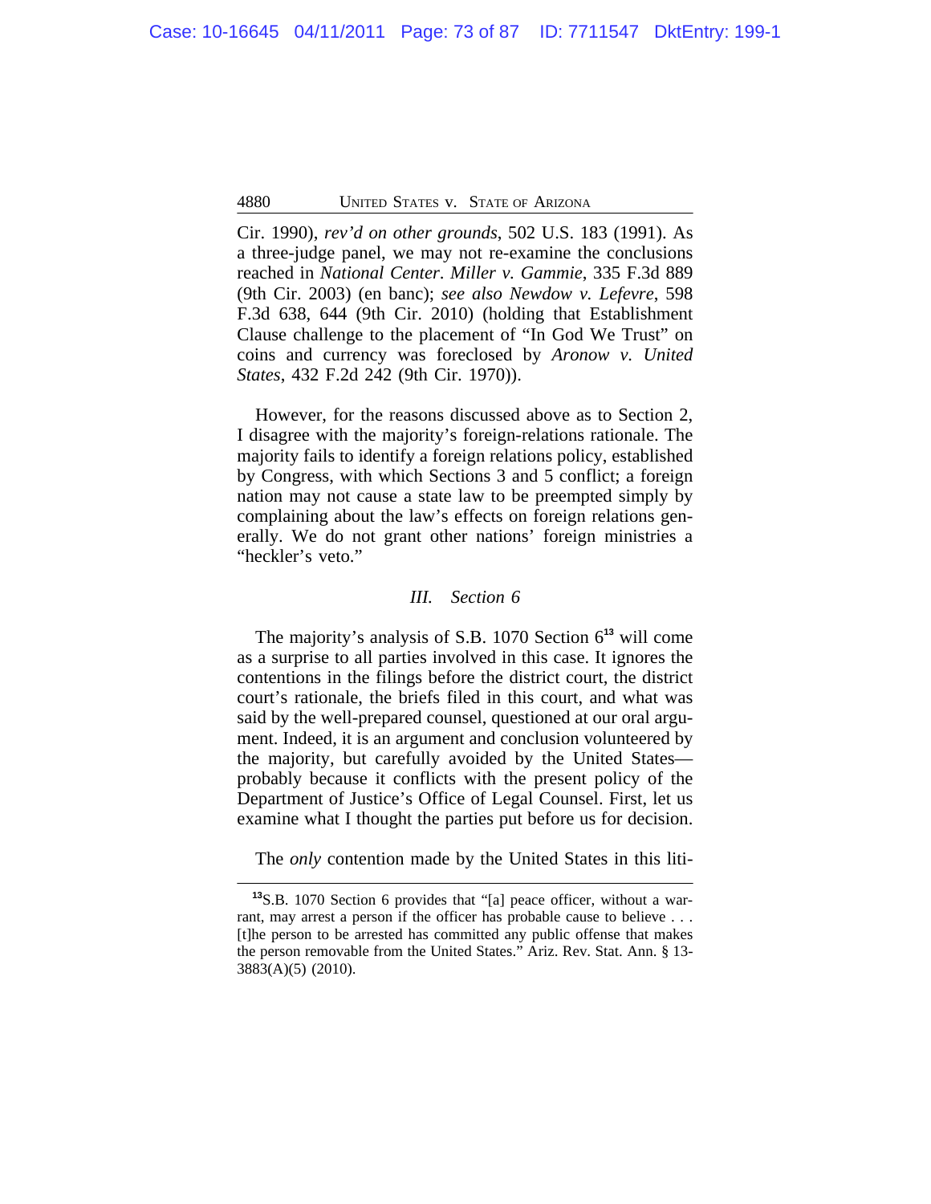Cir. 1990), *rev'd on other grounds*, 502 U.S. 183 (1991). As a three-judge panel, we may not re-examine the conclusions reached in *National Center*. *Miller v. Gammie*, 335 F.3d 889 (9th Cir. 2003) (en banc); *see also Newdow v. Lefevre*, 598 F.3d 638, 644 (9th Cir. 2010) (holding that Establishment Clause challenge to the placement of "In God We Trust" on coins and currency was foreclosed by *Aronow v. United States*, 432 F.2d 242 (9th Cir. 1970)).

However, for the reasons discussed above as to Section 2, I disagree with the majority's foreign-relations rationale. The majority fails to identify a foreign relations policy, established by Congress, with which Sections 3 and 5 conflict; a foreign nation may not cause a state law to be preempted simply by complaining about the law's effects on foreign relations generally. We do not grant other nations' foreign ministries a "heckler's veto."

### *III. Section 6*

The majority's analysis of S.B. 1070 Section 6[13] will come as a surprise to all parties involved in this case. It ignores the contentions in the filings before the district court, the district court's rationale, the briefs filed in this court, and what was said by the well-prepared counsel, questioned at our oral argument. Indeed, it is an argument and conclusion volunteered by the majority, but carefully avoided by the United States—probably because it conflicts with the present policy of the Department of Justice's Office of Legal Counsel. First, let us examine what I thought the parties put before us for decision.

The *only* contention made by the United States in this liti-

---

[13] S.B. 1070 Section 6 provides that "[a] peace officer, without a warrant, may arrest a person if the officer has probable cause to believe . . . [t]he person to be arrested has committed any public offense that makes the person removable from the United States." Ariz. Rev. Stat. Ann. § 13-3883(A)(5) (2010).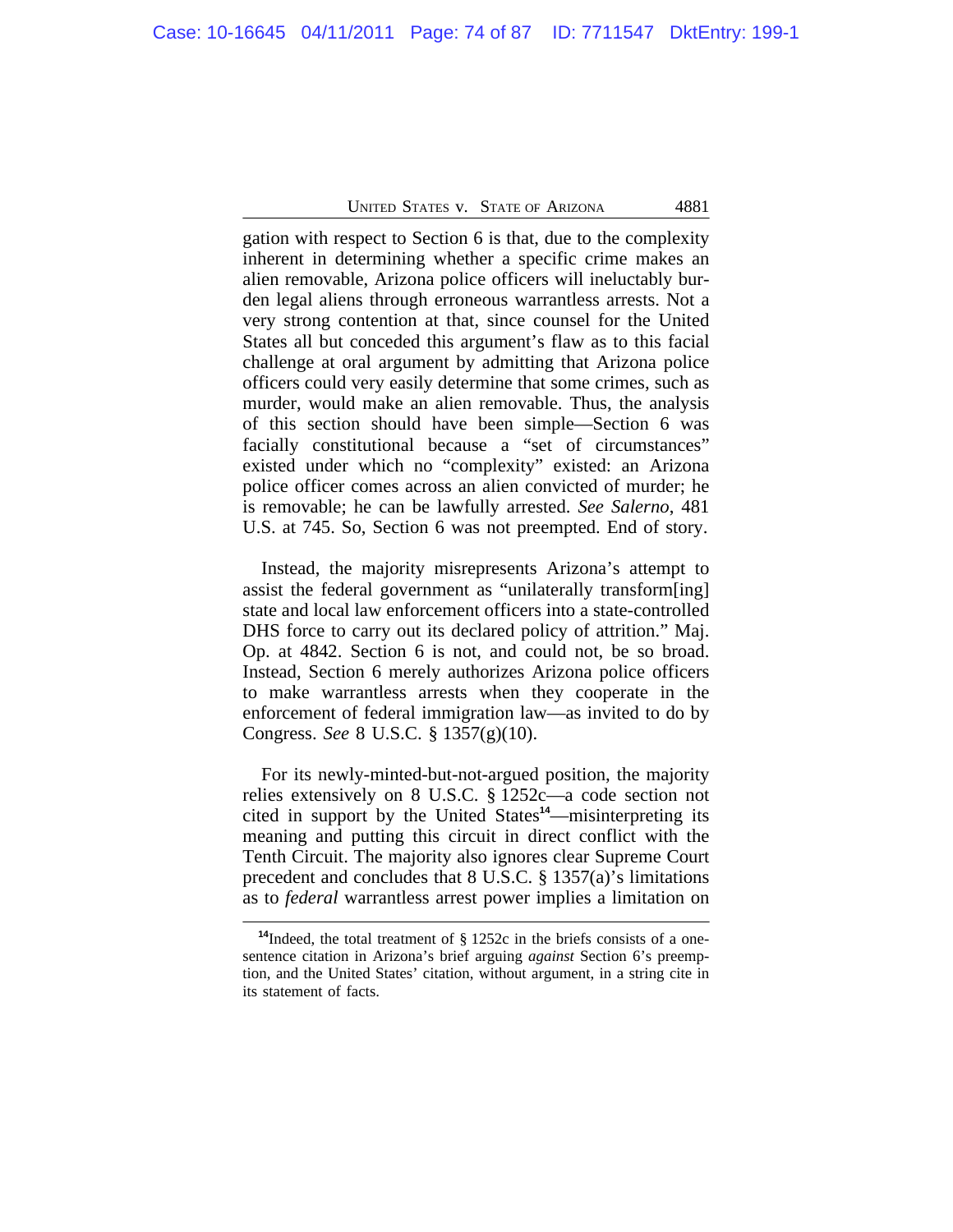gation with respect to Section 6 is that, due to the complexity inherent in determining whether a specific crime makes an alien removable, Arizona police officers will ineluctably burden legal aliens through erroneous warrantless arrests. Not a very strong contention at that, since counsel for the United States all but conceded this argument's flaw as to this facial challenge at oral argument by admitting that Arizona police officers could very easily determine that some crimes, such as murder, would make an alien removable. Thus, the analysis of this section should have been simple—Section 6 was facially constitutional because a "set of circumstances" existed under which no "complexity" existed: an Arizona police officer comes across an alien convicted of murder; he is removable; he can be lawfully arrested. *See Salerno*, 481 U.S. at 745. So, Section 6 was not preempted. End of story.

Instead, the majority misrepresents Arizona's attempt to assist the federal government as "unilaterally transform[ing] state and local law enforcement officers into a state-controlled DHS force to carry out its declared policy of attrition." Maj. Op. at 4842. Section 6 is not, and could not, be so broad. Instead, Section 6 merely authorizes Arizona police officers to make warrantless arrests when they cooperate in the enforcement of federal immigration law—as invited to do by Congress. *See* 8 U.S.C. § 1357(g)(10).

For its newly-minted-but-not-argued position, the majority relies extensively on 8 U.S.C. § 1252c—a code section not cited in support by the United States[14]—misinterpreting its meaning and putting this circuit in direct conflict with the Tenth Circuit. The majority also ignores clear Supreme Court precedent and concludes that 8 U.S.C. § 1357(a)'s limitations as to *federal* warrantless arrest power implies a limitation on

[14]Indeed, the total treatment of § 1252c in the briefs consists of a one-sentence citation in Arizona's brief arguing *against* Section 6's preemption, and the United States' citation, without argument, in a string cite in its statement of facts.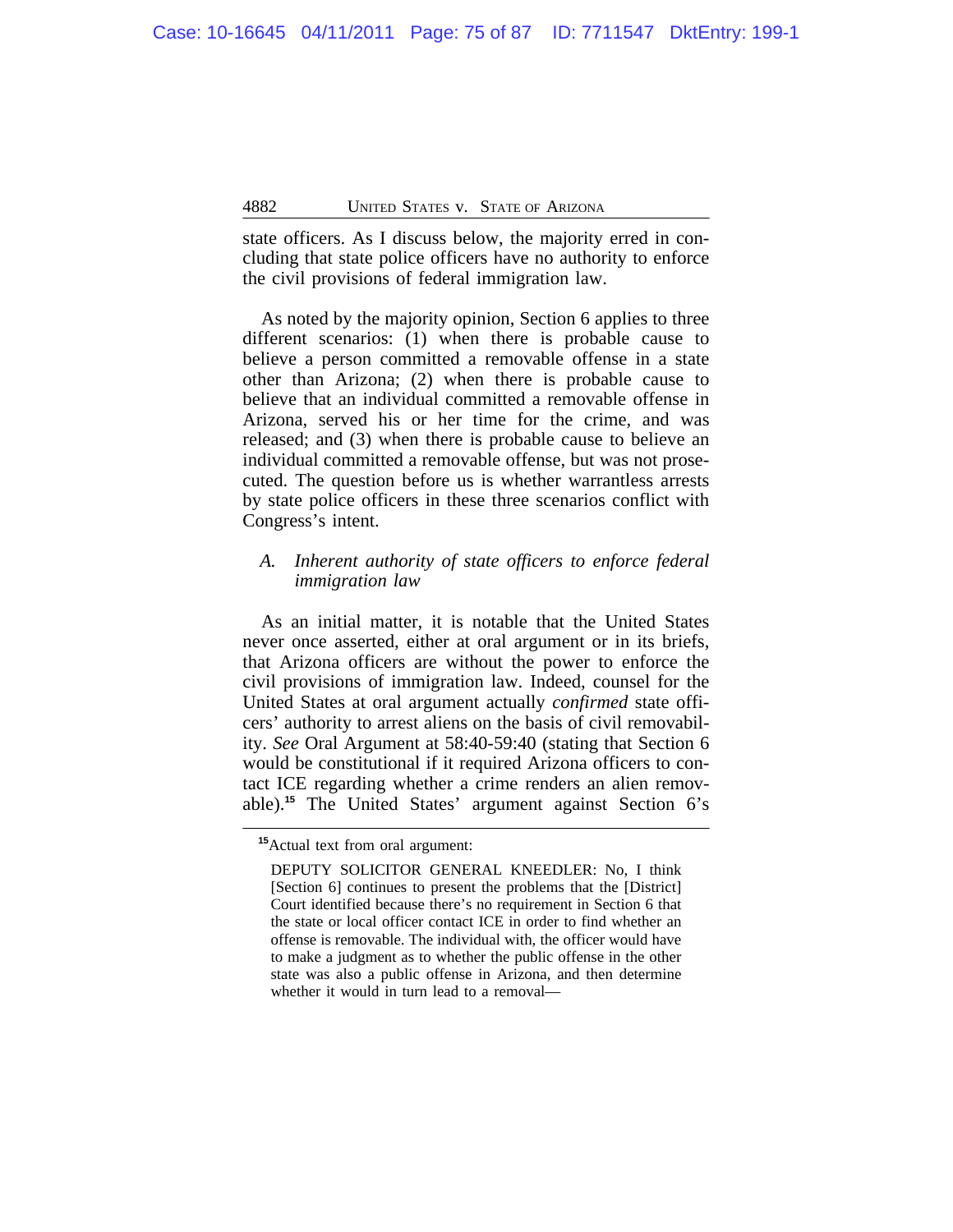state officers. As I discuss below, the majority erred in concluding that state police officers have no authority to enforce the civil provisions of federal immigration law.

As noted by the majority opinion, Section 6 applies to three different scenarios: (1) when there is probable cause to believe a person committed a removable offense in a state other than Arizona; (2) when there is probable cause to believe that an individual committed a removable offense in Arizona, served his or her time for the crime, and was released; and (3) when there is probable cause to believe an individual committed a removable offense, but was not prosecuted. The question before us is whether warrantless arrests by state police officers in these three scenarios conflict with Congress's intent.

### A. *Inherent authority of state officers to enforce federal immigration law*

As an initial matter, it is notable that the United States never once asserted, either at oral argument or in its briefs, that Arizona officers are without the power to enforce the civil provisions of immigration law. Indeed, counsel for the United States at oral argument actually *confirmed* state officers' authority to arrest aliens on the basis of civil removability. *See* Oral Argument at 58:40-59:40 (stating that Section 6 would be constitutional if it required Arizona officers to contact ICE regarding whether a crime renders an alien removable).[15] The United States' argument against Section 6's

---

[15]Actual text from oral argument:

> DEPUTY SOLICITOR GENERAL KNEEDLER: No, I think [Section 6] continues to present the problems that the [District] Court identified because there's no requirement in Section 6 that the state or local officer contact ICE in order to find whether an offense is removable. The individual with, the officer would have to make a judgment as to whether the public offense in the other state was also a public offense in Arizona, and then determine whether it would in turn lead to a removal—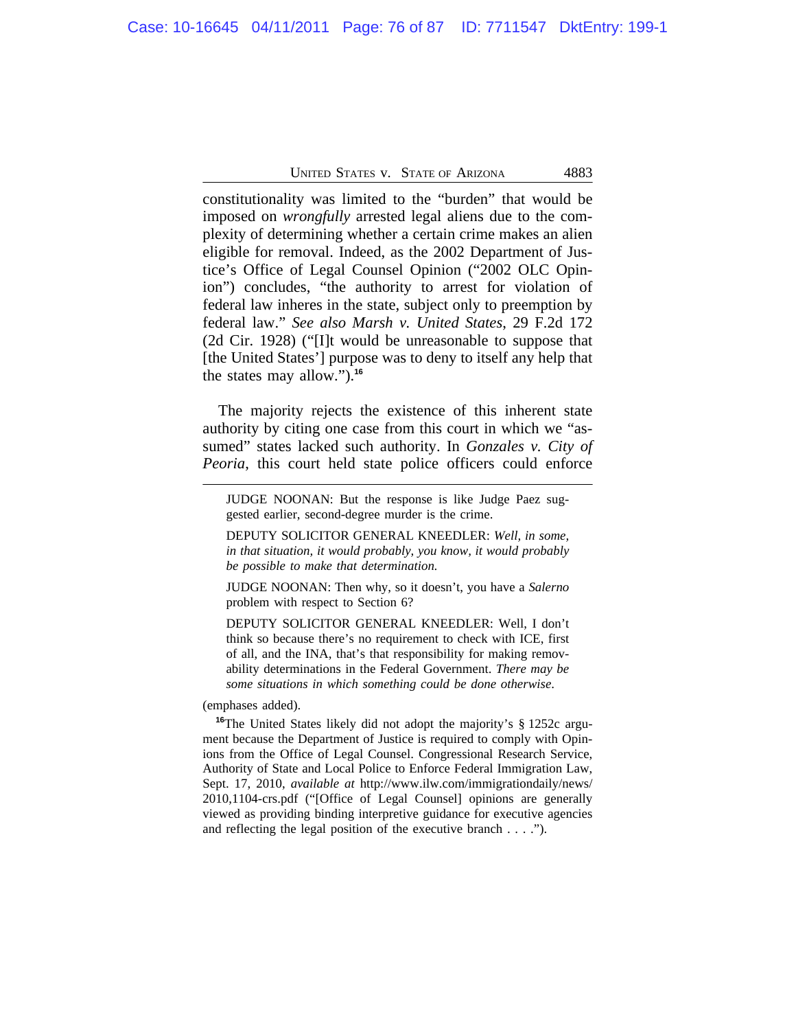constitutionality was limited to the "burden" that would be imposed on *wrongfully* arrested legal aliens due to the complexity of determining whether a certain crime makes an alien eligible for removal. Indeed, as the 2002 Department of Justice's Office of Legal Counsel Opinion ("2002 OLC Opinion") concludes, "the authority to arrest for violation of federal law inheres in the state, subject only to preemption by federal law." *See also Marsh v. United States*, 29 F.2d 172 (2d Cir. 1928) ("[I]t would be unreasonable to suppose that [the United States'] purpose was to deny to itself any help that the states may allow.").[16]

The majority rejects the existence of this inherent state authority by citing one case from this court in which we "assumed" states lacked such authority. In *Gonzales v. City of Peoria*, this court held state police officers could enforce

---

JUDGE NOONAN: But the response is like Judge Paez suggested earlier, second-degree murder is the crime.

DEPUTY SOLICITOR GENERAL KNEEDLER: *Well, in some, in that situation, it would probably, you know, it would probably be possible to make that determination.*

JUDGE NOONAN: Then why, so it doesn't, you have a *Salerno* problem with respect to Section 6?

DEPUTY SOLICITOR GENERAL KNEEDLER: Well, I don't think so because there's no requirement to check with ICE, first of all, and the INA, that's that responsibility for making removability determinations in the Federal Government. *There may be some situations in which something could be done otherwise.*

(emphases added).

[16]The United States likely did not adopt the majority's § 1252c argument because the Department of Justice is required to comply with Opinions from the Office of Legal Counsel. Congressional Research Service, Authority of State and Local Police to Enforce Federal Immigration Law, Sept. 17, 2010, *available at* http://www.ilw.com/immigrationdaily/news/2010,1104-crs.pdf ("[Office of Legal Counsel] opinions are generally viewed as providing binding interpretive guidance for executive agencies and reflecting the legal position of the executive branch . . . .").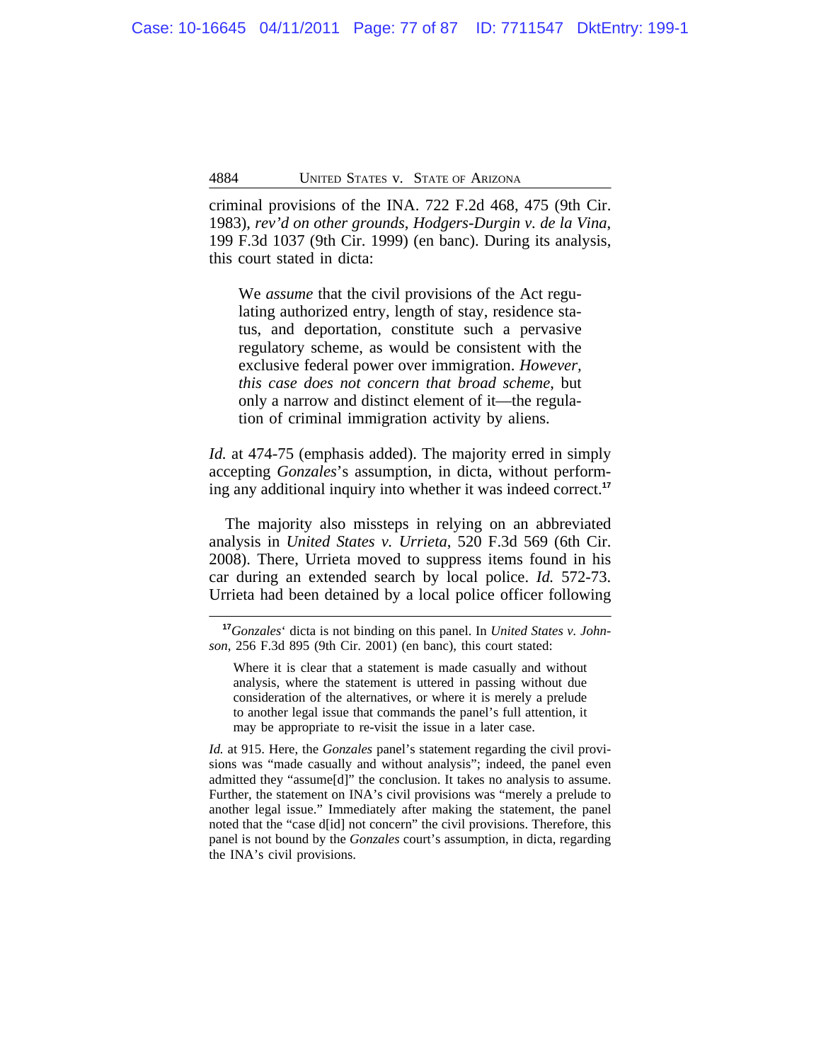criminal provisions of the INA. 722 F.2d 468, 475 (9th Cir. 1983), *rev'd on other grounds*, *Hodgers-Durgin v. de la Vina*, 199 F.3d 1037 (9th Cir. 1999) (en banc). During its analysis, this court stated in dicta:

> We *assume* that the civil provisions of the Act regulating authorized entry, length of stay, residence status, and deportation, constitute such a pervasive regulatory scheme, as would be consistent with the exclusive federal power over immigration. *However, this case does not concern that broad scheme*, but only a narrow and distinct element of it—the regulation of criminal immigration activity by aliens.

*Id.* at 474-75 (emphasis added). The majority erred in simply accepting *Gonzales*'s assumption, in dicta, without performing any additional inquiry into whether it was indeed correct.[17]

The majority also missteps in relying on an abbreviated analysis in *United States v. Urrieta*, 520 F.3d 569 (6th Cir. 2008). There, Urrieta moved to suppress items found in his car during an extended search by local police. *Id.* 572-73. Urrieta had been detained by a local police officer following

---

[17]*Gonzales*' dicta is not binding on this panel. In *United States v. Johnson*, 256 F.3d 895 (9th Cir. 2001) (en banc), this court stated:

> Where it is clear that a statement is made casually and without analysis, where the statement is uttered in passing without due consideration of the alternatives, or where it is merely a prelude to another legal issue that commands the panel's full attention, it may be appropriate to re-visit the issue in a later case.

*Id.* at 915. Here, the *Gonzales* panel's statement regarding the civil provisions was "made casually and without analysis"; indeed, the panel even admitted they "assume[d]" the conclusion. It takes no analysis to assume. Further, the statement on INA's civil provisions was "merely a prelude to another legal issue." Immediately after making the statement, the panel noted that the "case d[id] not concern" the civil provisions. Therefore, this panel is not bound by the *Gonzales* court's assumption, in dicta, regarding the INA's civil provisions.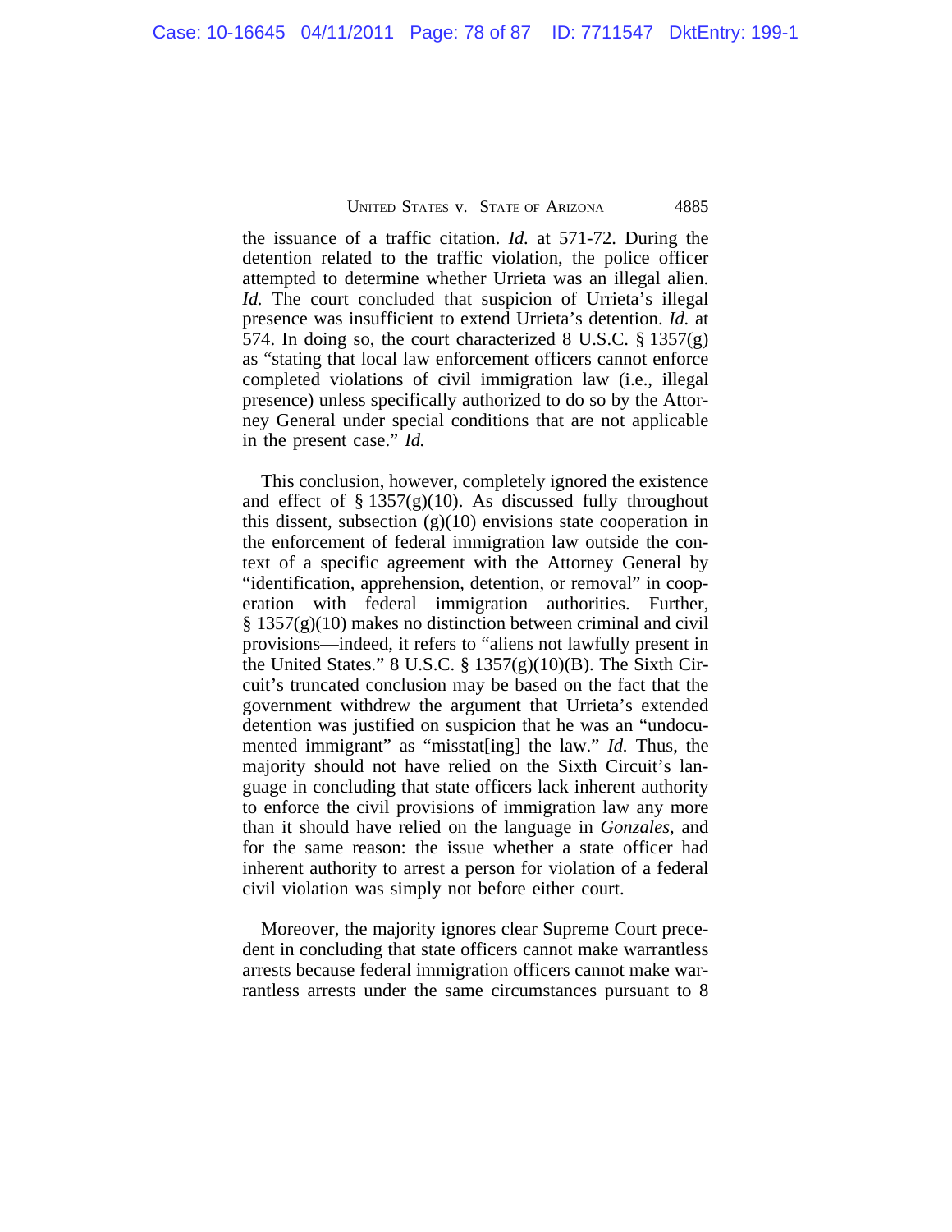the issuance of a traffic citation. *Id.* at 571-72. During the detention related to the traffic violation, the police officer attempted to determine whether Urrieta was an illegal alien. *Id.* The court concluded that suspicion of Urrieta's illegal presence was insufficient to extend Urrieta's detention. *Id.* at 574. In doing so, the court characterized 8 U.S.C. § 1357(g) as "stating that local law enforcement officers cannot enforce completed violations of civil immigration law (i.e., illegal presence) unless specifically authorized to do so by the Attorney General under special conditions that are not applicable in the present case." *Id.*

This conclusion, however, completely ignored the existence and effect of § 1357(g)(10). As discussed fully throughout this dissent, subsection (g)(10) envisions state cooperation in the enforcement of federal immigration law outside the context of a specific agreement with the Attorney General by "identification, apprehension, detention, or removal" in cooperation with federal immigration authorities. Further, § 1357(g)(10) makes no distinction between criminal and civil provisions—indeed, it refers to "aliens not lawfully present in the United States." 8 U.S.C. § 1357(g)(10)(B). The Sixth Circuit's truncated conclusion may be based on the fact that the government withdrew the argument that Urrieta's extended detention was justified on suspicion that he was an "undocumented immigrant" as "misstat[ing] the law." *Id.* Thus, the majority should not have relied on the Sixth Circuit's language in concluding that state officers lack inherent authority to enforce the civil provisions of immigration law any more than it should have relied on the language in *Gonzales*, and for the same reason: the issue whether a state officer had inherent authority to arrest a person for violation of a federal civil violation was simply not before either court.

Moreover, the majority ignores clear Supreme Court precedent in concluding that state officers cannot make warrantless arrests because federal immigration officers cannot make warrantless arrests under the same circumstances pursuant to 8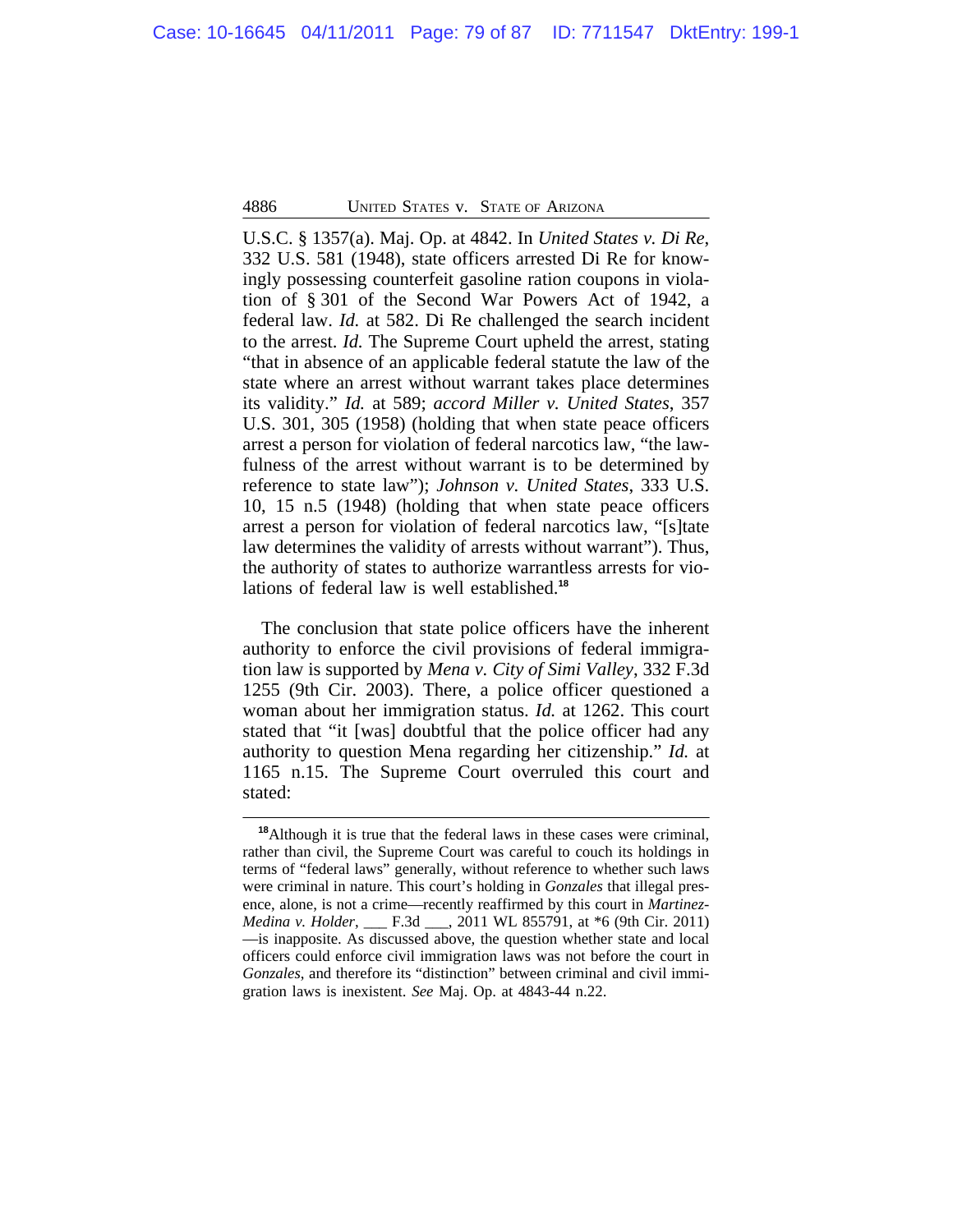U.S.C. § 1357(a). Maj. Op. at 4842. In *United States v. Di Re*, 332 U.S. 581 (1948), state officers arrested Di Re for knowingly possessing counterfeit gasoline ration coupons in violation of § 301 of the Second War Powers Act of 1942, a federal law. *Id.* at 582. Di Re challenged the search incident to the arrest. *Id.* The Supreme Court upheld the arrest, stating "that in absence of an applicable federal statute the law of the state where an arrest without warrant takes place determines its validity." *Id.* at 589; *accord Miller v. United States*, 357 U.S. 301, 305 (1958) (holding that when state peace officers arrest a person for violation of federal narcotics law, "the lawfulness of the arrest without warrant is to be determined by reference to state law"); *Johnson v. United States*, 333 U.S. 10, 15 n.5 (1948) (holding that when state peace officers arrest a person for violation of federal narcotics law, "[s]tate law determines the validity of arrests without warrant"). Thus, the authority of states to authorize warrantless arrests for violations of federal law is well established.[18]

The conclusion that state police officers have the inherent authority to enforce the civil provisions of federal immigration law is supported by *Mena v. City of Simi Valley*, 332 F.3d 1255 (9th Cir. 2003). There, a police officer questioned a woman about her immigration status. *Id.* at 1262. This court stated that "it [was] doubtful that the police officer had any authority to question Mena regarding her citizenship." *Id.* at 1165 n.15. The Supreme Court overruled this court and stated:

---

[18]Although it is true that the federal laws in these cases were criminal, rather than civil, the Supreme Court was careful to couch its holdings in terms of "federal laws" generally, without reference to whether such laws were criminal in nature. This court's holding in *Gonzales* that illegal presence, alone, is not a crime—recently reaffirmed by this court in *Martinez-Medina v. Holder*, ___ F.3d ___, 2011 WL 855791, at *6 (9th Cir. 2011) —is inapposite. As discussed above, the question whether state and local officers could enforce civil immigration laws was not before the court in *Gonzales*, and therefore its "distinction" between criminal and civil immigration laws is inexistent. *See* Maj. Op. at 4843-44 n.22.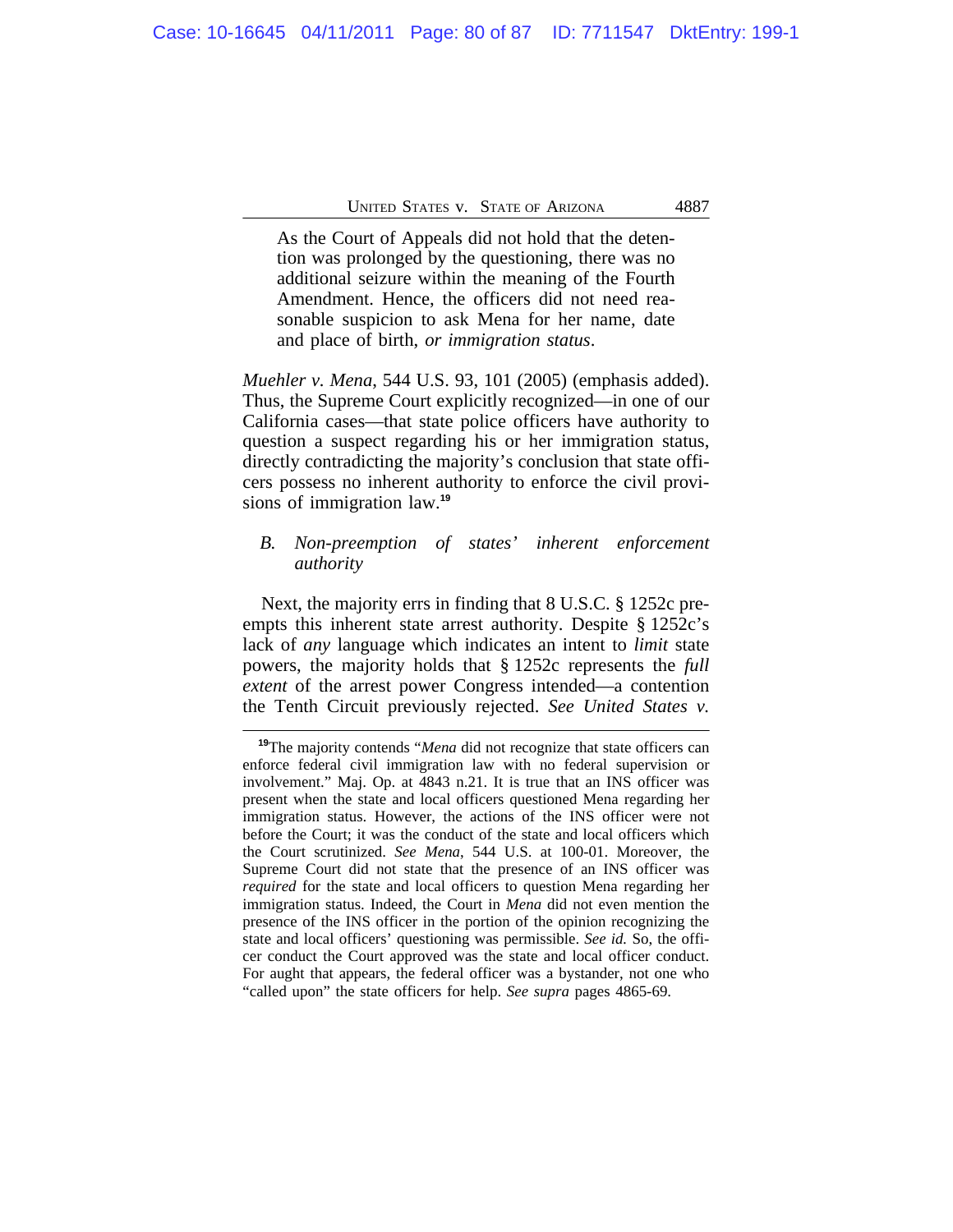> As the Court of Appeals did not hold that the detention was prolonged by the questioning, there was no additional seizure within the meaning of the Fourth Amendment. Hence, the officers did not need reasonable suspicion to ask Mena for her name, date and place of birth, *or immigration status*.

*Muehler v. Mena*, 544 U.S. 93, 101 (2005) (emphasis added). Thus, the Supreme Court explicitly recognized—in one of our California cases—that state police officers have authority to question a suspect regarding his or her immigration status, directly contradicting the majority's conclusion that state officers possess no inherent authority to enforce the civil provisions of immigration law.[19]

### B. *Non-preemption of states' inherent enforcement authority*

Next, the majority errs in finding that 8 U.S.C. § 1252c preempts this inherent state arrest authority. Despite § 1252c's lack of *any* language which indicates an intent to *limit* state powers, the majority holds that § 1252c represents the *full extent* of the arrest power Congress intended—a contention the Tenth Circuit previously rejected. *See United States v.*

---

[19]The majority contends "*Mena* did not recognize that state officers can enforce federal civil immigration law with no federal supervision or involvement." Maj. Op. at 4843 n.21. It is true that an INS officer was present when the state and local officers questioned Mena regarding her immigration status. However, the actions of the INS officer were not before the Court; it was the conduct of the state and local officers which the Court scrutinized. *See Mena*, 544 U.S. at 100-01. Moreover, the Supreme Court did not state that the presence of an INS officer was *required* for the state and local officers to question Mena regarding her immigration status. Indeed, the Court in *Mena* did not even mention the presence of the INS officer in the portion of the opinion recognizing the state and local officers' questioning was permissible. *See id.* So, the officer conduct the Court approved was the state and local officer conduct. For aught that appears, the federal officer was a bystander, not one who "called upon" the state officers for help. *See supra* pages 4865-69.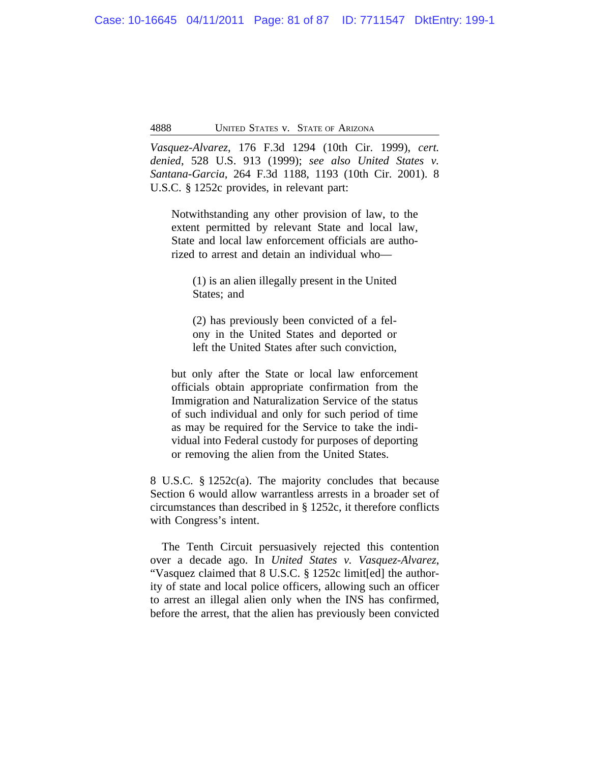*Vasquez-Alvarez*, 176 F.3d 1294 (10th Cir. 1999), *cert. denied*, 528 U.S. 913 (1999); *see also United States v. Santana-Garcia*, 264 F.3d 1188, 1193 (10th Cir. 2001). 8 U.S.C. § 1252c provides, in relevant part:

> Notwithstanding any other provision of law, to the extent permitted by relevant State and local law, State and local law enforcement officials are authorized to arrest and detain an individual who—
>
> > (1) is an alien illegally present in the United States; and
> >
> > (2) has previously been convicted of a felony in the United States and deported or left the United States after such conviction,
>
> but only after the State or local law enforcement officials obtain appropriate confirmation from the Immigration and Naturalization Service of the status of such individual and only for such period of time as may be required for the Service to take the individual into Federal custody for purposes of deporting or removing the alien from the United States.

8 U.S.C. § 1252c(a). The majority concludes that because Section 6 would allow warrantless arrests in a broader set of circumstances than described in § 1252c, it therefore conflicts with Congress's intent.

The Tenth Circuit persuasively rejected this contention over a decade ago. In *United States v. Vasquez-Alvarez*, "Vasquez claimed that 8 U.S.C. § 1252c limit[ed] the authority of state and local police officers, allowing such an officer to arrest an illegal alien only when the INS has confirmed, before the arrest, that the alien has previously been convicted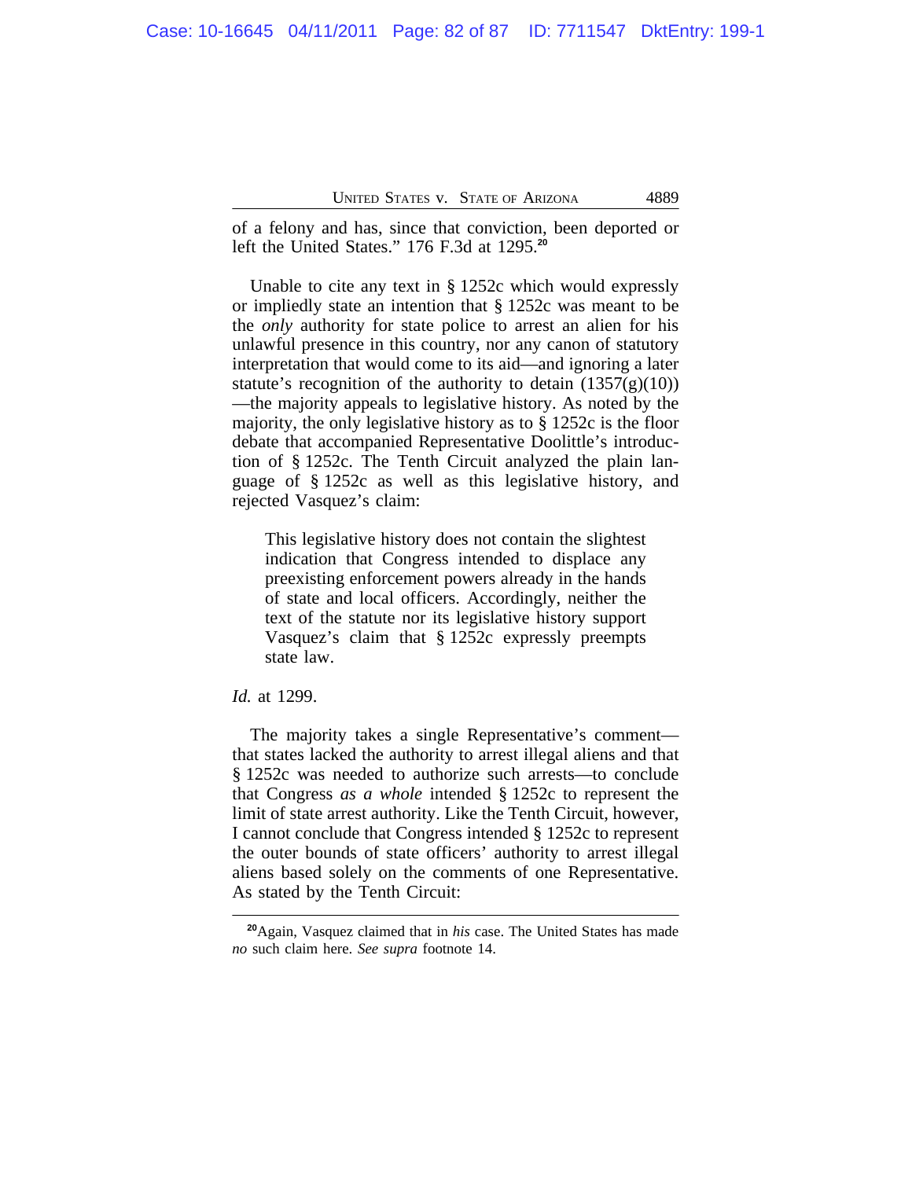of a felony and has, since that conviction, been deported or left the United States." 176 F.3d at 1295.[20]

Unable to cite any text in § 1252c which would expressly or impliedly state an intention that § 1252c was meant to be the *only* authority for state police to arrest an alien for his unlawful presence in this country, nor any canon of statutory interpretation that would come to its aid—and ignoring a later statute's recognition of the authority to detain (1357(g)(10)) —the majority appeals to legislative history. As noted by the majority, the only legislative history as to § 1252c is the floor debate that accompanied Representative Doolittle's introduction of § 1252c. The Tenth Circuit analyzed the plain language of § 1252c as well as this legislative history, and rejected Vasquez's claim:

> This legislative history does not contain the slightest indication that Congress intended to displace any preexisting enforcement powers already in the hands of state and local officers. Accordingly, neither the text of the statute nor its legislative history support Vasquez's claim that § 1252c expressly preempts state law.

*Id.* at 1299.

The majority takes a single Representative's comment—that states lacked the authority to arrest illegal aliens and that § 1252c was needed to authorize such arrests—to conclude that Congress *as a whole* intended § 1252c to represent the limit of state arrest authority. Like the Tenth Circuit, however, I cannot conclude that Congress intended § 1252c to represent the outer bounds of state officers' authority to arrest illegal aliens based solely on the comments of one Representative. As stated by the Tenth Circuit:

---

[20] Again, Vasquez claimed that in *his* case. The United States has made *no* such claim here. *See supra* footnote 14.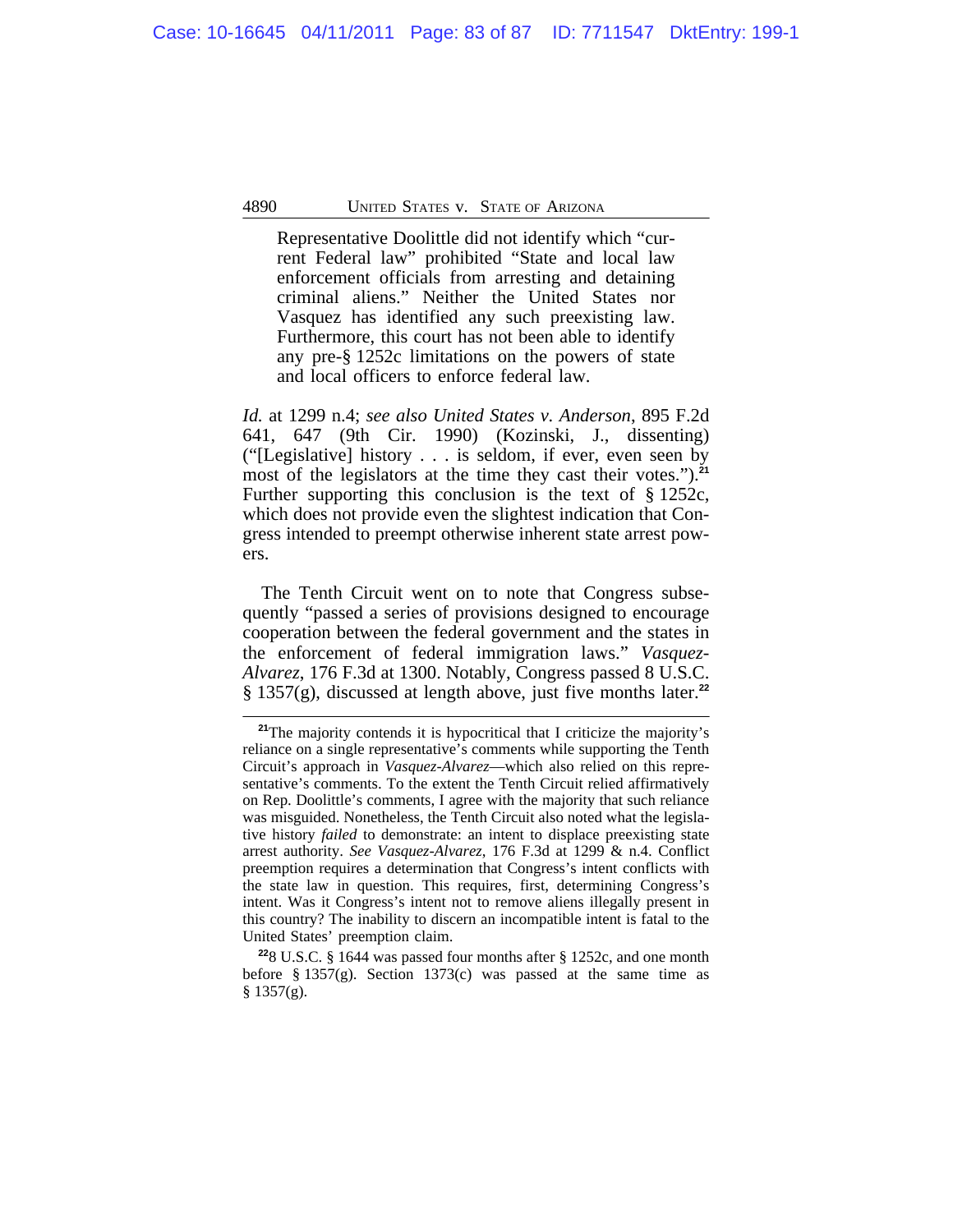> Representative Doolittle did not identify which "current Federal law" prohibited "State and local law enforcement officials from arresting and detaining criminal aliens." Neither the United States nor Vasquez has identified any such preexisting law. Furthermore, this court has not been able to identify any pre-§ 1252c limitations on the powers of state and local officers to enforce federal law.

*Id.* at 1299 n.4; *see also United States v. Anderson*, 895 F.2d 641, 647 (9th Cir. 1990) (Kozinski, J., dissenting) ("[Legislative] history . . . is seldom, if ever, even seen by most of the legislators at the time they cast their votes.").[21] Further supporting this conclusion is the text of § 1252c, which does not provide even the slightest indication that Congress intended to preempt otherwise inherent state arrest powers.

The Tenth Circuit went on to note that Congress subsequently "passed a series of provisions designed to encourage cooperation between the federal government and the states in the enforcement of federal immigration laws." *Vasquez-Alvarez*, 176 F.3d at 1300. Notably, Congress passed 8 U.S.C. § 1357(g), discussed at length above, just five months later.[22]

---

[21]The majority contends it is hypocritical that I criticize the majority's reliance on a single representative's comments while supporting the Tenth Circuit's approach in *Vasquez-Alvarez*—which also relied on this representative's comments. To the extent the Tenth Circuit relied affirmatively on Rep. Doolittle's comments, I agree with the majority that such reliance was misguided. Nonetheless, the Tenth Circuit also noted what the legislative history *failed* to demonstrate: an intent to displace preexisting state arrest authority. *See Vasquez-Alvarez*, 176 F.3d at 1299 & n.4. Conflict preemption requires a determination that Congress's intent conflicts with the state law in question. This requires, first, determining Congress's intent. Was it Congress's intent not to remove aliens illegally present in this country? The inability to discern an incompatible intent is fatal to the United States' preemption claim.

[22]8 U.S.C. § 1644 was passed four months after § 1252c, and one month before § 1357(g). Section 1373(c) was passed at the same time as § 1357(g).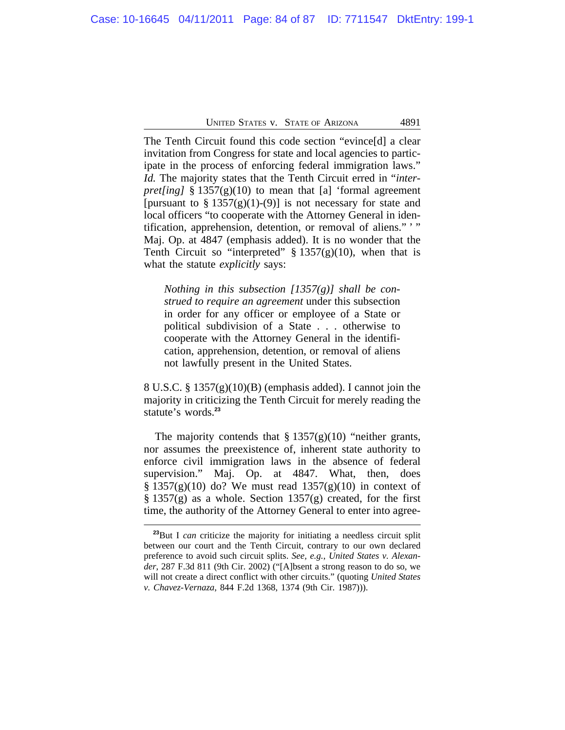The Tenth Circuit found this code section "evince[d] a clear invitation from Congress for state and local agencies to participate in the process of enforcing federal immigration laws." *Id.* The majority states that the Tenth Circuit erred in "*interpret[ing]* § 1357(g)(10) to mean that [a] 'formal agreement [pursuant to § 1357(g)(1)-(9)] is not necessary for state and local officers "to cooperate with the Attorney General in identification, apprehension, detention, or removal of aliens." ' " Maj. Op. at 4847 (emphasis added). It is no wonder that the Tenth Circuit so "interpreted" § 1357(g)(10), when that is what the statute *explicitly* says:

> *Nothing in this subsection [1357(g)] shall be construed to require an agreement* under this subsection in order for any officer or employee of a State or political subdivision of a State . . . otherwise to cooperate with the Attorney General in the identification, apprehension, detention, or removal of aliens not lawfully present in the United States.

8 U.S.C. § 1357(g)(10)(B) (emphasis added). I cannot join the majority in criticizing the Tenth Circuit for merely reading the statute's words.[23]

The majority contends that § 1357(g)(10) "neither grants, nor assumes the preexistence of, inherent state authority to enforce civil immigration laws in the absence of federal supervision." Maj. Op. at 4847. What, then, does § 1357(g)(10) do? We must read 1357(g)(10) in context of § 1357(g) as a whole. Section 1357(g) created, for the first time, the authority of the Attorney General to enter into agree-

---

[23]But I *can* criticize the majority for initiating a needless circuit split between our court and the Tenth Circuit, contrary to our own declared preference to avoid such circuit splits. *See, e.g.*, *United States v. Alexander*, 287 F.3d 811 (9th Cir. 2002) ("[A]bsent a strong reason to do so, we will not create a direct conflict with other circuits." (quoting *United States v. Chavez-Vernaza*, 844 F.2d 1368, 1374 (9th Cir. 1987))).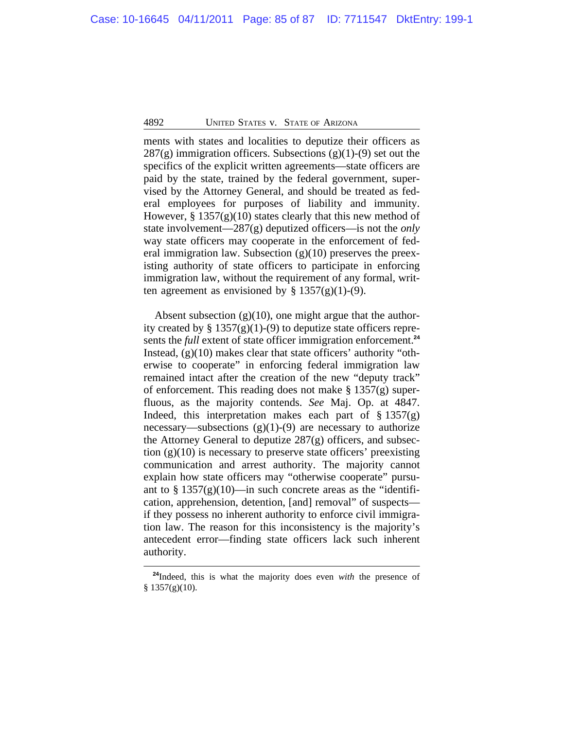ments with states and localities to deputize their officers as 287(g) immigration officers. Subsections (g)(1)-(9) set out the specifics of the explicit written agreements—state officers are paid by the state, trained by the federal government, supervised by the Attorney General, and should be treated as federal employees for purposes of liability and immunity. However, § 1357(g)(10) states clearly that this new method of state involvement—287(g) deputized officers—is not the *only* way state officers may cooperate in the enforcement of federal immigration law. Subsection (g)(10) preserves the preexisting authority of state officers to participate in enforcing immigration law, without the requirement of any formal, written agreement as envisioned by § 1357(g)(1)-(9).

Absent subsection (g)(10), one might argue that the authority created by § 1357(g)(1)-(9) to deputize state officers represents the *full* extent of state officer immigration enforcement.[24] Instead, (g)(10) makes clear that state officers' authority "otherwise to cooperate" in enforcing federal immigration law remained intact after the creation of the new "deputy track" of enforcement. This reading does not make § 1357(g) superfluous, as the majority contends. *See* Maj. Op. at 4847. Indeed, this interpretation makes each part of § 1357(g) necessary—subsections (g)(1)-(9) are necessary to authorize the Attorney General to deputize 287(g) officers, and subsection (g)(10) is necessary to preserve state officers' preexisting communication and arrest authority. The majority cannot explain how state officers may "otherwise cooperate" pursuant to § 1357(g)(10)—in such concrete areas as the "identification, apprehension, detention, [and] removal" of suspects—if they possess no inherent authority to enforce civil immigration law. The reason for this inconsistency is the majority's antecedent error—finding state officers lack such inherent authority.

---

[24]Indeed, this is what the majority does even *with* the presence of § 1357(g)(10).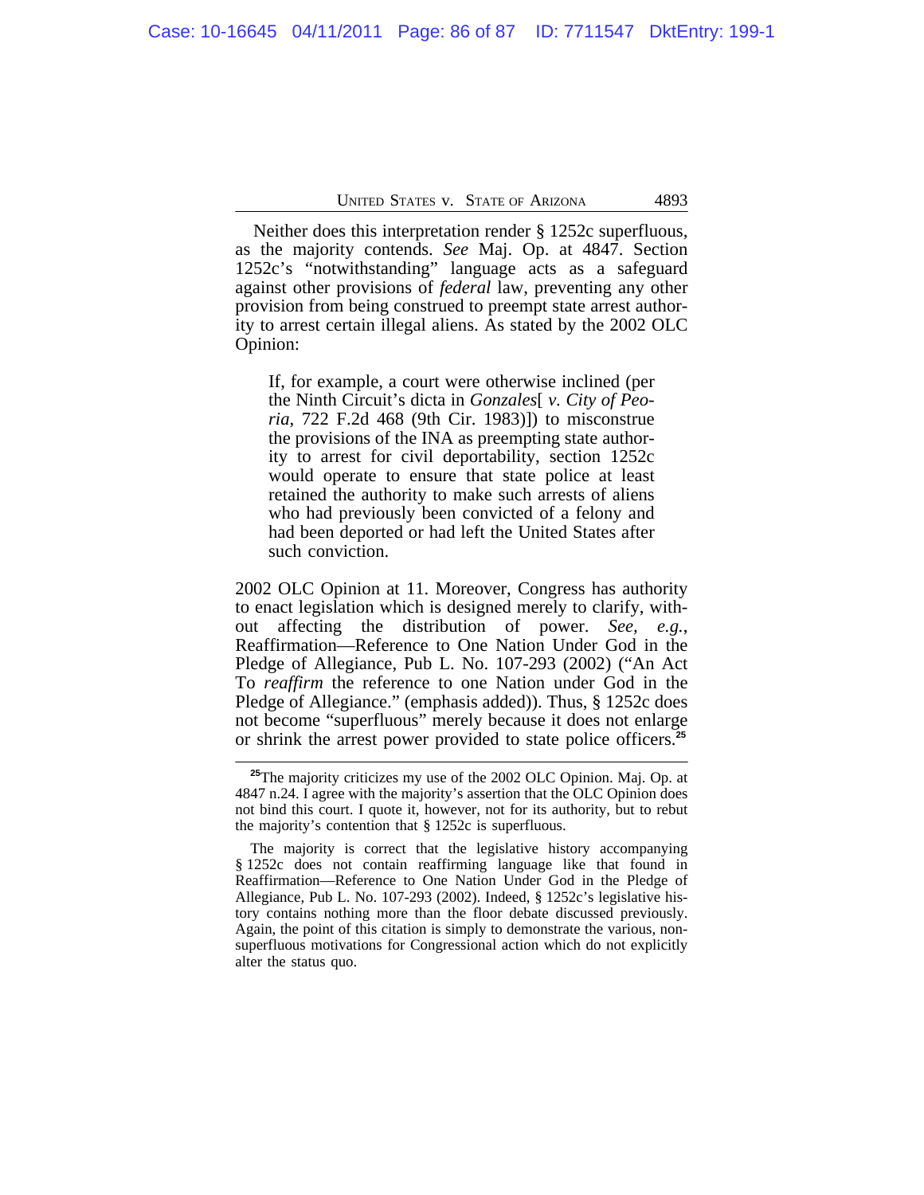Neither does this interpretation render § 1252c superfluous, as the majority contends. *See* Maj. Op. at 4847. Section 1252c's "notwithstanding" language acts as a safeguard against other provisions of *federal* law, preventing any other provision from being construed to preempt state arrest authority to arrest certain illegal aliens. As stated by the 2002 OLC Opinion:

> If, for example, a court were otherwise inclined (per the Ninth Circuit's dicta in *Gonzales*[ *v. City of Peoria*, 722 F.2d 468 (9th Cir. 1983)]) to misconstrue the provisions of the INA as preempting state authority to arrest for civil deportability, section 1252c would operate to ensure that state police at least retained the authority to make such arrests of aliens who had previously been convicted of a felony and had been deported or had left the United States after such conviction.

2002 OLC Opinion at 11. Moreover, Congress has authority to enact legislation which is designed merely to clarify, without affecting the distribution of power. *See, e.g.*, Reaffirmation—Reference to One Nation Under God in the Pledge of Allegiance, Pub L. No. 107-293 (2002) ("An Act To *reaffirm* the reference to one Nation under God in the Pledge of Allegiance." (emphasis added)). Thus, § 1252c does not become "superfluous" merely because it does not enlarge or shrink the arrest power provided to state police officers.[25]

---

[25]The majority criticizes my use of the 2002 OLC Opinion. Maj. Op. at 4847 n.24. I agree with the majority's assertion that the OLC Opinion does not bind this court. I quote it, however, not for its authority, but to rebut the majority's contention that § 1252c is superfluous.

The majority is correct that the legislative history accompanying § 1252c does not contain reaffirming language like that found in Reaffirmation—Reference to One Nation Under God in the Pledge of Allegiance, Pub L. No. 107-293 (2002). Indeed, § 1252c's legislative history contains nothing more than the floor debate discussed previously. Again, the point of this citation is simply to demonstrate the various, non-superfluous motivations for Congressional action which do not explicitly alter the status quo.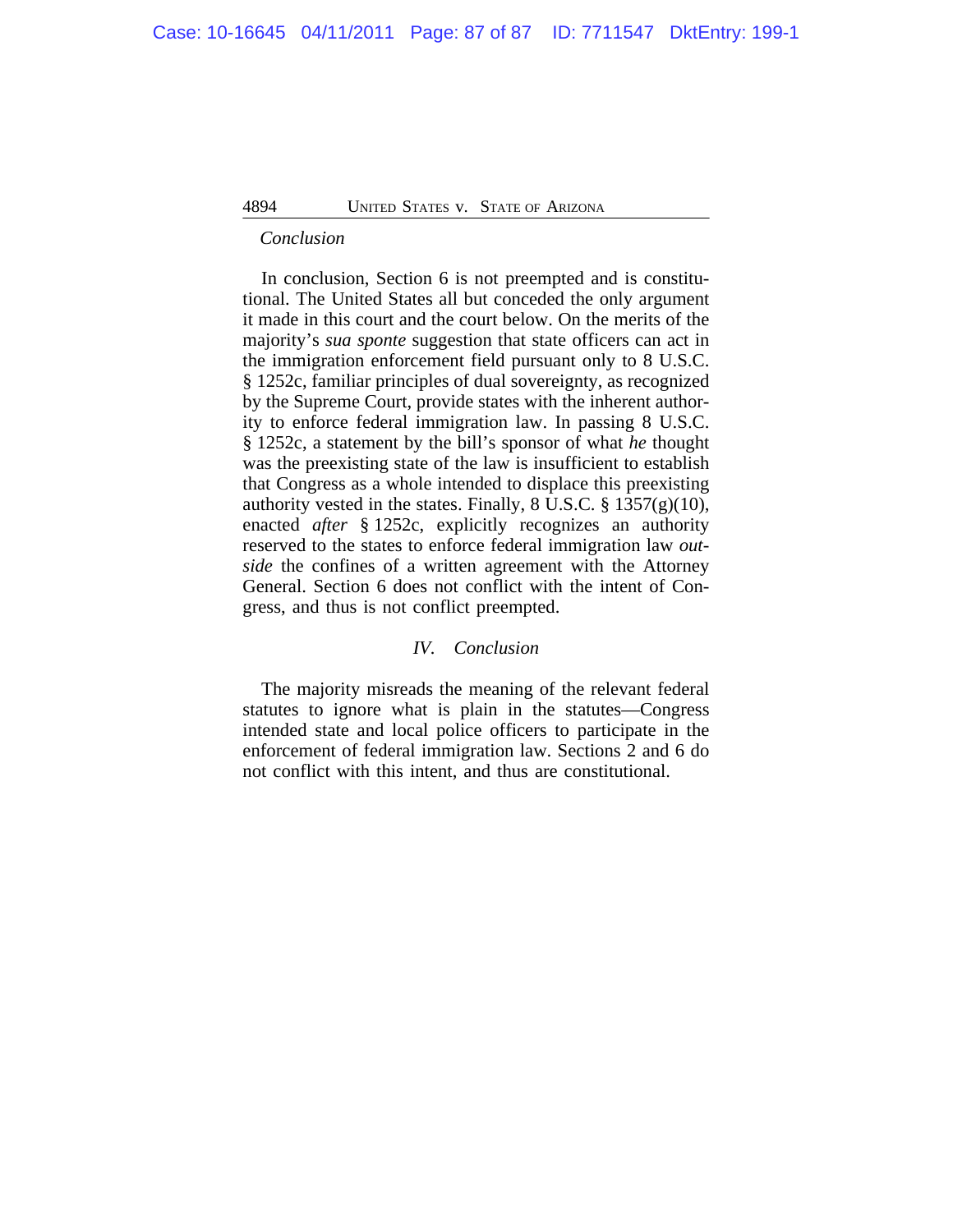*Conclusion*

In conclusion, Section 6 is not preempted and is constitutional. The United States all but conceded the only argument it made in this court and the court below. On the merits of the majority's *sua sponte* suggestion that state officers can act in the immigration enforcement field pursuant only to 8 U.S.C. § 1252c, familiar principles of dual sovereignty, as recognized by the Supreme Court, provide states with the inherent authority to enforce federal immigration law. In passing 8 U.S.C. § 1252c, a statement by the bill's sponsor of what *he* thought was the preexisting state of the law is insufficient to establish that Congress as a whole intended to displace this preexisting authority vested in the states. Finally, 8 U.S.C. § 1357(g)(10), enacted *after* § 1252c, explicitly recognizes an authority reserved to the states to enforce federal immigration law *outside* the confines of a written agreement with the Attorney General. Section 6 does not conflict with the intent of Congress, and thus is not conflict preempted.

## IV. Conclusion

The majority misreads the meaning of the relevant federal statutes to ignore what is plain in the statutes—Congress intended state and local police officers to participate in the enforcement of federal immigration law. Sections 2 and 6 do not conflict with this intent, and thus are constitutional.